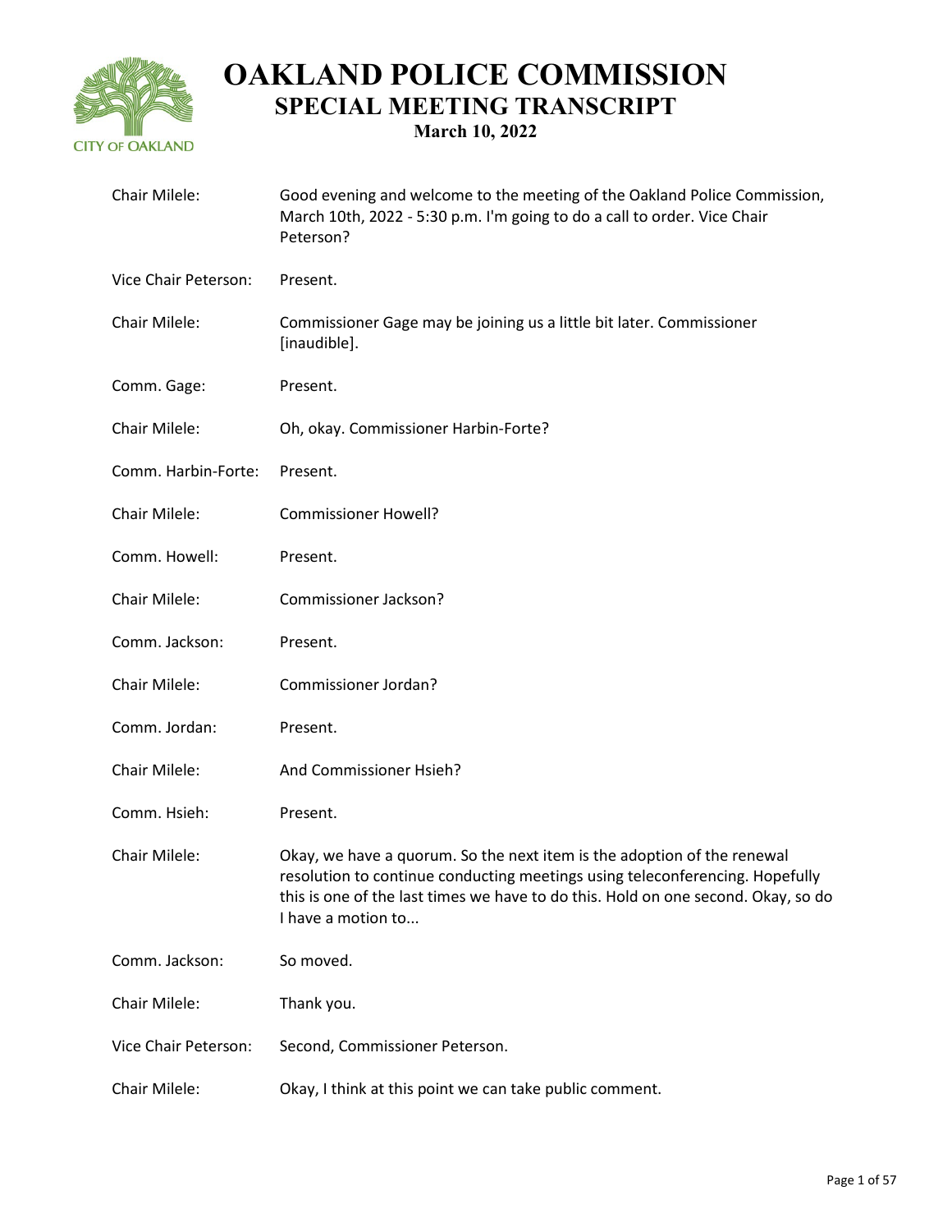# OAKLAND POLICE COMMISSION
## SPECIAL MEETING TRANSCRIPT
### March 10, 2022

| | |
|---|---|
| Chair Milele: | Good evening and welcome to the meeting of the Oakland Police Commission, March 10th, 2022 - 5:30 p.m. I'm going to do a call to order. Vice Chair Peterson? |
| Vice Chair Peterson: | Present. |
| Chair Milele: | Commissioner Gage may be joining us a little bit later. Commissioner [inaudible]. |
| Comm. Gage: | Present. |
| Chair Milele: | Oh, okay. Commissioner Harbin-Forte? |
| Comm. Harbin-Forte: | Present. |
| Chair Milele: | Commissioner Howell? |
| Comm. Howell: | Present. |
| Chair Milele: | Commissioner Jackson? |
| Comm. Jackson: | Present. |
| Chair Milele: | Commissioner Jordan? |
| Comm. Jordan: | Present. |
| Chair Milele: | And Commissioner Hsieh? |
| Comm. Hsieh: | Present. |
| Chair Milele: | Okay, we have a quorum. So the next item is the adoption of the renewal resolution to continue conducting meetings using teleconferencing. Hopefully this is one of the last times we have to do this. Hold on one second. Okay, so do I have a motion to... |
| Comm. Jackson: | So moved. |
| Chair Milele: | Thank you. |
| Vice Chair Peterson: | Second, Commissioner Peterson. |
| Chair Milele: | Okay, I think at this point we can take public comment. |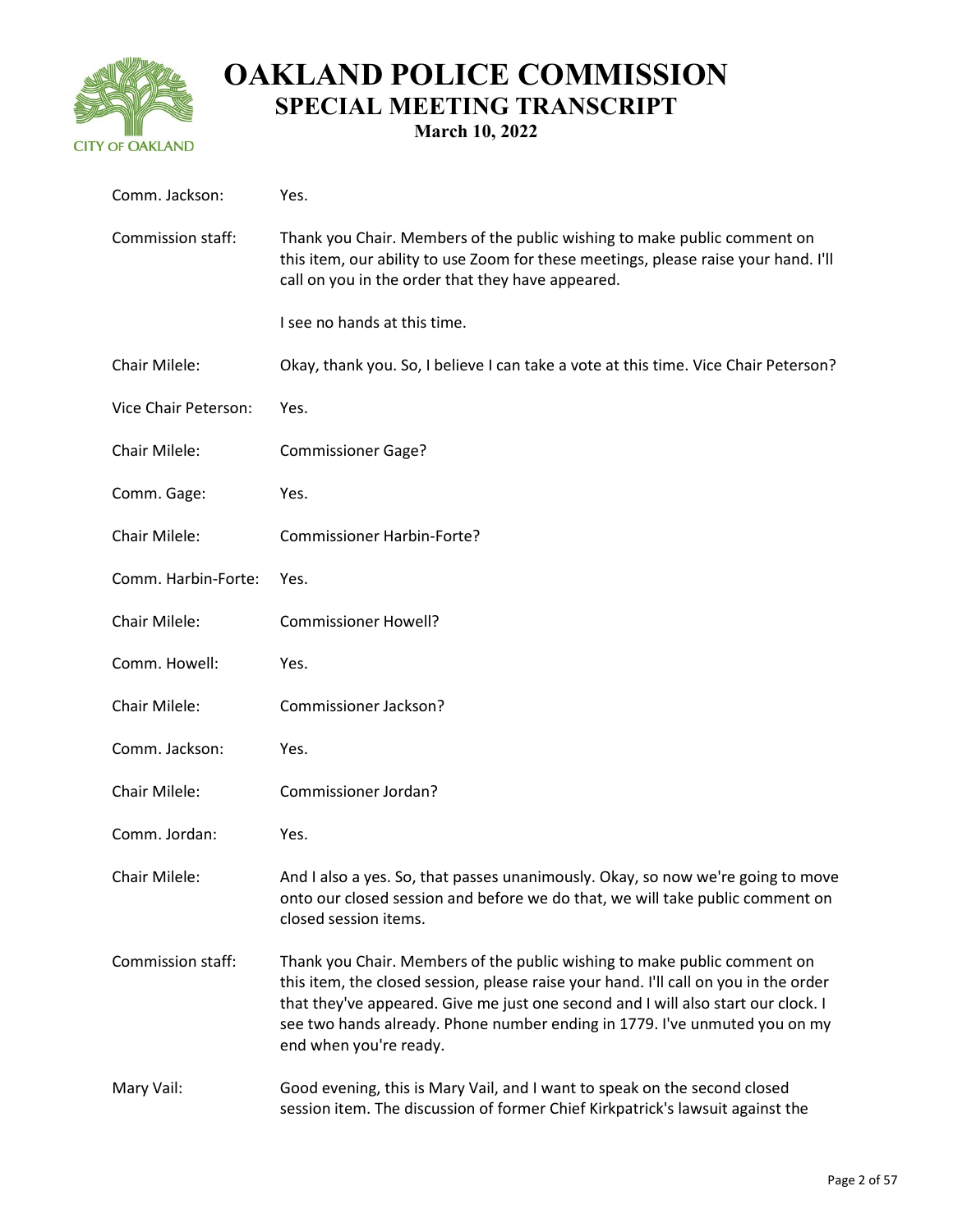| | |
|---|---|
| Comm. Jackson: | Yes. |
| Commission staff: | Thank you Chair. Members of the public wishing to make public comment on this item, our ability to use Zoom for these meetings, please raise your hand. I'll call on you in the order that they have appeared.<br><br>I see no hands at this time. |
| Chair Milele: | Okay, thank you. So, I believe I can take a vote at this time. Vice Chair Peterson? |
| Vice Chair Peterson: | Yes. |
| Chair Milele: | Commissioner Gage? |
| Comm. Gage: | Yes. |
| Chair Milele: | Commissioner Harbin-Forte? |
| Comm. Harbin-Forte: | Yes. |
| Chair Milele: | Commissioner Howell? |
| Comm. Howell: | Yes. |
| Chair Milele: | Commissioner Jackson? |
| Comm. Jackson: | Yes. |
| Chair Milele: | Commissioner Jordan? |
| Comm. Jordan: | Yes. |
| Chair Milele: | And I also a yes. So, that passes unanimously. Okay, so now we're going to move onto our closed session and before we do that, we will take public comment on closed session items. |
| Commission staff: | Thank you Chair. Members of the public wishing to make public comment on this item, the closed session, please raise your hand. I'll call on you in the order that they've appeared. Give me just one second and I will also start our clock. I see two hands already. Phone number ending in 1779. I've unmuted you on my end when you're ready. |
| Mary Vail: | Good evening, this is Mary Vail, and I want to speak on the second closed session item. The discussion of former Chief Kirkpatrick's lawsuit against the |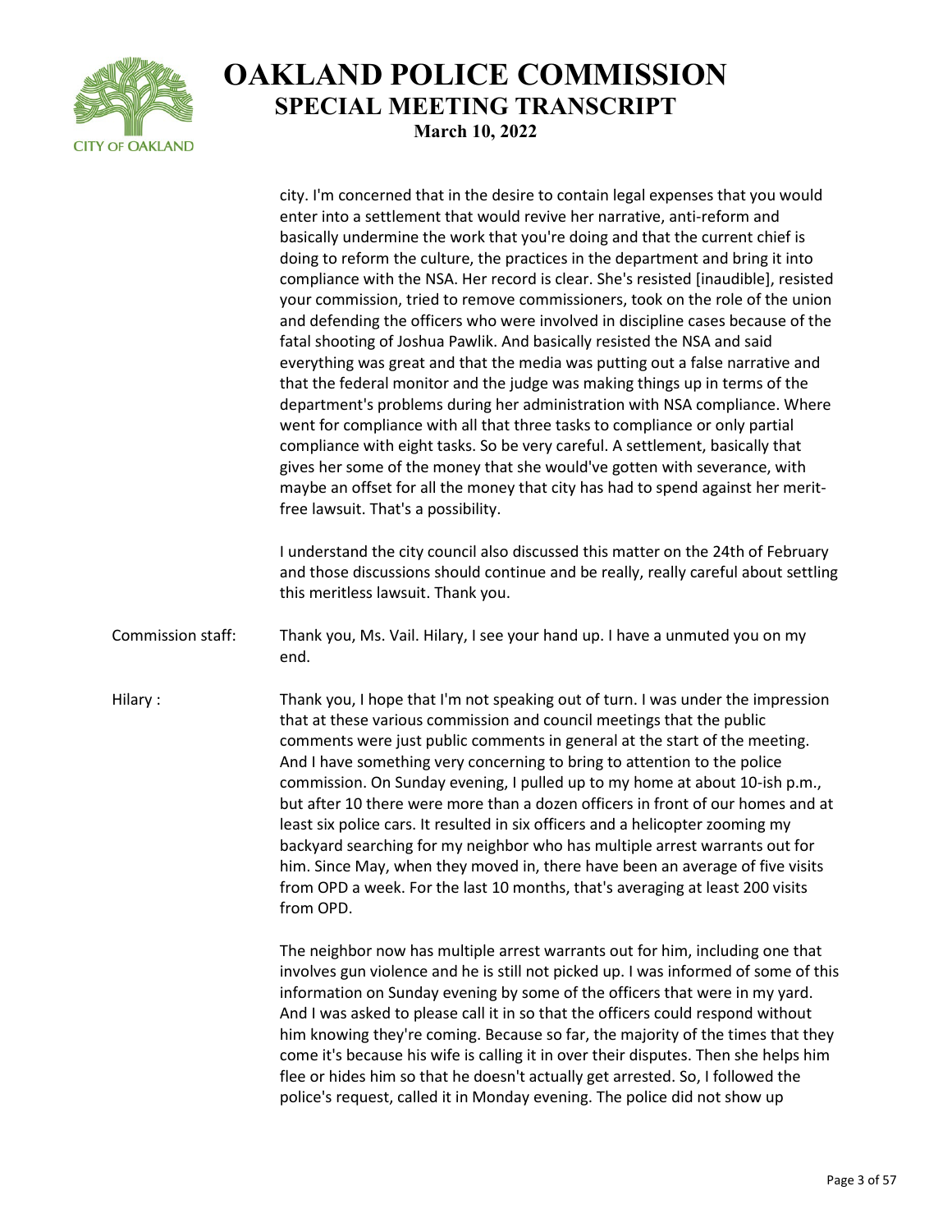city. I'm concerned that in the desire to contain legal expenses that you would enter into a settlement that would revive her narrative, anti-reform and basically undermine the work that you're doing and that the current chief is doing to reform the culture, the practices in the department and bring it into compliance with the NSA. Her record is clear. She's resisted [inaudible], resisted your commission, tried to remove commissioners, took on the role of the union and defending the officers who were involved in discipline cases because of the fatal shooting of Joshua Pawlik. And basically resisted the NSA and said everything was great and that the media was putting out a false narrative and that the federal monitor and the judge was making things up in terms of the department's problems during her administration with NSA compliance. Where went for compliance with all that three tasks to compliance or only partial compliance with eight tasks. So be very careful. A settlement, basically that gives her some of the money that she would've gotten with severance, with maybe an offset for all the money that city has had to spend against her merit-free lawsuit. That's a possibility.

I understand the city council also discussed this matter on the 24th of February and those discussions should continue and be really, really careful about settling this meritless lawsuit. Thank you.

**Commission staff:** Thank you, Ms. Vail. Hilary, I see your hand up. I have a unmuted you on my end.

**Hilary :** Thank you, I hope that I'm not speaking out of turn. I was under the impression that at these various commission and council meetings that the public comments were just public comments in general at the start of the meeting. And I have something very concerning to bring to attention to the police commission. On Sunday evening, I pulled up to my home at about 10-ish p.m., but after 10 there were more than a dozen officers in front of our homes and at least six police cars. It resulted in six officers and a helicopter zooming my backyard searching for my neighbor who has multiple arrest warrants out for him. Since May, when they moved in, there have been an average of five visits from OPD a week. For the last 10 months, that's averaging at least 200 visits from OPD.

The neighbor now has multiple arrest warrants out for him, including one that involves gun violence and he is still not picked up. I was informed of some of this information on Sunday evening by some of the officers that were in my yard. And I was asked to please call it in so that the officers could respond without him knowing they're coming. Because so far, the majority of the times that they come it's because his wife is calling it in over their disputes. Then she helps him flee or hides him so that he doesn't actually get arrested. So, I followed the police's request, called it in Monday evening. The police did not show up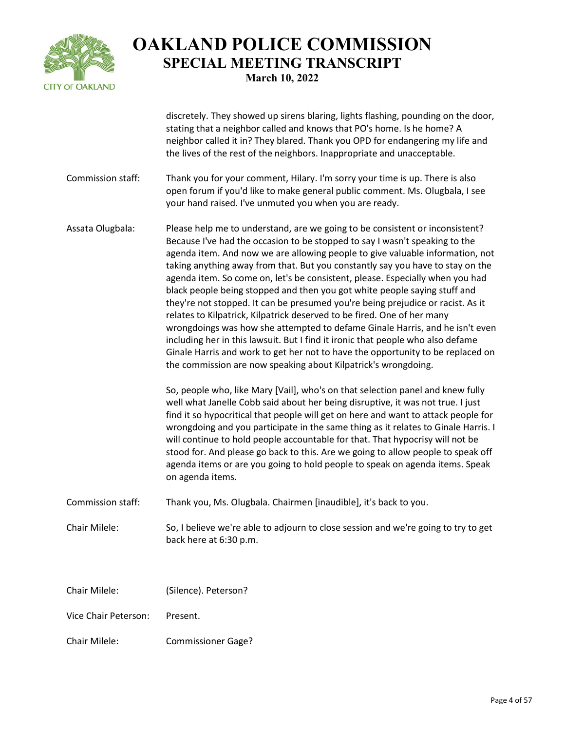discretely. They showed up sirens blaring, lights flashing, pounding on the door, stating that a neighbor called and knows that PO's home. Is he home? A neighbor called it in? They blared. Thank you OPD for endangering my life and the lives of the rest of the neighbors. Inappropriate and unacceptable.

**Commission staff:** Thank you for your comment, Hilary. I'm sorry your time is up. There is also open forum if you'd like to make general public comment. Ms. Olugbala, I see your hand raised. I've unmuted you when you are ready.

**Assata Olugbala:** Please help me to understand, are we going to be consistent or inconsistent? Because I've had the occasion to be stopped to say I wasn't speaking to the agenda item. And now we are allowing people to give valuable information, not taking anything away from that. But you constantly say you have to stay on the agenda item. So come on, let's be consistent, please. Especially when you had black people being stopped and then you got white people saying stuff and they're not stopped. It can be presumed you're being prejudice or racist. As it relates to Kilpatrick, Kilpatrick deserved to be fired. One of her many wrongdoings was how she attempted to defame Ginale Harris, and he isn't even including her in this lawsuit. But I find it ironic that people who also defame Ginale Harris and work to get her not to have the opportunity to be replaced on the commission are now speaking about Kilpatrick's wrongdoing.

So, people who, like Mary [Vail], who's on that selection panel and knew fully well what Janelle Cobb said about her being disruptive, it was not true. I just find it so hypocritical that people will get on here and want to attack people for wrongdoing and you participate in the same thing as it relates to Ginale Harris. I will continue to hold people accountable for that. That hypocrisy will not be stood for. And please go back to this. Are we going to allow people to speak off agenda items or are you going to hold people to speak on agenda items. Speak on agenda items.

**Commission staff:** Thank you, Ms. Olugbala. Chairmen [inaudible], it's back to you.

**Chair Milele:** So, I believe we're able to adjourn to close session and we're going to try to get back here at 6:30 p.m.

**Chair Milele:** (Silence). Peterson?

**Vice Chair Peterson:** Present.

**Chair Milele:** Commissioner Gage?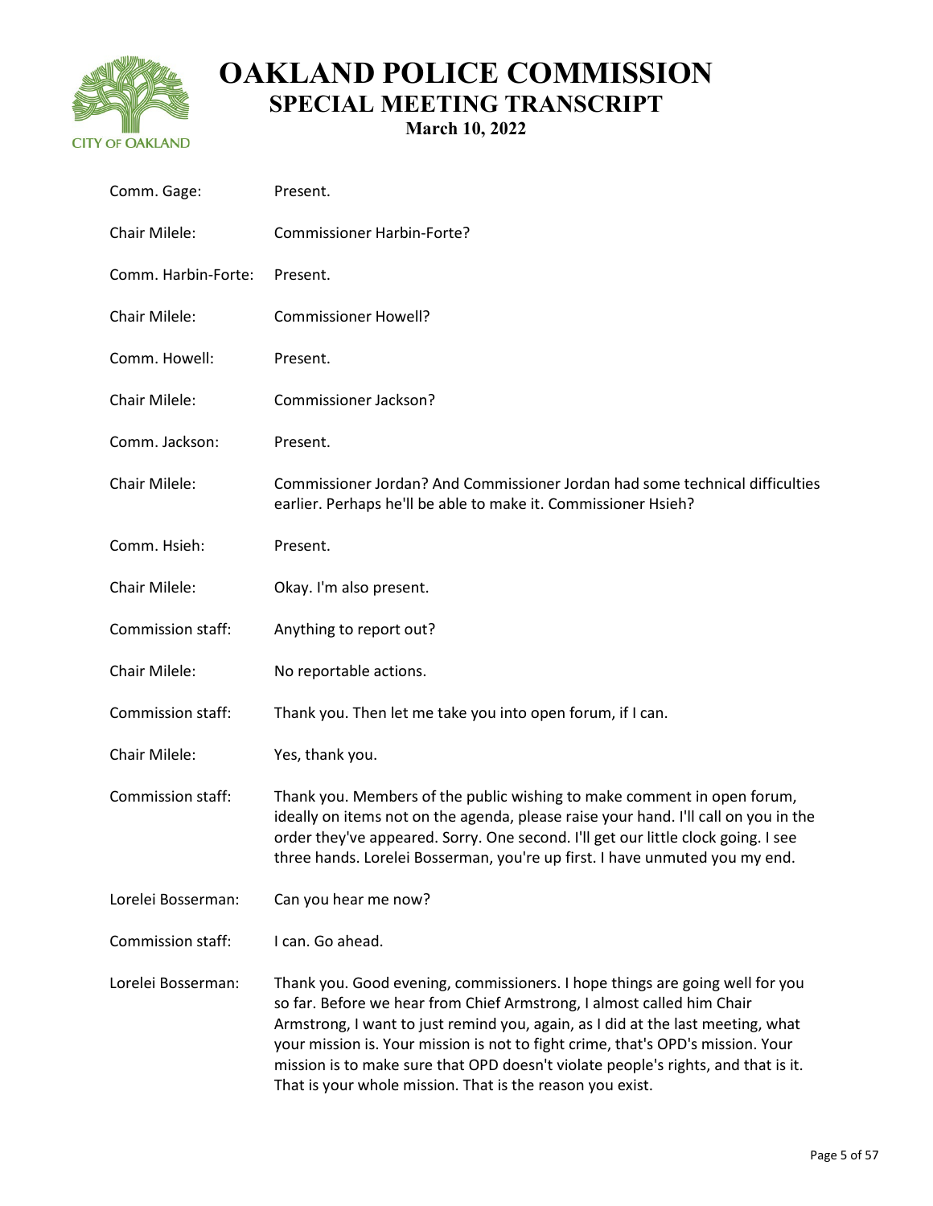| | |
|---|---|
| Comm. Gage: | Present. |
| Chair Milele: | Commissioner Harbin-Forte? |
| Comm. Harbin-Forte: | Present. |
| Chair Milele: | Commissioner Howell? |
| Comm. Howell: | Present. |
| Chair Milele: | Commissioner Jackson? |
| Comm. Jackson: | Present. |
| Chair Milele: | Commissioner Jordan? And Commissioner Jordan had some technical difficulties earlier. Perhaps he'll be able to make it. Commissioner Hsieh? |
| Comm. Hsieh: | Present. |
| Chair Milele: | Okay. I'm also present. |
| Commission staff: | Anything to report out? |
| Chair Milele: | No reportable actions. |
| Commission staff: | Thank you. Then let me take you into open forum, if I can. |
| Chair Milele: | Yes, thank you. |
| Commission staff: | Thank you. Members of the public wishing to make comment in open forum, ideally on items not on the agenda, please raise your hand. I'll call on you in the order they've appeared. Sorry. One second. I'll get our little clock going. I see three hands. Lorelei Bosserman, you're up first. I have unmuted you my end. |
| Lorelei Bosserman: | Can you hear me now? |
| Commission staff: | I can. Go ahead. |
| Lorelei Bosserman: | Thank you. Good evening, commissioners. I hope things are going well for you so far. Before we hear from Chief Armstrong, I almost called him Chair Armstrong, I want to just remind you, again, as I did at the last meeting, what your mission is. Your mission is not to fight crime, that's OPD's mission. Your mission is to make sure that OPD doesn't violate people's rights, and that is it. That is your whole mission. That is the reason you exist. |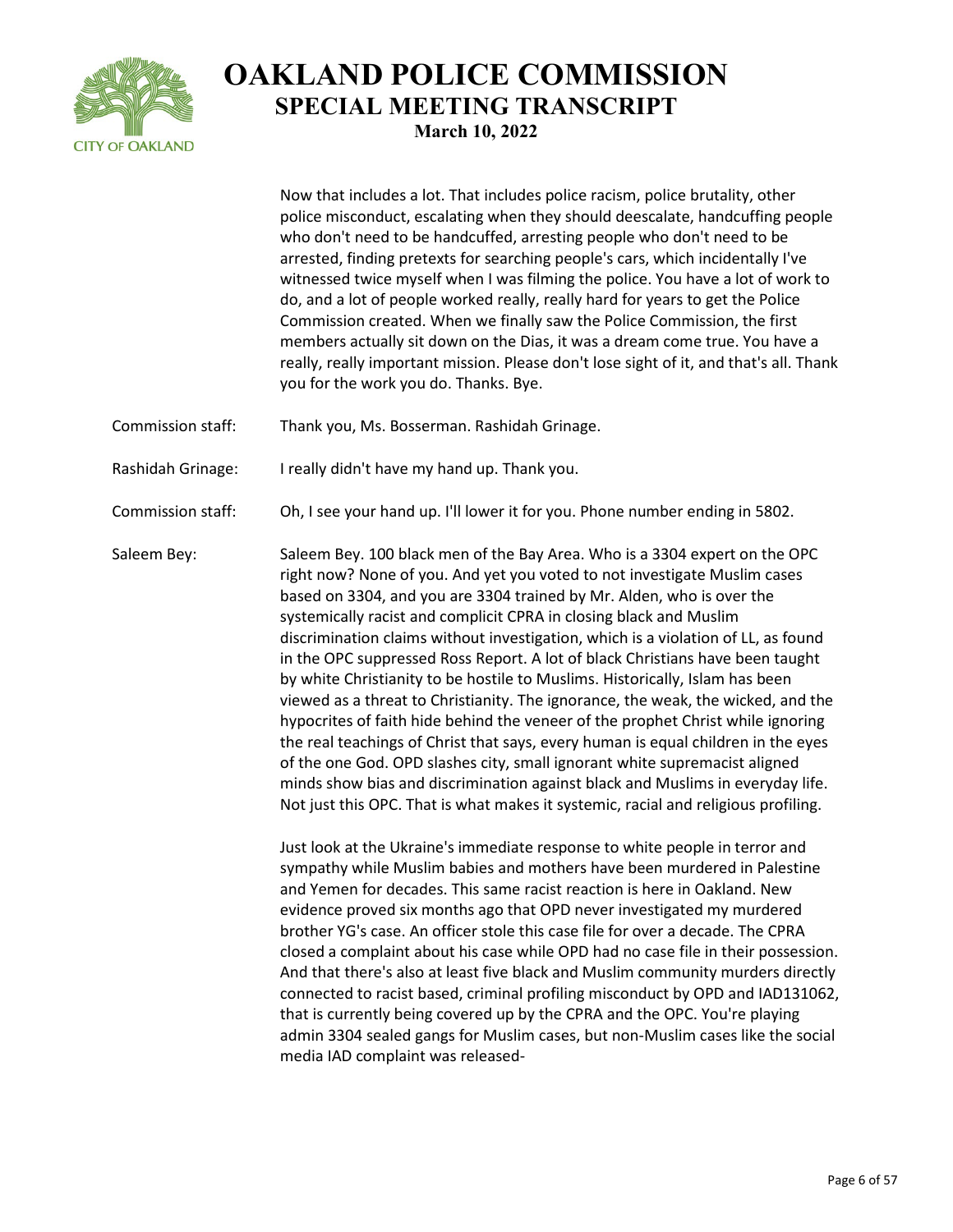Now that includes a lot. That includes police racism, police brutality, other police misconduct, escalating when they should deescalate, handcuffing people who don't need to be handcuffed, arresting people who don't need to be arrested, finding pretexts for searching people's cars, which incidentally I've witnessed twice myself when I was filming the police. You have a lot of work to do, and a lot of people worked really, really hard for years to get the Police Commission created. When we finally saw the Police Commission, the first members actually sit down on the Dias, it was a dream come true. You have a really, really important mission. Please don't lose sight of it, and that's all. Thank you for the work you do. Thanks. Bye.

**Commission staff:** Thank you, Ms. Bosserman. Rashidah Grinage.

**Rashidah Grinage:** I really didn't have my hand up. Thank you.

**Commission staff:** Oh, I see your hand up. I'll lower it for you. Phone number ending in 5802.

**Saleem Bey:** Saleem Bey. 100 black men of the Bay Area. Who is a 3304 expert on the OPC right now? None of you. And yet you voted to not investigate Muslim cases based on 3304, and you are 3304 trained by Mr. Alden, who is over the systemically racist and complicit CPRA in closing black and Muslim discrimination claims without investigation, which is a violation of LL, as found in the OPC suppressed Ross Report. A lot of black Christians have been taught by white Christianity to be hostile to Muslims. Historically, Islam has been viewed as a threat to Christianity. The ignorance, the weak, the wicked, and the hypocrites of faith hide behind the veneer of the prophet Christ while ignoring the real teachings of Christ that says, every human is equal children in the eyes of the one God. OPD slashes city, small ignorant white supremacist aligned minds show bias and discrimination against black and Muslims in everyday life. Not just this OPC. That is what makes it systemic, racial and religious profiling.

Just look at the Ukraine's immediate response to white people in terror and sympathy while Muslim babies and mothers have been murdered in Palestine and Yemen for decades. This same racist reaction is here in Oakland. New evidence proved six months ago that OPD never investigated my murdered brother YG's case. An officer stole this case file for over a decade. The CPRA closed a complaint about his case while OPD had no case file in their possession. And that there's also at least five black and Muslim community murders directly connected to racist based, criminal profiling misconduct by OPD and IAD131062, that is currently being covered up by the CPRA and the OPC. You're playing admin 3304 sealed gangs for Muslim cases, but non-Muslim cases like the social media IAD complaint was released-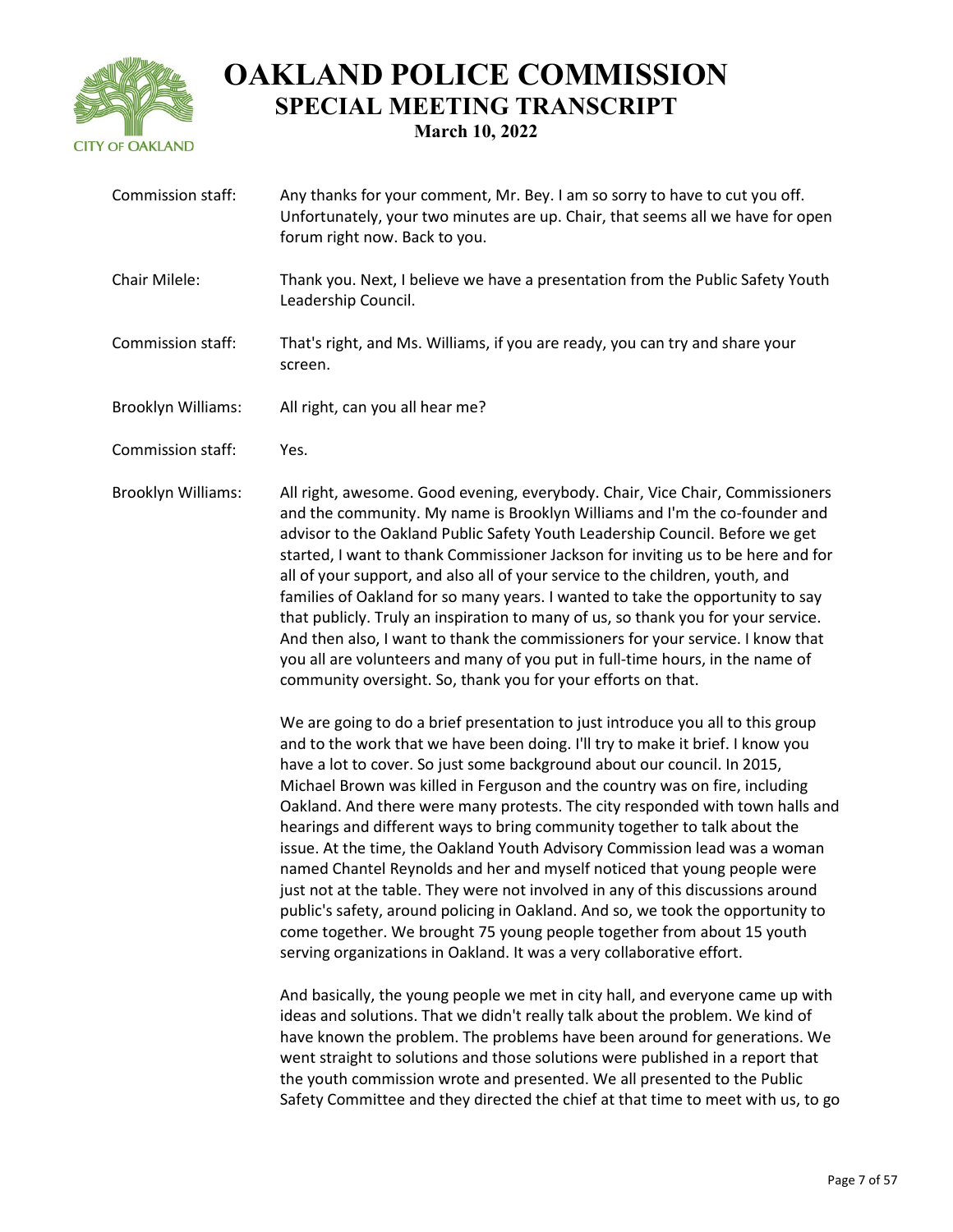Commission staff: Any thanks for your comment, Mr. Bey. I am so sorry to have to cut you off. Unfortunately, your two minutes are up. Chair, that seems all we have for open forum right now. Back to you.

Chair Milele: Thank you. Next, I believe we have a presentation from the Public Safety Youth Leadership Council.

Commission staff: That's right, and Ms. Williams, if you are ready, you can try and share your screen.

Brooklyn Williams: All right, can you all hear me?

Commission staff: Yes.

Brooklyn Williams: All right, awesome. Good evening, everybody. Chair, Vice Chair, Commissioners and the community. My name is Brooklyn Williams and I'm the co-founder and advisor to the Oakland Public Safety Youth Leadership Council. Before we get started, I want to thank Commissioner Jackson for inviting us to be here and for all of your support, and also all of your service to the children, youth, and families of Oakland for so many years. I wanted to take the opportunity to say that publicly. Truly an inspiration to many of us, so thank you for your service. And then also, I want to thank the commissioners for your service. I know that you all are volunteers and many of you put in full-time hours, in the name of community oversight. So, thank you for your efforts on that.

We are going to do a brief presentation to just introduce you all to this group and to the work that we have been doing. I'll try to make it brief. I know you have a lot to cover. So just some background about our council. In 2015, Michael Brown was killed in Ferguson and the country was on fire, including Oakland. And there were many protests. The city responded with town halls and hearings and different ways to bring community together to talk about the issue. At the time, the Oakland Youth Advisory Commission lead was a woman named Chantel Reynolds and her and myself noticed that young people were just not at the table. They were not involved in any of this discussions around public's safety, around policing in Oakland. And so, we took the opportunity to come together. We brought 75 young people together from about 15 youth serving organizations in Oakland. It was a very collaborative effort.

And basically, the young people we met in city hall, and everyone came up with ideas and solutions. That we didn't really talk about the problem. We kind of have known the problem. The problems have been around for generations. We went straight to solutions and those solutions were published in a report that the youth commission wrote and presented. We all presented to the Public Safety Committee and they directed the chief at that time to meet with us, to go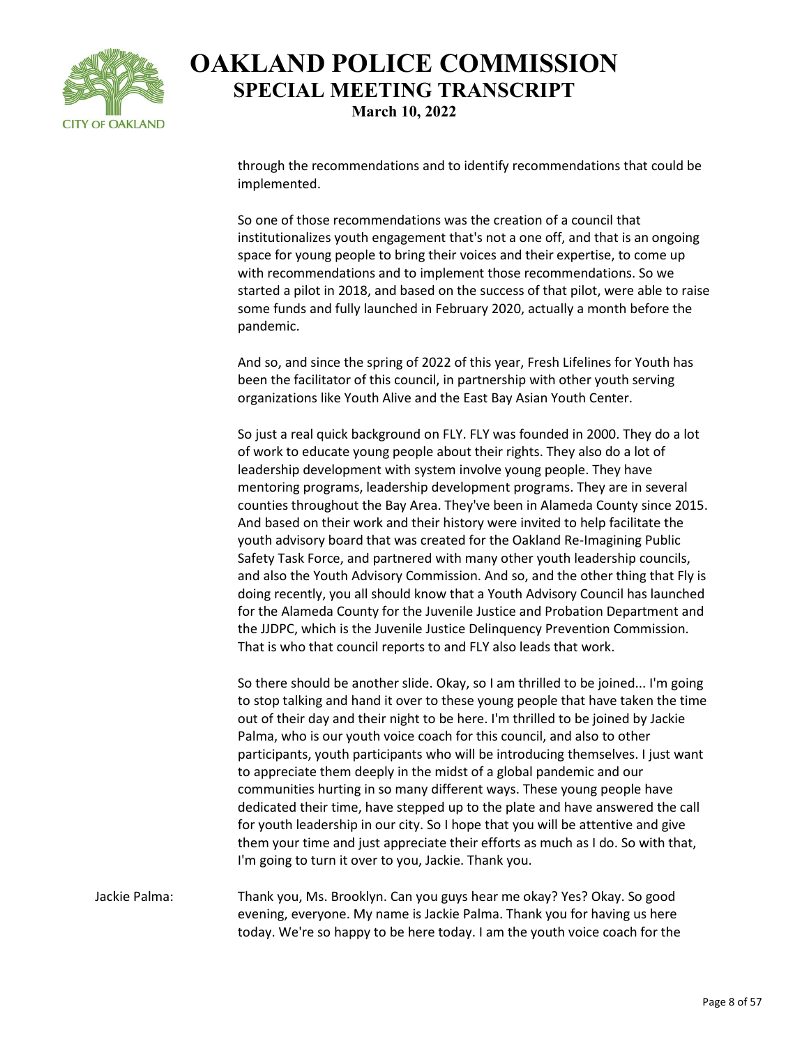through the recommendations and to identify recommendations that could be implemented.

So one of those recommendations was the creation of a council that institutionalizes youth engagement that's not a one off, and that is an ongoing space for young people to bring their voices and their expertise, to come up with recommendations and to implement those recommendations. So we started a pilot in 2018, and based on the success of that pilot, were able to raise some funds and fully launched in February 2020, actually a month before the pandemic.

And so, and since the spring of 2022 of this year, Fresh Lifelines for Youth has been the facilitator of this council, in partnership with other youth serving organizations like Youth Alive and the East Bay Asian Youth Center.

So just a real quick background on FLY. FLY was founded in 2000. They do a lot of work to educate young people about their rights. They also do a lot of leadership development with system involve young people. They have mentoring programs, leadership development programs. They are in several counties throughout the Bay Area. They've been in Alameda County since 2015. And based on their work and their history were invited to help facilitate the youth advisory board that was created for the Oakland Re-Imagining Public Safety Task Force, and partnered with many other youth leadership councils, and also the Youth Advisory Commission. And so, and the other thing that Fly is doing recently, you all should know that a Youth Advisory Council has launched for the Alameda County for the Juvenile Justice and Probation Department and the JJDPC, which is the Juvenile Justice Delinquency Prevention Commission. That is who that council reports to and FLY also leads that work.

So there should be another slide. Okay, so I am thrilled to be joined... I'm going to stop talking and hand it over to these young people that have taken the time out of their day and their night to be here. I'm thrilled to be joined by Jackie Palma, who is our youth voice coach for this council, and also to other participants, youth participants who will be introducing themselves. I just want to appreciate them deeply in the midst of a global pandemic and our communities hurting in so many different ways. These young people have dedicated their time, have stepped up to the plate and have answered the call for youth leadership in our city. So I hope that you will be attentive and give them your time and just appreciate their efforts as much as I do. So with that, I'm going to turn it over to you, Jackie. Thank you.

Jackie Palma: Thank you, Ms. Brooklyn. Can you guys hear me okay? Yes? Okay. So good evening, everyone. My name is Jackie Palma. Thank you for having us here today. We're so happy to be here today. I am the youth voice coach for the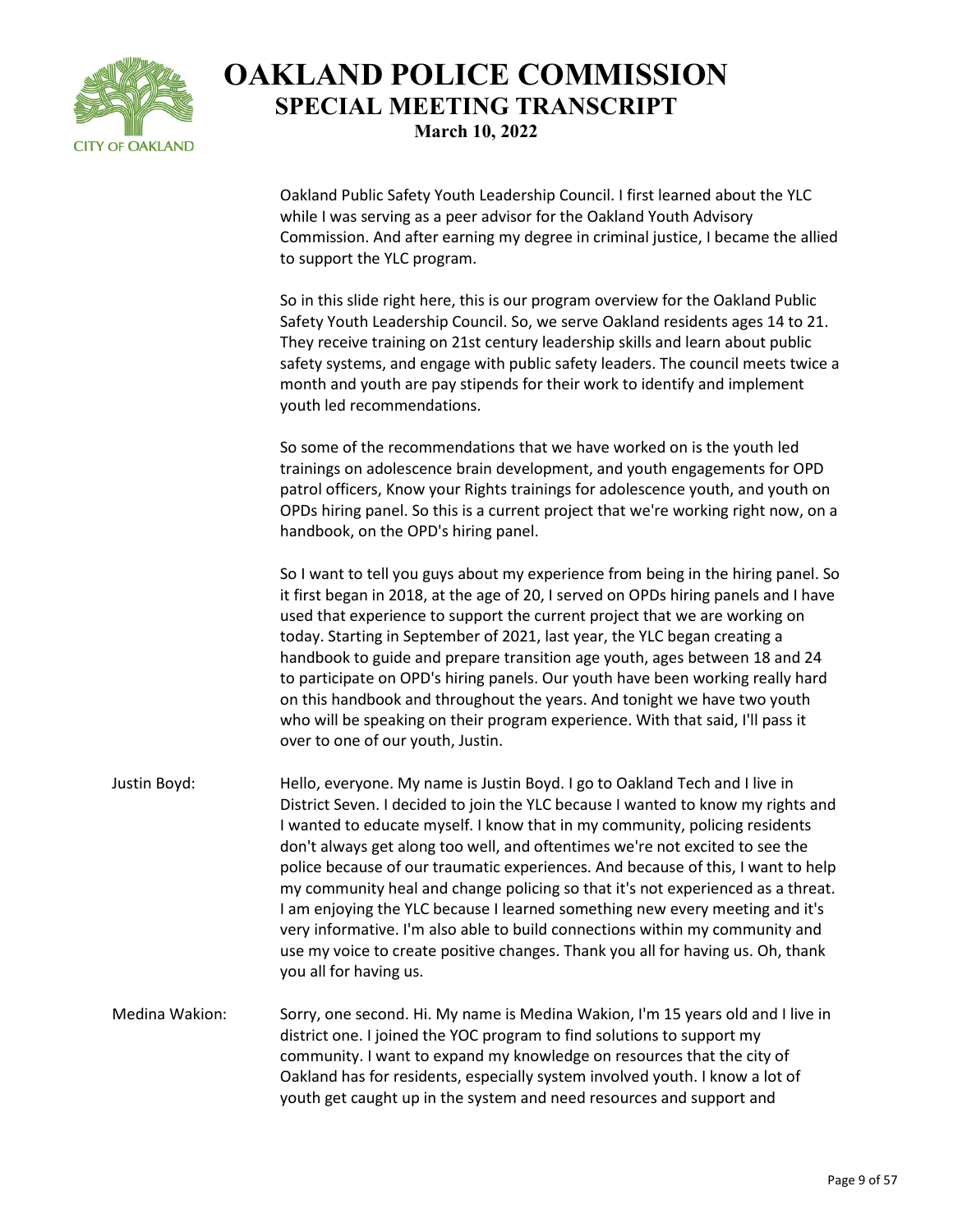Oakland Public Safety Youth Leadership Council. I first learned about the YLC while I was serving as a peer advisor for the Oakland Youth Advisory Commission. And after earning my degree in criminal justice, I became the allied to support the YLC program.

So in this slide right here, this is our program overview for the Oakland Public Safety Youth Leadership Council. So, we serve Oakland residents ages 14 to 21. They receive training on 21st century leadership skills and learn about public safety systems, and engage with public safety leaders. The council meets twice a month and youth are pay stipends for their work to identify and implement youth led recommendations.

So some of the recommendations that we have worked on is the youth led trainings on adolescence brain development, and youth engagements for OPD patrol officers, Know your Rights trainings for adolescence youth, and youth on OPDs hiring panel. So this is a current project that we're working right now, on a handbook, on the OPD's hiring panel.

So I want to tell you guys about my experience from being in the hiring panel. So it first began in 2018, at the age of 20, I served on OPDs hiring panels and I have used that experience to support the current project that we are working on today. Starting in September of 2021, last year, the YLC began creating a handbook to guide and prepare transition age youth, ages between 18 and 24 to participate on OPD's hiring panels. Our youth have been working really hard on this handbook and throughout the years. And tonight we have two youth who will be speaking on their program experience. With that said, I'll pass it over to one of our youth, Justin.

Justin Boyd: Hello, everyone. My name is Justin Boyd. I go to Oakland Tech and I live in District Seven. I decided to join the YLC because I wanted to know my rights and I wanted to educate myself. I know that in my community, policing residents don't always get along too well, and oftentimes we're not excited to see the police because of our traumatic experiences. And because of this, I want to help my community heal and change policing so that it's not experienced as a threat. I am enjoying the YLC because I learned something new every meeting and it's very informative. I'm also able to build connections within my community and use my voice to create positive changes. Thank you all for having us. Oh, thank you all for having us.

Medina Wakion: Sorry, one second. Hi. My name is Medina Wakion, I'm 15 years old and I live in district one. I joined the YOC program to find solutions to support my community. I want to expand my knowledge on resources that the city of Oakland has for residents, especially system involved youth. I know a lot of youth get caught up in the system and need resources and support and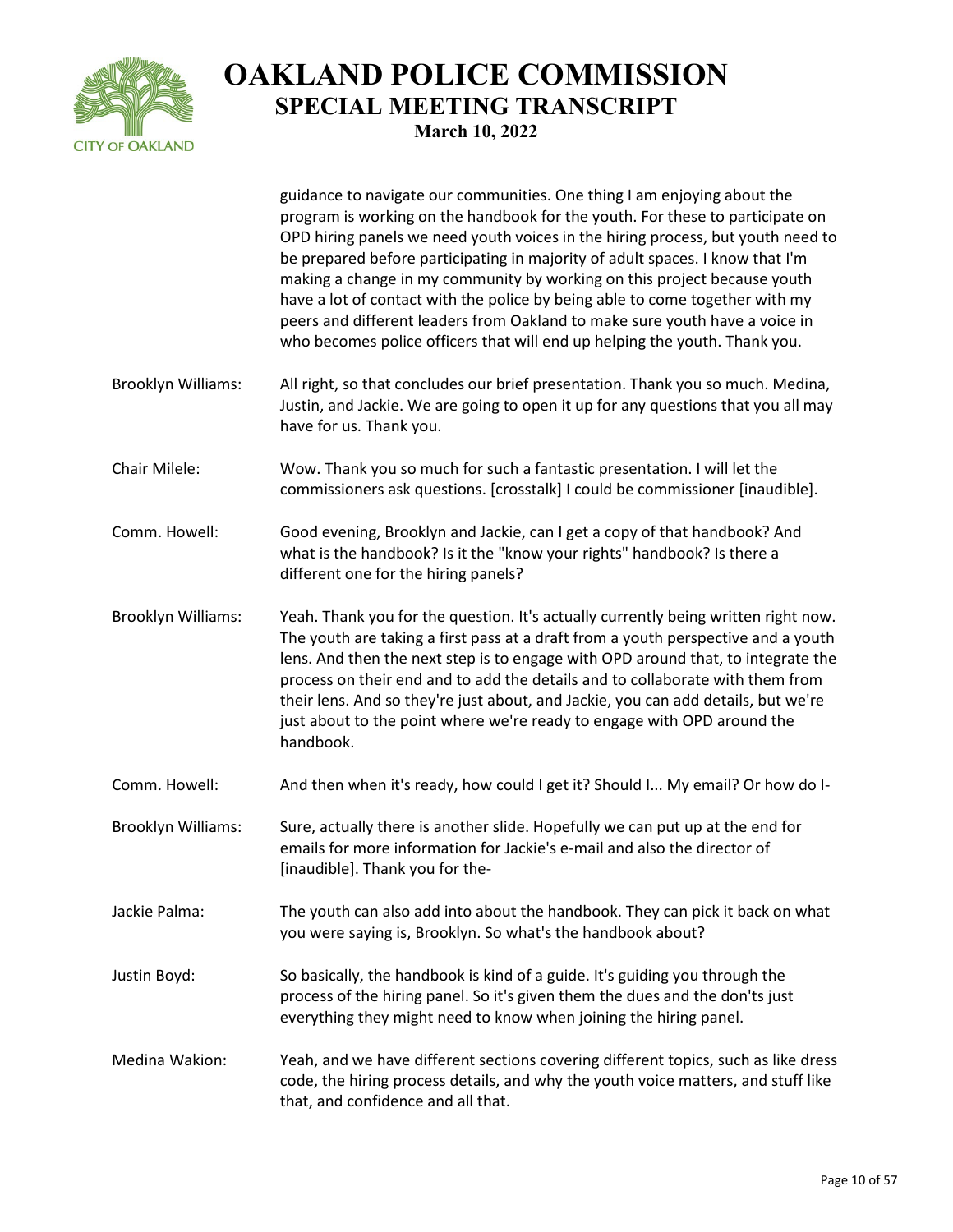guidance to navigate our communities. One thing I am enjoying about the program is working on the handbook for the youth. For these to participate on OPD hiring panels we need youth voices in the hiring process, but youth need to be prepared before participating in majority of adult spaces. I know that I'm making a change in my community by working on this project because youth have a lot of contact with the police by being able to come together with my peers and different leaders from Oakland to make sure youth have a voice in who becomes police officers that will end up helping the youth. Thank you.

Brooklyn Williams: All right, so that concludes our brief presentation. Thank you so much. Medina, Justin, and Jackie. We are going to open it up for any questions that you all may have for us. Thank you.

Chair Milele: Wow. Thank you so much for such a fantastic presentation. I will let the commissioners ask questions. [crosstalk] I could be commissioner [inaudible].

Comm. Howell: Good evening, Brooklyn and Jackie, can I get a copy of that handbook? And what is the handbook? Is it the "know your rights" handbook? Is there a different one for the hiring panels?

Brooklyn Williams: Yeah. Thank you for the question. It's actually currently being written right now. The youth are taking a first pass at a draft from a youth perspective and a youth lens. And then the next step is to engage with OPD around that, to integrate the process on their end and to add the details and to collaborate with them from their lens. And so they're just about, and Jackie, you can add details, but we're just about to the point where we're ready to engage with OPD around the handbook.

Comm. Howell: And then when it's ready, how could I get it? Should I... My email? Or how do I-

Brooklyn Williams: Sure, actually there is another slide. Hopefully we can put up at the end for emails for more information for Jackie's e-mail and also the director of [inaudible]. Thank you for the-

Jackie Palma: The youth can also add into about the handbook. They can pick it back on what you were saying is, Brooklyn. So what's the handbook about?

Justin Boyd: So basically, the handbook is kind of a guide. It's guiding you through the process of the hiring panel. So it's given them the dues and the don'ts just everything they might need to know when joining the hiring panel.

Medina Wakion: Yeah, and we have different sections covering different topics, such as like dress code, the hiring process details, and why the youth voice matters, and stuff like that, and confidence and all that.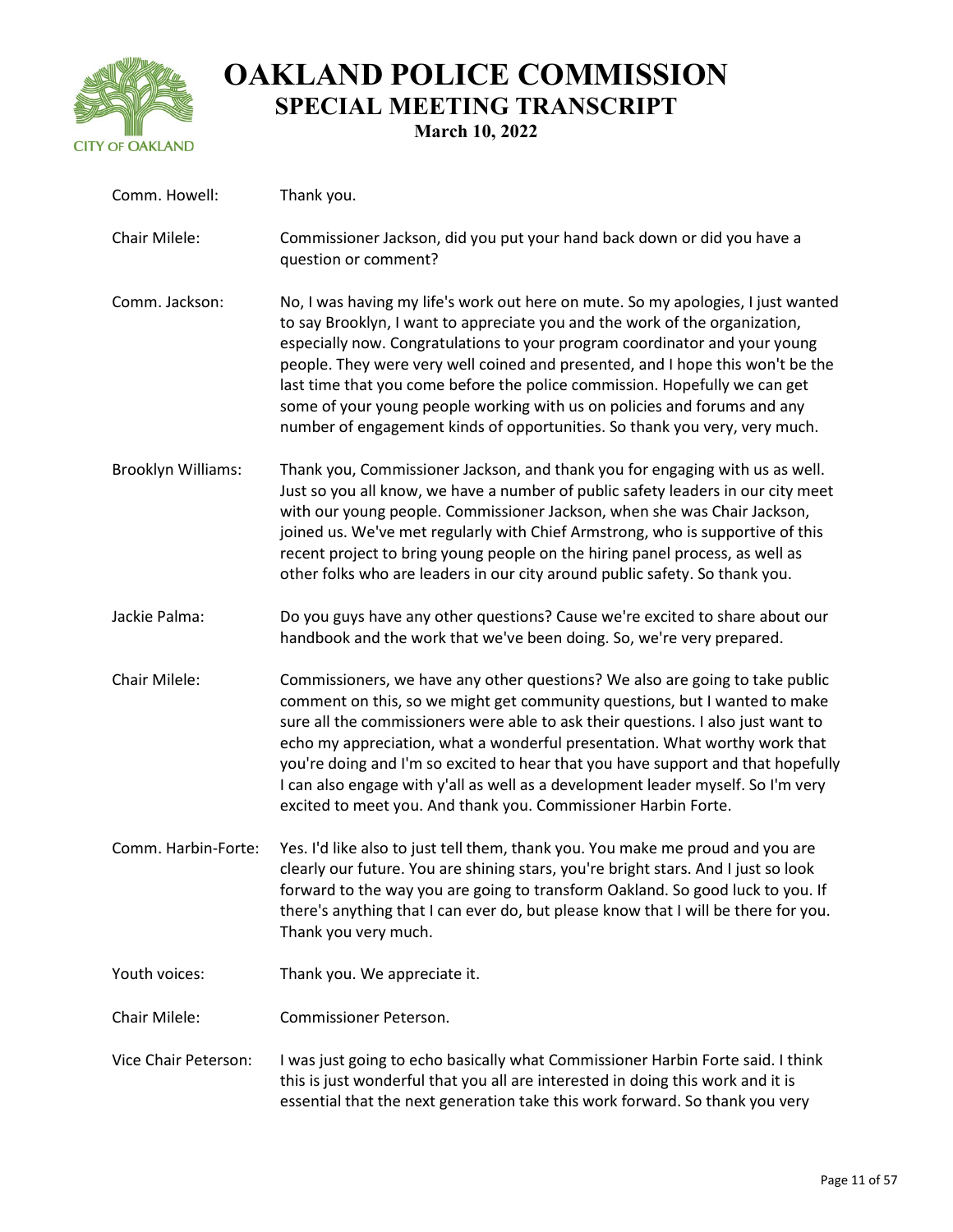Comm. Howell: Thank you.

Chair Milele: Commissioner Jackson, did you put your hand back down or did you have a question or comment?

Comm. Jackson: No, I was having my life's work out here on mute. So my apologies, I just wanted to say Brooklyn, I want to appreciate you and the work of the organization, especially now. Congratulations to your program coordinator and your young people. They were very well coined and presented, and I hope this won't be the last time that you come before the police commission. Hopefully we can get some of your young people working with us on policies and forums and any number of engagement kinds of opportunities. So thank you very, very much.

Brooklyn Williams: Thank you, Commissioner Jackson, and thank you for engaging with us as well. Just so you all know, we have a number of public safety leaders in our city meet with our young people. Commissioner Jackson, when she was Chair Jackson, joined us. We've met regularly with Chief Armstrong, who is supportive of this recent project to bring young people on the hiring panel process, as well as other folks who are leaders in our city around public safety. So thank you.

Jackie Palma: Do you guys have any other questions? Cause we're excited to share about our handbook and the work that we've been doing. So, we're very prepared.

Chair Milele: Commissioners, we have any other questions? We also are going to take public comment on this, so we might get community questions, but I wanted to make sure all the commissioners were able to ask their questions. I also just want to echo my appreciation, what a wonderful presentation. What worthy work that you're doing and I'm so excited to hear that you have support and that hopefully I can also engage with y'all as well as a development leader myself. So I'm very excited to meet you. And thank you. Commissioner Harbin Forte.

Comm. Harbin-Forte: Yes. I'd like also to just tell them, thank you. You make me proud and you are clearly our future. You are shining stars, you're bright stars. And I just so look forward to the way you are going to transform Oakland. So good luck to you. If there's anything that I can ever do, but please know that I will be there for you. Thank you very much.

Youth voices: Thank you. We appreciate it.

Chair Milele: Commissioner Peterson.

Vice Chair Peterson: I was just going to echo basically what Commissioner Harbin Forte said. I think this is just wonderful that you all are interested in doing this work and it is essential that the next generation take this work forward. So thank you very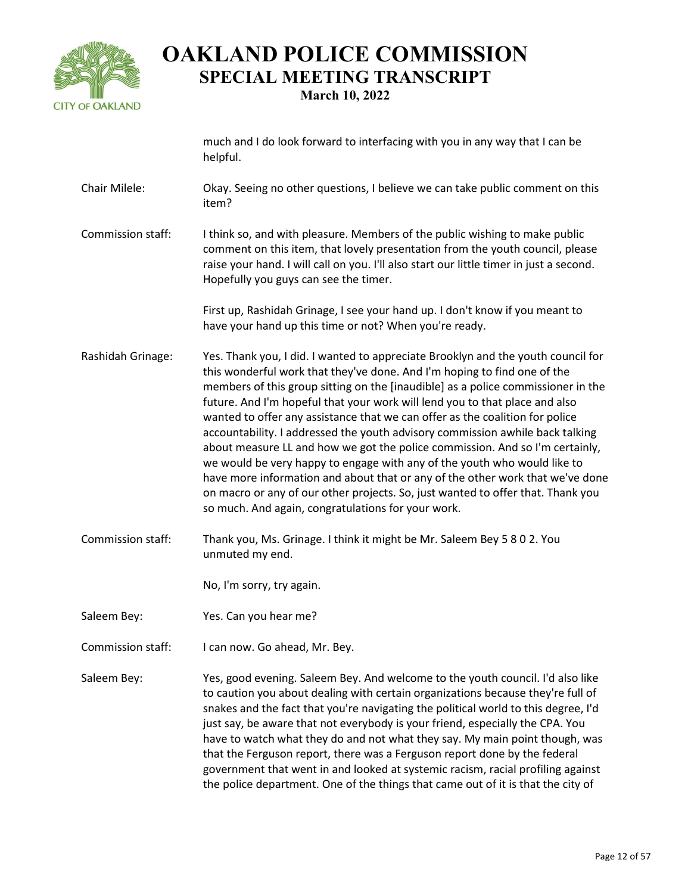much and I do look forward to interfacing with you in any way that I can be helpful.

**Chair Milele:** Okay. Seeing no other questions, I believe we can take public comment on this item?

**Commission staff:** I think so, and with pleasure. Members of the public wishing to make public comment on this item, that lovely presentation from the youth council, please raise your hand. I will call on you. I'll also start our little timer in just a second. Hopefully you guys can see the timer.

First up, Rashidah Grinage, I see your hand up. I don't know if you meant to have your hand up this time or not? When you're ready.

**Rashidah Grinage:** Yes. Thank you, I did. I wanted to appreciate Brooklyn and the youth council for this wonderful work that they've done. And I'm hoping to find one of the members of this group sitting on the [inaudible] as a police commissioner in the future. And I'm hopeful that your work will lend you to that place and also wanted to offer any assistance that we can offer as the coalition for police accountability. I addressed the youth advisory commission awhile back talking about measure LL and how we got the police commission. And so I'm certainly, we would be very happy to engage with any of the youth who would like to have more information and about that or any of the other work that we've done on macro or any of our other projects. So, just wanted to offer that. Thank you so much. And again, congratulations for your work.

**Commission staff:** Thank you, Ms. Grinage. I think it might be Mr. Saleem Bey 5 8 0 2. You unmuted my end.

No, I'm sorry, try again.

**Saleem Bey:** Yes. Can you hear me?

**Commission staff:** I can now. Go ahead, Mr. Bey.

**Saleem Bey:** Yes, good evening. Saleem Bey. And welcome to the youth council. I'd also like to caution you about dealing with certain organizations because they're full of snakes and the fact that you're navigating the political world to this degree, I'd just say, be aware that not everybody is your friend, especially the CPA. You have to watch what they do and not what they say. My main point though, was that the Ferguson report, there was a Ferguson report done by the federal government that went in and looked at systemic racism, racial profiling against the police department. One of the things that came out of it is that the city of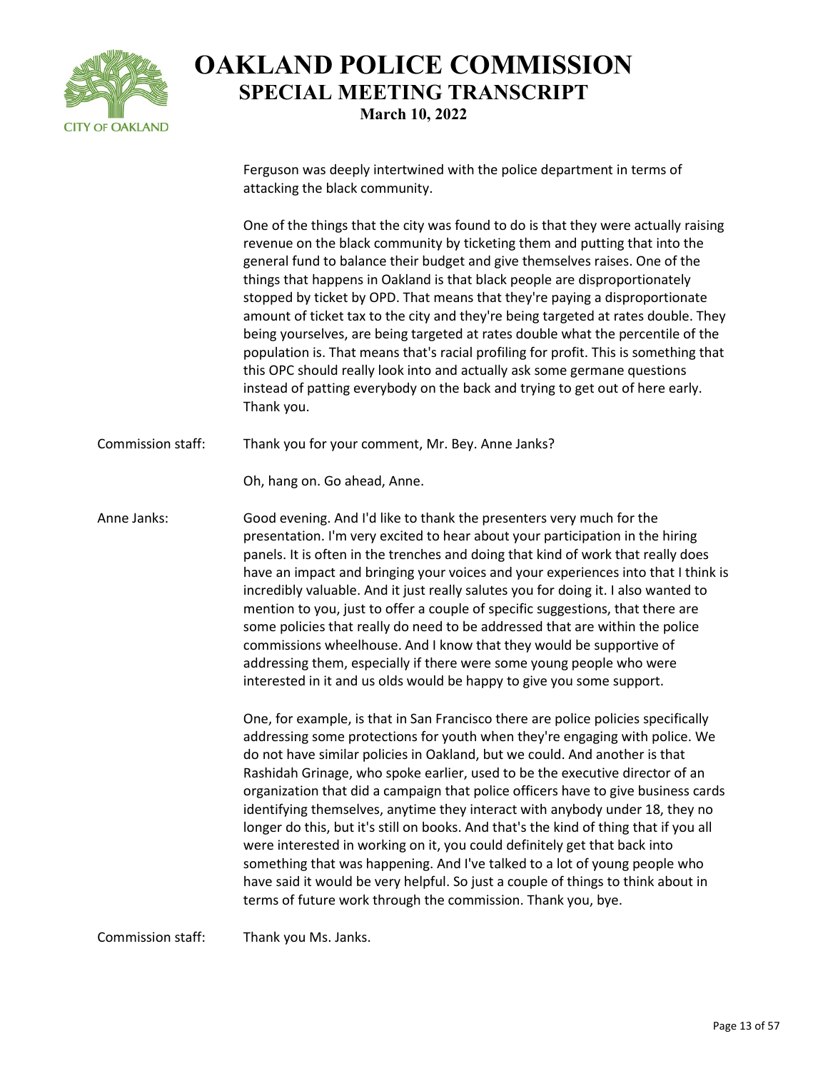Ferguson was deeply intertwined with the police department in terms of attacking the black community.

One of the things that the city was found to do is that they were actually raising revenue on the black community by ticketing them and putting that into the general fund to balance their budget and give themselves raises. One of the things that happens in Oakland is that black people are disproportionately stopped by ticket by OPD. That means that they're paying a disproportionate amount of ticket tax to the city and they're being targeted at rates double. They being yourselves, are being targeted at rates double what the percentile of the population is. That means that's racial profiling for profit. This is something that this OPC should really look into and actually ask some germane questions instead of patting everybody on the back and trying to get out of here early. Thank you.

**Commission staff:** Thank you for your comment, Mr. Bey. Anne Janks?

Oh, hang on. Go ahead, Anne.

**Anne Janks:** Good evening. And I'd like to thank the presenters very much for the presentation. I'm very excited to hear about your participation in the hiring panels. It is often in the trenches and doing that kind of work that really does have an impact and bringing your voices and your experiences into that I think is incredibly valuable. And it just really salutes you for doing it. I also wanted to mention to you, just to offer a couple of specific suggestions, that there are some policies that really do need to be addressed that are within the police commissions wheelhouse. And I know that they would be supportive of addressing them, especially if there were some young people who were interested in it and us olds would be happy to give you some support.

One, for example, is that in San Francisco there are police policies specifically addressing some protections for youth when they're engaging with police. We do not have similar policies in Oakland, but we could. And another is that Rashidah Grinage, who spoke earlier, used to be the executive director of an organization that did a campaign that police officers have to give business cards identifying themselves, anytime they interact with anybody under 18, they no longer do this, but it's still on books. And that's the kind of thing that if you all were interested in working on it, you could definitely get that back into something that was happening. And I've talked to a lot of young people who have said it would be very helpful. So just a couple of things to think about in terms of future work through the commission. Thank you, bye.

**Commission staff:** Thank you Ms. Janks.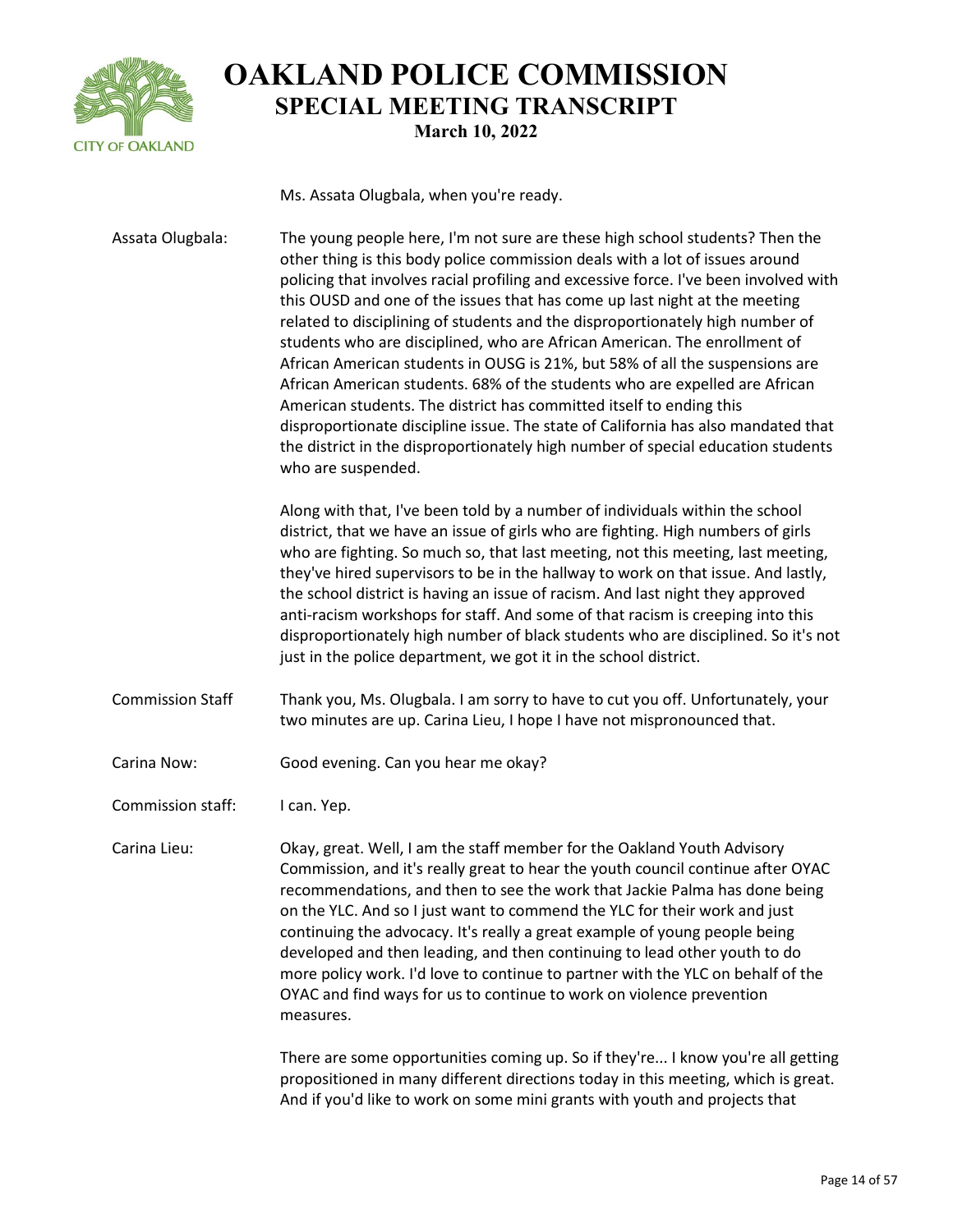Ms. Assata Olugbala, when you're ready.

**Assata Olugbala:** The young people here, I'm not sure are these high school students? Then the other thing is this body police commission deals with a lot of issues around policing that involves racial profiling and excessive force. I've been involved with this OUSD and one of the issues that has come up last night at the meeting related to disciplining of students and the disproportionately high number of students who are disciplined, who are African American. The enrollment of African American students in OUSG is 21%, but 58% of all the suspensions are African American students. 68% of the students who are expelled are African American students. The district has committed itself to ending this disproportionate discipline issue. The state of California has also mandated that the district in the disproportionately high number of special education students who are suspended.

Along with that, I've been told by a number of individuals within the school district, that we have an issue of girls who are fighting. High numbers of girls who are fighting. So much so, that last meeting, not this meeting, last meeting, they've hired supervisors to be in the hallway to work on that issue. And lastly, the school district is having an issue of racism. And last night they approved anti-racism workshops for staff. And some of that racism is creeping into this disproportionately high number of black students who are disciplined. So it's not just in the police department, we got it in the school district.

**Commission Staff:** Thank you, Ms. Olugbala. I am sorry to have to cut you off. Unfortunately, your two minutes are up. Carina Lieu, I hope I have not mispronounced that.

**Carina Now:** Good evening. Can you hear me okay?

**Commission staff:** I can. Yep.

**Carina Lieu:** Okay, great. Well, I am the staff member for the Oakland Youth Advisory Commission, and it's really great to hear the youth council continue after OYAC recommendations, and then to see the work that Jackie Palma has done being on the YLC. And so I just want to commend the YLC for their work and just continuing the advocacy. It's really a great example of young people being developed and then leading, and then continuing to lead other youth to do more policy work. I'd love to continue to partner with the YLC on behalf of the OYAC and find ways for us to continue to work on violence prevention measures.

There are some opportunities coming up. So if they're... I know you're all getting propositioned in many different directions today in this meeting, which is great. And if you'd like to work on some mini grants with youth and projects that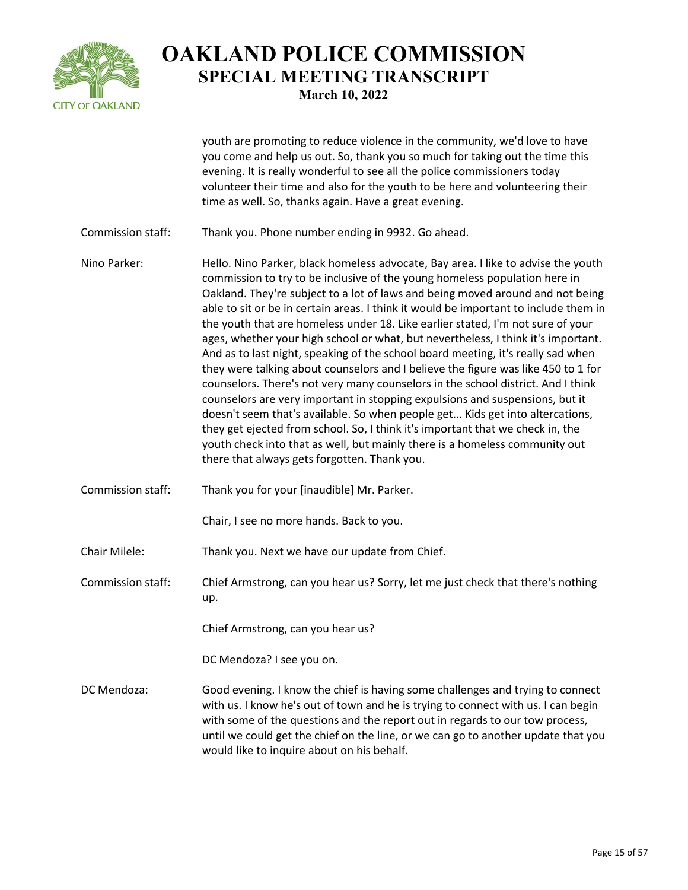youth are promoting to reduce violence in the community, we'd love to have you come and help us out. So, thank you so much for taking out the time this evening. It is really wonderful to see all the police commissioners today volunteer their time and also for the youth to be here and volunteering their time as well. So, thanks again. Have a great evening.

**Commission staff:** Thank you. Phone number ending in 9932. Go ahead.

**Nino Parker:** Hello. Nino Parker, black homeless advocate, Bay area. I like to advise the youth commission to try to be inclusive of the young homeless population here in Oakland. They're subject to a lot of laws and being moved around and not being able to sit or be in certain areas. I think it would be important to include them in the youth that are homeless under 18. Like earlier stated, I'm not sure of your ages, whether your high school or what, but nevertheless, I think it's important. And as to last night, speaking of the school board meeting, it's really sad when they were talking about counselors and I believe the figure was like 450 to 1 for counselors. There's not very many counselors in the school district. And I think counselors are very important in stopping expulsions and suspensions, but it doesn't seem that's available. So when people get... Kids get into altercations, they get ejected from school. So, I think it's important that we check in, the youth check into that as well, but mainly there is a homeless community out there that always gets forgotten. Thank you.

**Commission staff:** Thank you for your [inaudible] Mr. Parker.

Chair, I see no more hands. Back to you.

**Chair Milele:** Thank you. Next we have our update from Chief.

**Commission staff:** Chief Armstrong, can you hear us? Sorry, let me just check that there's nothing up.

Chief Armstrong, can you hear us?

DC Mendoza? I see you on.

**DC Mendoza:** Good evening. I know the chief is having some challenges and trying to connect with us. I know he's out of town and he is trying to connect with us. I can begin with some of the questions and the report out in regards to our tow process, until we could get the chief on the line, or we can go to another update that you would like to inquire about on his behalf.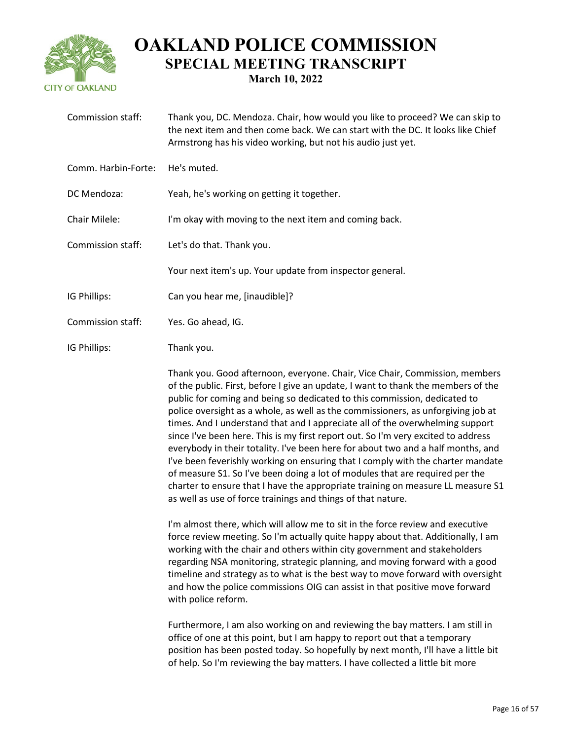Commission staff: Thank you, DC. Mendoza. Chair, how would you like to proceed? We can skip to the next item and then come back. We can start with the DC. It looks like Chief Armstrong has his video working, but not his audio just yet.

Comm. Harbin-Forte: He's muted.

DC Mendoza: Yeah, he's working on getting it together.

Chair Milele: I'm okay with moving to the next item and coming back.

Commission staff: Let's do that. Thank you.

Your next item's up. Your update from inspector general.

IG Phillips: Can you hear me, [inaudible]?

Commission staff: Yes. Go ahead, IG.

IG Phillips: Thank you.

Thank you. Good afternoon, everyone. Chair, Vice Chair, Commission, members of the public. First, before I give an update, I want to thank the members of the public for coming and being so dedicated to this commission, dedicated to police oversight as a whole, as well as the commissioners, as unforgiving job at times. And I understand that and I appreciate all of the overwhelming support since I've been here. This is my first report out. So I'm very excited to address everybody in their totality. I've been here for about two and a half months, and I've been feverishly working on ensuring that I comply with the charter mandate of measure S1. So I've been doing a lot of modules that are required per the charter to ensure that I have the appropriate training on measure LL measure S1 as well as use of force trainings and things of that nature.

I'm almost there, which will allow me to sit in the force review and executive force review meeting. So I'm actually quite happy about that. Additionally, I am working with the chair and others within city government and stakeholders regarding NSA monitoring, strategic planning, and moving forward with a good timeline and strategy as to what is the best way to move forward with oversight and how the police commissions OIG can assist in that positive move forward with police reform.

Furthermore, I am also working on and reviewing the bay matters. I am still in office of one at this point, but I am happy to report out that a temporary position has been posted today. So hopefully by next month, I'll have a little bit of help. So I'm reviewing the bay matters. I have collected a little bit more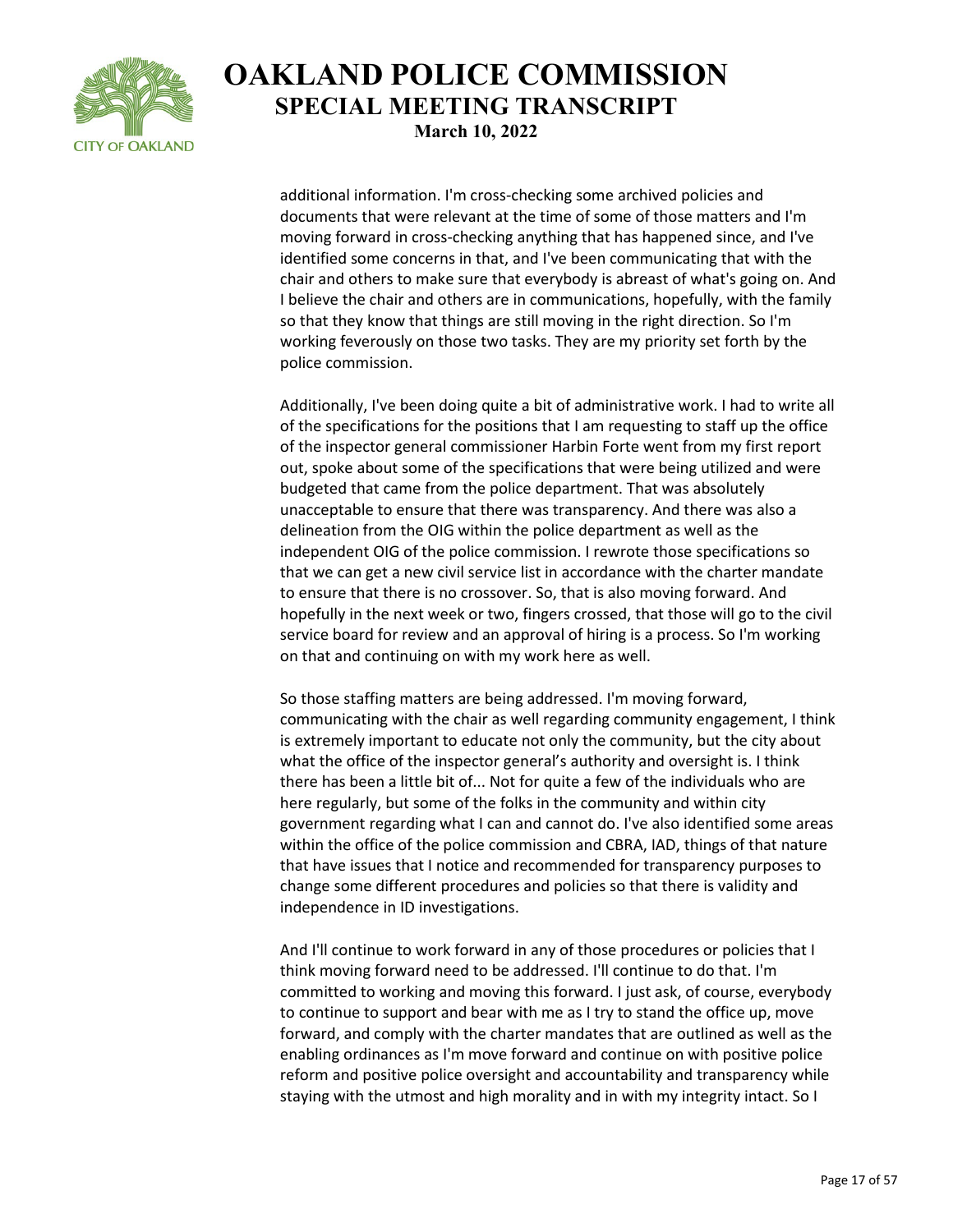additional information. I'm cross-checking some archived policies and documents that were relevant at the time of some of those matters and I'm moving forward in cross-checking anything that has happened since, and I've identified some concerns in that, and I've been communicating that with the chair and others to make sure that everybody is abreast of what's going on. And I believe the chair and others are in communications, hopefully, with the family so that they know that things are still moving in the right direction. So I'm working feverously on those two tasks. They are my priority set forth by the police commission.

Additionally, I've been doing quite a bit of administrative work. I had to write all of the specifications for the positions that I am requesting to staff up the office of the inspector general commissioner Harbin Forte went from my first report out, spoke about some of the specifications that were being utilized and were budgeted that came from the police department. That was absolutely unacceptable to ensure that there was transparency. And there was also a delineation from the OIG within the police department as well as the independent OIG of the police commission. I rewrote those specifications so that we can get a new civil service list in accordance with the charter mandate to ensure that there is no crossover. So, that is also moving forward. And hopefully in the next week or two, fingers crossed, that those will go to the civil service board for review and an approval of hiring is a process. So I'm working on that and continuing on with my work here as well.

So those staffing matters are being addressed. I'm moving forward, communicating with the chair as well regarding community engagement, I think is extremely important to educate not only the community, but the city about what the office of the inspector general's authority and oversight is. I think there has been a little bit of... Not for quite a few of the individuals who are here regularly, but some of the folks in the community and within city government regarding what I can and cannot do. I've also identified some areas within the office of the police commission and CBRA, IAD, things of that nature that have issues that I notice and recommended for transparency purposes to change some different procedures and policies so that there is validity and independence in ID investigations.

And I'll continue to work forward in any of those procedures or policies that I think moving forward need to be addressed. I'll continue to do that. I'm committed to working and moving this forward. I just ask, of course, everybody to continue to support and bear with me as I try to stand the office up, move forward, and comply with the charter mandates that are outlined as well as the enabling ordinances as I'm move forward and continue on with positive police reform and positive police oversight and accountability and transparency while staying with the utmost and high morality and in with my integrity intact. So I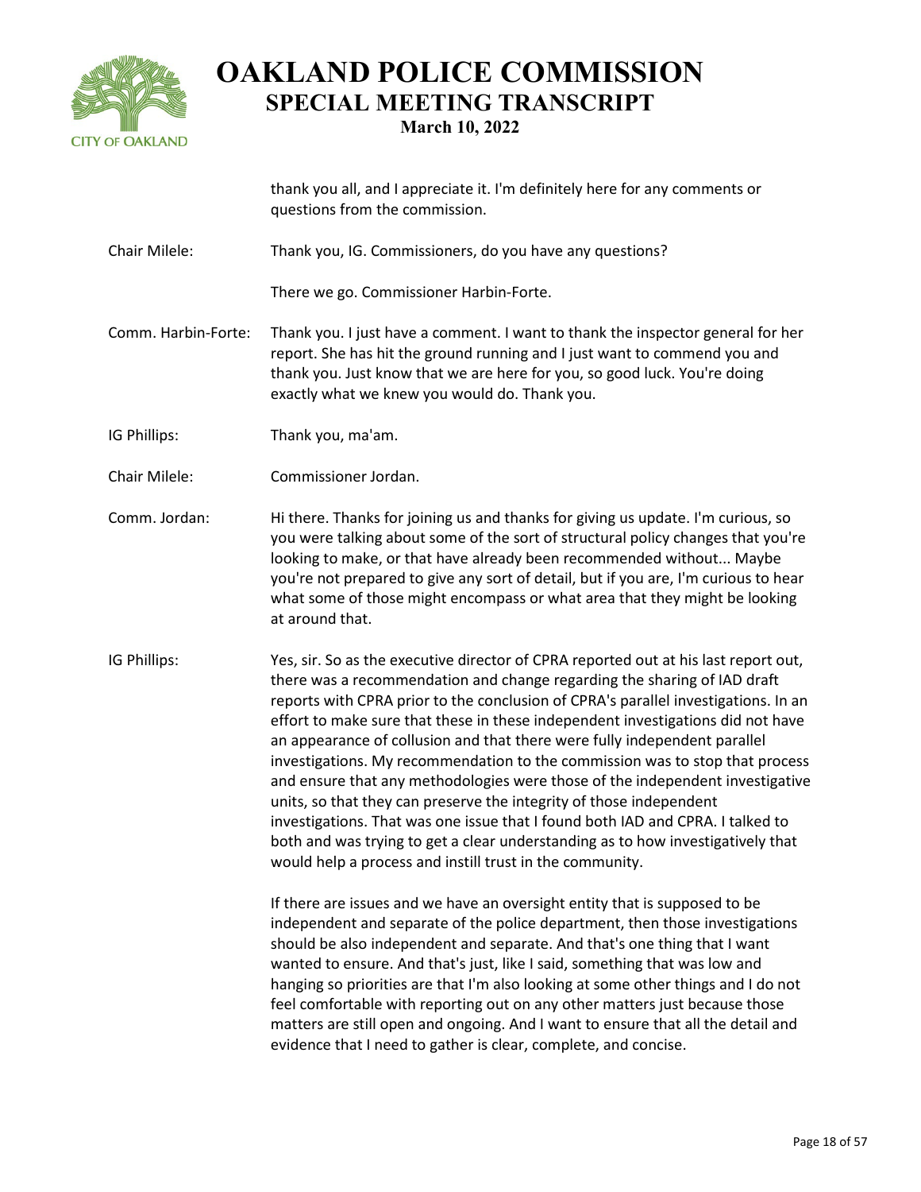thank you all, and I appreciate it. I'm definitely here for any comments or questions from the commission.

**Chair Milele:** Thank you, IG. Commissioners, do you have any questions?

There we go. Commissioner Harbin-Forte.

**Comm. Harbin-Forte:** Thank you. I just have a comment. I want to thank the inspector general for her report. She has hit the ground running and I just want to commend you and thank you. Just know that we are here for you, so good luck. You're doing exactly what we knew you would do. Thank you.

**IG Phillips:** Thank you, ma'am.

**Chair Milele:** Commissioner Jordan.

**Comm. Jordan:** Hi there. Thanks for joining us and thanks for giving us update. I'm curious, so you were talking about some of the sort of structural policy changes that you're looking to make, or that have already been recommended without... Maybe you're not prepared to give any sort of detail, but if you are, I'm curious to hear what some of those might encompass or what area that they might be looking at around that.

**IG Phillips:** Yes, sir. So as the executive director of CPRA reported out at his last report out, there was a recommendation and change regarding the sharing of IAD draft reports with CPRA prior to the conclusion of CPRA's parallel investigations. In an effort to make sure that these in these independent investigations did not have an appearance of collusion and that there were fully independent parallel investigations. My recommendation to the commission was to stop that process and ensure that any methodologies were those of the independent investigative units, so that they can preserve the integrity of those independent investigations. That was one issue that I found both IAD and CPRA. I talked to both and was trying to get a clear understanding as to how investigatively that would help a process and instill trust in the community.

If there are issues and we have an oversight entity that is supposed to be independent and separate of the police department, then those investigations should be also independent and separate. And that's one thing that I want wanted to ensure. And that's just, like I said, something that was low and hanging so priorities are that I'm also looking at some other things and I do not feel comfortable with reporting out on any other matters just because those matters are still open and ongoing. And I want to ensure that all the detail and evidence that I need to gather is clear, complete, and concise.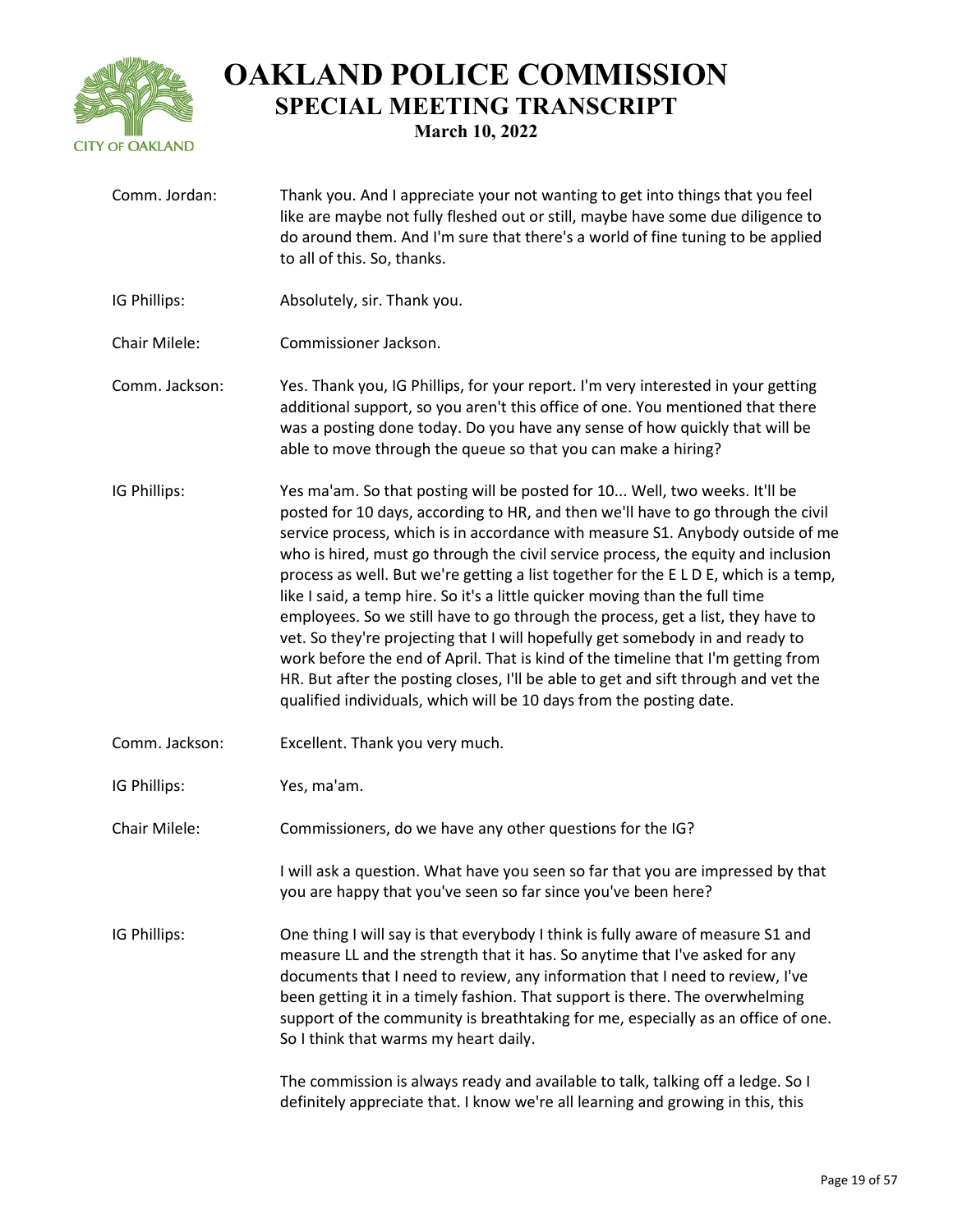**Comm. Jordan:** Thank you. And I appreciate your not wanting to get into things that you feel like are maybe not fully fleshed out or still, maybe have some due diligence to do around them. And I'm sure that there's a world of fine tuning to be applied to all of this. So, thanks.

**IG Phillips:** Absolutely, sir. Thank you.

**Chair Milele:** Commissioner Jackson.

**Comm. Jackson:** Yes. Thank you, IG Phillips, for your report. I'm very interested in your getting additional support, so you aren't this office of one. You mentioned that there was a posting done today. Do you have any sense of how quickly that will be able to move through the queue so that you can make a hiring?

**IG Phillips:** Yes ma'am. So that posting will be posted for 10... Well, two weeks. It'll be posted for 10 days, according to HR, and then we'll have to go through the civil service process, which is in accordance with measure S1. Anybody outside of me who is hired, must go through the civil service process, the equity and inclusion process as well. But we're getting a list together for the E L D E, which is a temp, like I said, a temp hire. So it's a little quicker moving than the full time employees. So we still have to go through the process, get a list, they have to vet. So they're projecting that I will hopefully get somebody in and ready to work before the end of April. That is kind of the timeline that I'm getting from HR. But after the posting closes, I'll be able to get and sift through and vet the qualified individuals, which will be 10 days from the posting date.

**Comm. Jackson:** Excellent. Thank you very much.

**IG Phillips:** Yes, ma'am.

**Chair Milele:** Commissioners, do we have any other questions for the IG?

I will ask a question. What have you seen so far that you are impressed by that you are happy that you've seen so far since you've been here?

**IG Phillips:** One thing I will say is that everybody I think is fully aware of measure S1 and measure LL and the strength that it has. So anytime that I've asked for any documents that I need to review, any information that I need to review, I've been getting it in a timely fashion. That support is there. The overwhelming support of the community is breathtaking for me, especially as an office of one. So I think that warms my heart daily.

The commission is always ready and available to talk, talking off a ledge. So I definitely appreciate that. I know we're all learning and growing in this, this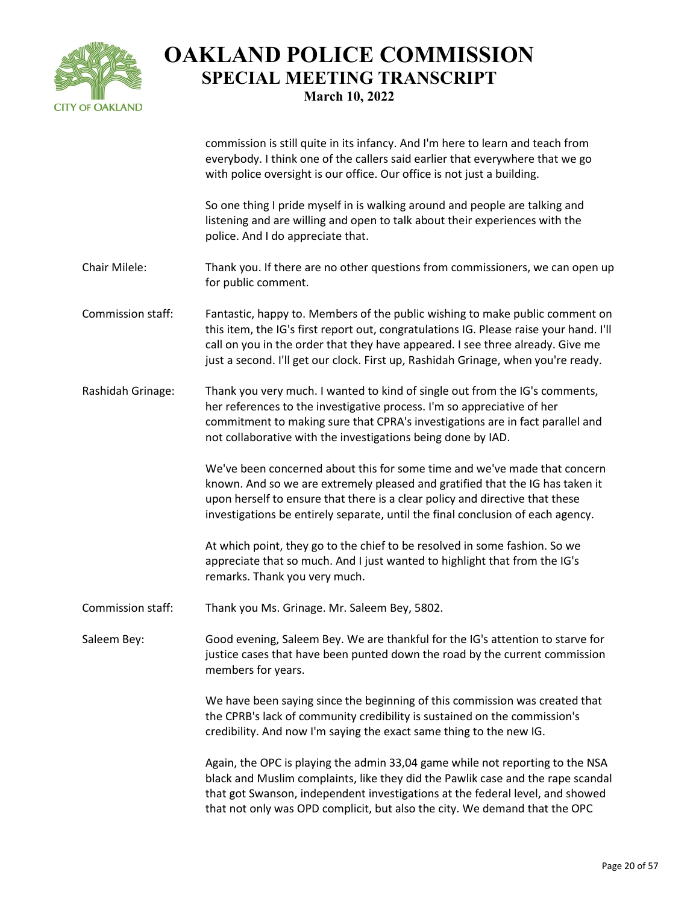commission is still quite in its infancy. And I'm here to learn and teach from everybody. I think one of the callers said earlier that everywhere that we go with police oversight is our office. Our office is not just a building.

So one thing I pride myself in is walking around and people are talking and listening and are willing and open to talk about their experiences with the police. And I do appreciate that.

**Chair Milele:** Thank you. If there are no other questions from commissioners, we can open up for public comment.

**Commission staff:** Fantastic, happy to. Members of the public wishing to make public comment on this item, the IG's first report out, congratulations IG. Please raise your hand. I'll call on you in the order that they have appeared. I see three already. Give me just a second. I'll get our clock. First up, Rashidah Grinage, when you're ready.

**Rashidah Grinage:** Thank you very much. I wanted to kind of single out from the IG's comments, her references to the investigative process. I'm so appreciative of her commitment to making sure that CPRA's investigations are in fact parallel and not collaborative with the investigations being done by IAD.

We've been concerned about this for some time and we've made that concern known. And so we are extremely pleased and gratified that the IG has taken it upon herself to ensure that there is a clear policy and directive that these investigations be entirely separate, until the final conclusion of each agency.

At which point, they go to the chief to be resolved in some fashion. So we appreciate that so much. And I just wanted to highlight that from the IG's remarks. Thank you very much.

**Commission staff:** Thank you Ms. Grinage. Mr. Saleem Bey, 5802.

**Saleem Bey:** Good evening, Saleem Bey. We are thankful for the IG's attention to starve for justice cases that have been punted down the road by the current commission members for years.

We have been saying since the beginning of this commission was created that the CPRB's lack of community credibility is sustained on the commission's credibility. And now I'm saying the exact same thing to the new IG.

Again, the OPC is playing the admin 33,04 game while not reporting to the NSA black and Muslim complaints, like they did the Pawlik case and the rape scandal that got Swanson, independent investigations at the federal level, and showed that not only was OPD complicit, but also the city. We demand that the OPC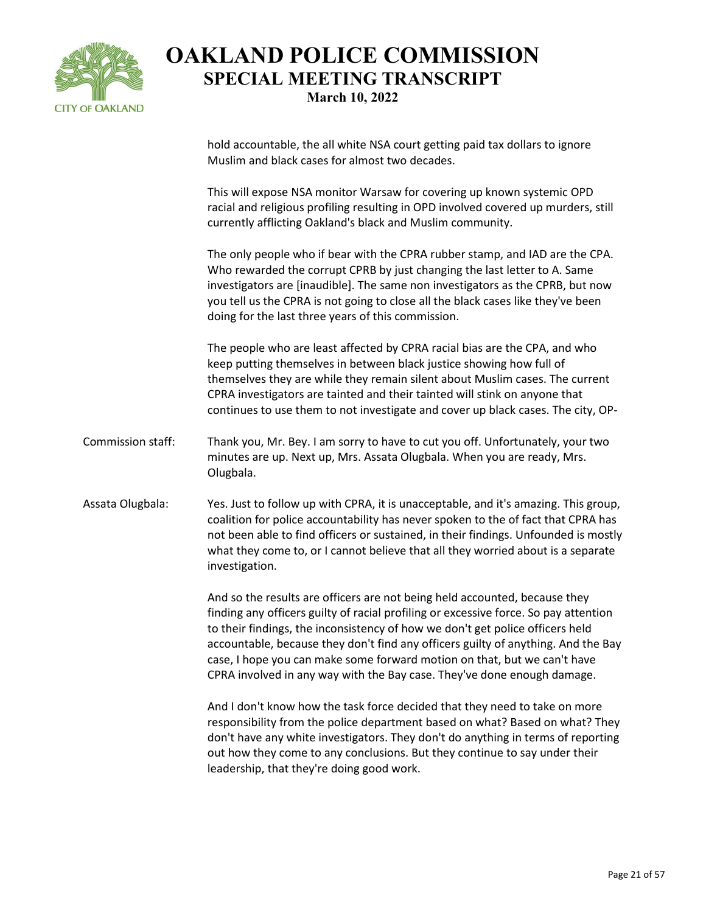hold accountable, the all white NSA court getting paid tax dollars to ignore Muslim and black cases for almost two decades.

This will expose NSA monitor Warsaw for covering up known systemic OPD racial and religious profiling resulting in OPD involved covered up murders, still currently afflicting Oakland's black and Muslim community.

The only people who if bear with the CPRA rubber stamp, and IAD are the CPA. Who rewarded the corrupt CPRB by just changing the last letter to A. Same investigators are [inaudible]. The same non investigators as the CPRB, but now you tell us the CPRA is not going to close all the black cases like they've been doing for the last three years of this commission.

The people who are least affected by CPRA racial bias are the CPA, and who keep putting themselves in between black justice showing how full of themselves they are while they remain silent about Muslim cases. The current CPRA investigators are tainted and their tainted will stink on anyone that continues to use them to not investigate and cover up black cases. The city, OP-

Commission staff: Thank you, Mr. Bey. I am sorry to have to cut you off. Unfortunately, your two minutes are up. Next up, Mrs. Assata Olugbala. When you are ready, Mrs. Olugbala.

Assata Olugbala: Yes. Just to follow up with CPRA, it is unacceptable, and it's amazing. This group, coalition for police accountability has never spoken to the of fact that CPRA has not been able to find officers or sustained, in their findings. Unfounded is mostly what they come to, or I cannot believe that all they worried about is a separate investigation.

And so the results are officers are not being held accounted, because they finding any officers guilty of racial profiling or excessive force. So pay attention to their findings, the inconsistency of how we don't get police officers held accountable, because they don't find any officers guilty of anything. And the Bay case, I hope you can make some forward motion on that, but we can't have CPRA involved in any way with the Bay case. They've done enough damage.

And I don't know how the task force decided that they need to take on more responsibility from the police department based on what? Based on what? They don't have any white investigators. They don't do anything in terms of reporting out how they come to any conclusions. But they continue to say under their leadership, that they're doing good work.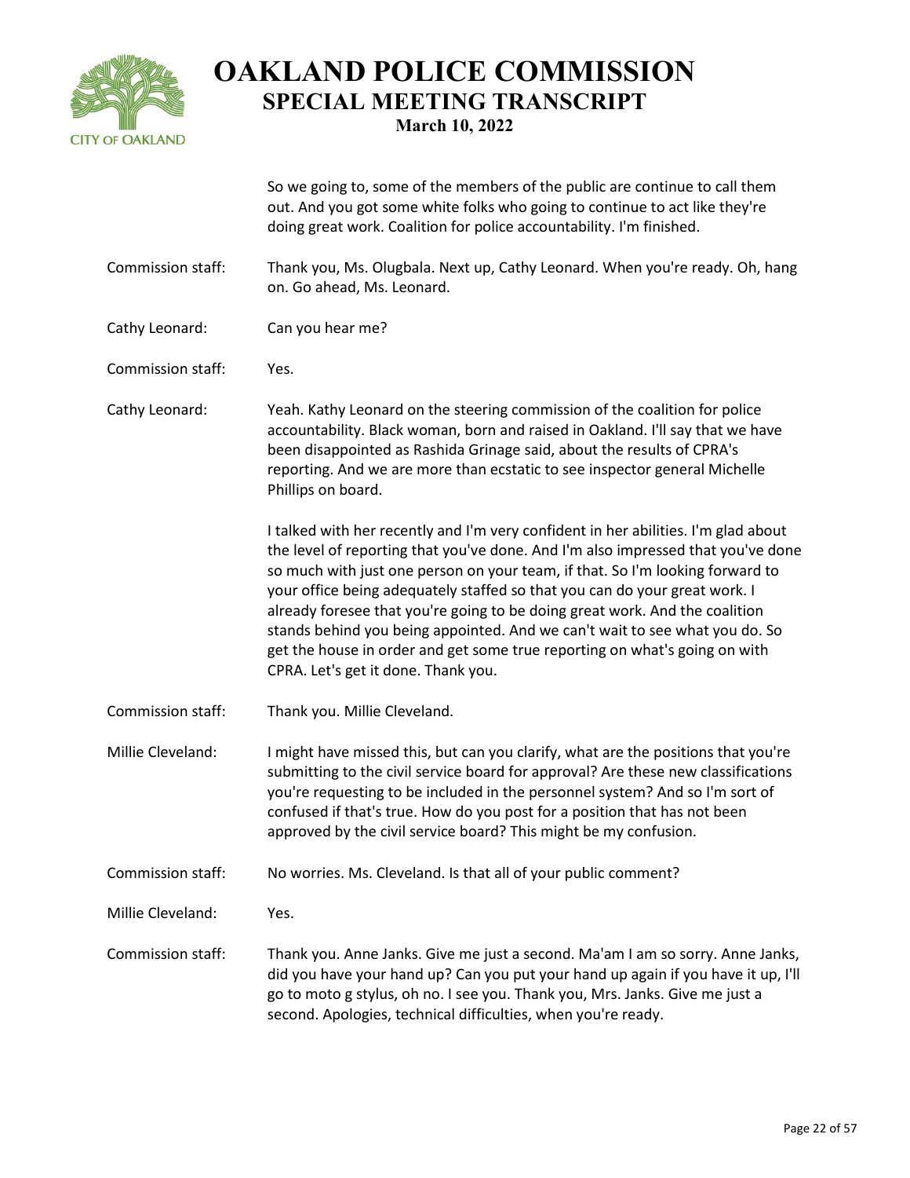So we going to, some of the members of the public are continue to call them out. And you got some white folks who going to continue to act like they're doing great work. Coalition for police accountability. I'm finished.

Commission staff: Thank you, Ms. Olugbala. Next up, Cathy Leonard. When you're ready. Oh, hang on. Go ahead, Ms. Leonard.

Cathy Leonard: Can you hear me?

Commission staff: Yes.

Cathy Leonard: Yeah. Kathy Leonard on the steering commission of the coalition for police accountability. Black woman, born and raised in Oakland. I'll say that we have been disappointed as Rashida Grinage said, about the results of CPRA's reporting. And we are more than ecstatic to see inspector general Michelle Phillips on board.

I talked with her recently and I'm very confident in her abilities. I'm glad about the level of reporting that you've done. And I'm also impressed that you've done so much with just one person on your team, if that. So I'm looking forward to your office being adequately staffed so that you can do your great work. I already foresee that you're going to be doing great work. And the coalition stands behind you being appointed. And we can't wait to see what you do. So get the house in order and get some true reporting on what's going on with CPRA. Let's get it done. Thank you.

Commission staff: Thank you. Millie Cleveland.

Millie Cleveland: I might have missed this, but can you clarify, what are the positions that you're submitting to the civil service board for approval? Are these new classifications you're requesting to be included in the personnel system? And so I'm sort of confused if that's true. How do you post for a position that has not been approved by the civil service board? This might be my confusion.

Commission staff: No worries. Ms. Cleveland. Is that all of your public comment?

Millie Cleveland: Yes.

Commission staff: Thank you. Anne Janks. Give me just a second. Ma'am I am so sorry. Anne Janks, did you have your hand up? Can you put your hand up again if you have it up, I'll go to moto g stylus, oh no. I see you. Thank you, Mrs. Janks. Give me just a second. Apologies, technical difficulties, when you're ready.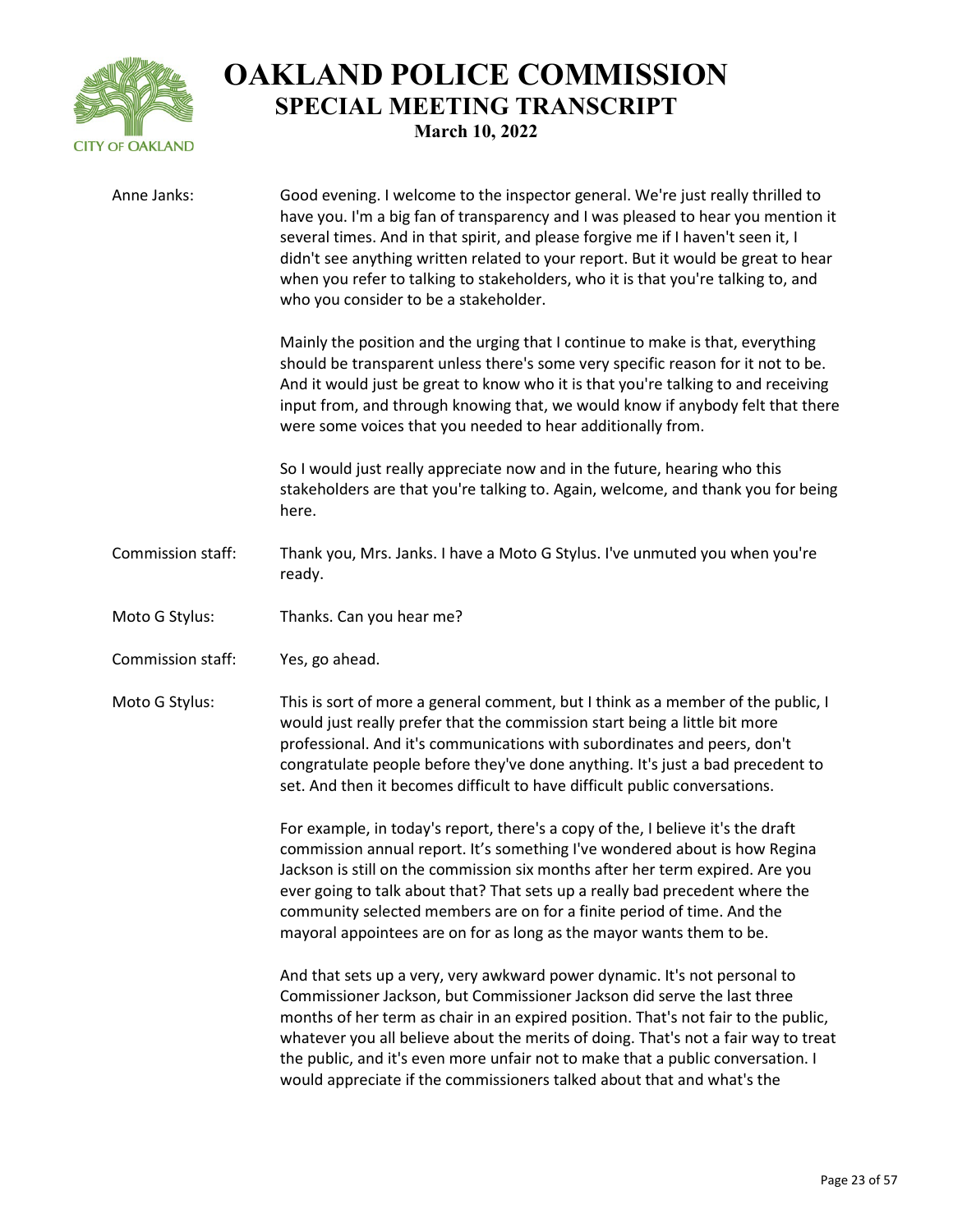**Anne Janks:** Good evening. I welcome to the inspector general. We're just really thrilled to have you. I'm a big fan of transparency and I was pleased to hear you mention it several times. And in that spirit, and please forgive me if I haven't seen it, I didn't see anything written related to your report. But it would be great to hear when you refer to talking to stakeholders, who it is that you're talking to, and who you consider to be a stakeholder.

Mainly the position and the urging that I continue to make is that, everything should be transparent unless there's some very specific reason for it not to be. And it would just be great to know who it is that you're talking to and receiving input from, and through knowing that, we would know if anybody felt that there were some voices that you needed to hear additionally from.

So I would just really appreciate now and in the future, hearing who this stakeholders are that you're talking to. Again, welcome, and thank you for being here.

**Commission staff:** Thank you, Mrs. Janks. I have a Moto G Stylus. I've unmuted you when you're ready.

**Moto G Stylus:** Thanks. Can you hear me?

**Commission staff:** Yes, go ahead.

**Moto G Stylus:** This is sort of more a general comment, but I think as a member of the public, I would just really prefer that the commission start being a little bit more professional. And it's communications with subordinates and peers, don't congratulate people before they've done anything. It's just a bad precedent to set. And then it becomes difficult to have difficult public conversations.

For example, in today's report, there's a copy of the, I believe it's the draft commission annual report. It's something I've wondered about is how Regina Jackson is still on the commission six months after her term expired. Are you ever going to talk about that? That sets up a really bad precedent where the community selected members are on for a finite period of time. And the mayoral appointees are on for as long as the mayor wants them to be.

And that sets up a very, very awkward power dynamic. It's not personal to Commissioner Jackson, but Commissioner Jackson did serve the last three months of her term as chair in an expired position. That's not fair to the public, whatever you all believe about the merits of doing. That's not a fair way to treat the public, and it's even more unfair not to make that a public conversation. I would appreciate if the commissioners talked about that and what's the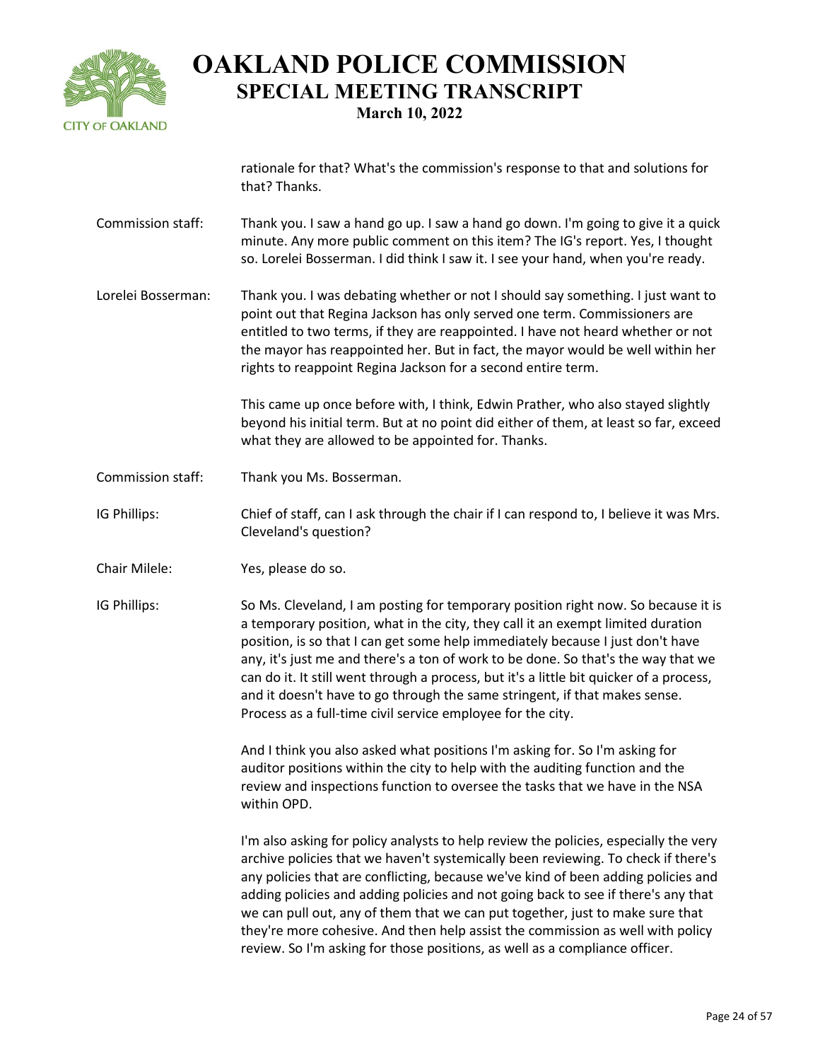rationale for that? What's the commission's response to that and solutions for that? Thanks.

**Commission staff:** Thank you. I saw a hand go up. I saw a hand go down. I'm going to give it a quick minute. Any more public comment on this item? The IG's report. Yes, I thought so. Lorelei Bosserman. I did think I saw it. I see your hand, when you're ready.

**Lorelei Bosserman:** Thank you. I was debating whether or not I should say something. I just want to point out that Regina Jackson has only served one term. Commissioners are entitled to two terms, if they are reappointed. I have not heard whether or not the mayor has reappointed her. But in fact, the mayor would be well within her rights to reappoint Regina Jackson for a second entire term.

This came up once before with, I think, Edwin Prather, who also stayed slightly beyond his initial term. But at no point did either of them, at least so far, exceed what they are allowed to be appointed for. Thanks.

**Commission staff:** Thank you Ms. Bosserman.

**IG Phillips:** Chief of staff, can I ask through the chair if I can respond to, I believe it was Mrs. Cleveland's question?

**Chair Milele:** Yes, please do so.

**IG Phillips:** So Ms. Cleveland, I am posting for temporary position right now. So because it is a temporary position, what in the city, they call it an exempt limited duration position, is so that I can get some help immediately because I just don't have any, it's just me and there's a ton of work to be done. So that's the way that we can do it. It still went through a process, but it's a little bit quicker of a process, and it doesn't have to go through the same stringent, if that makes sense. Process as a full-time civil service employee for the city.

And I think you also asked what positions I'm asking for. So I'm asking for auditor positions within the city to help with the auditing function and the review and inspections function to oversee the tasks that we have in the NSA within OPD.

I'm also asking for policy analysts to help review the policies, especially the very archive policies that we haven't systemically been reviewing. To check if there's any policies that are conflicting, because we've kind of been adding policies and adding policies and adding policies and not going back to see if there's any that we can pull out, any of them that we can put together, just to make sure that they're more cohesive. And then help assist the commission as well with policy review. So I'm asking for those positions, as well as a compliance officer.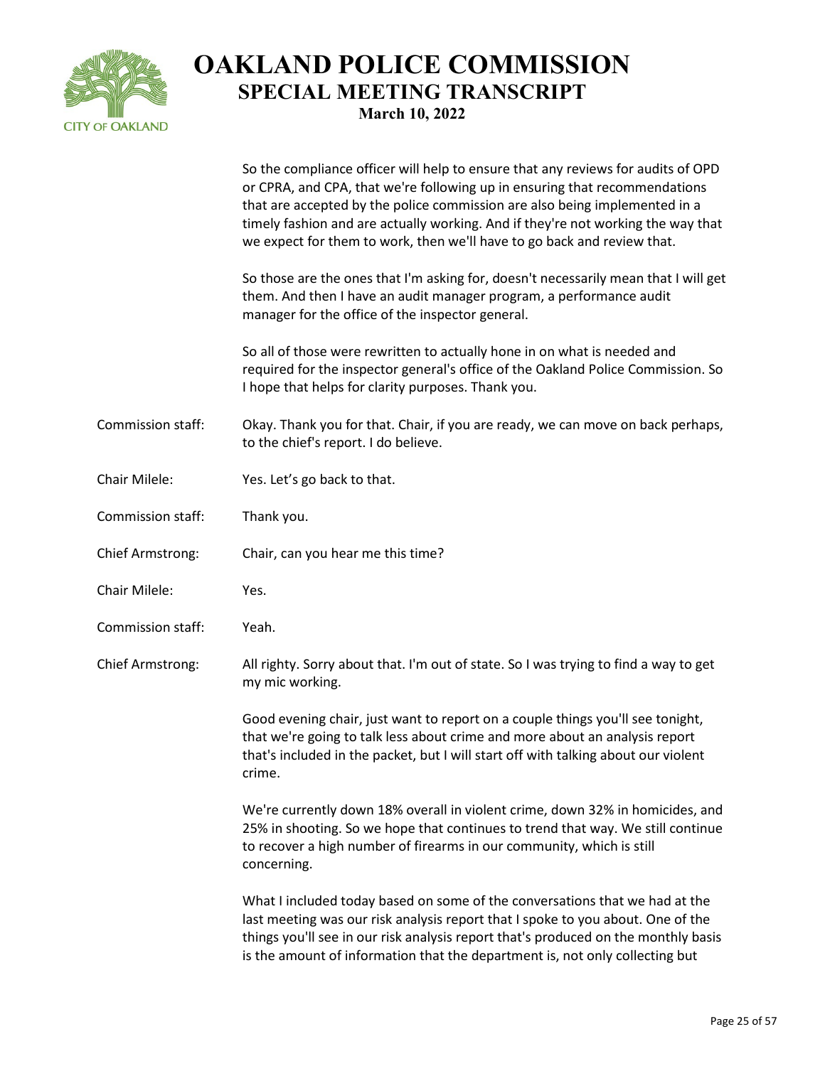So the compliance officer will help to ensure that any reviews for audits of OPD or CPRA, and CPA, that we're following up in ensuring that recommendations that are accepted by the police commission are also being implemented in a timely fashion and are actually working. And if they're not working the way that we expect for them to work, then we'll have to go back and review that.

So those are the ones that I'm asking for, doesn't necessarily mean that I will get them. And then I have an audit manager program, a performance audit manager for the office of the inspector general.

So all of those were rewritten to actually hone in on what is needed and required for the inspector general's office of the Oakland Police Commission. So I hope that helps for clarity purposes. Thank you.

**Commission staff:** Okay. Thank you for that. Chair, if you are ready, we can move on back perhaps, to the chief's report. I do believe.

**Chair Milele:** Yes. Let's go back to that.

**Commission staff:** Thank you.

**Chief Armstrong:** Chair, can you hear me this time?

**Chair Milele:** Yes.

**Commission staff:** Yeah.

**Chief Armstrong:** All righty. Sorry about that. I'm out of state. So I was trying to find a way to get my mic working.

Good evening chair, just want to report on a couple things you'll see tonight, that we're going to talk less about crime and more about an analysis report that's included in the packet, but I will start off with talking about our violent crime.

We're currently down 18% overall in violent crime, down 32% in homicides, and 25% in shooting. So we hope that continues to trend that way. We still continue to recover a high number of firearms in our community, which is still concerning.

What I included today based on some of the conversations that we had at the last meeting was our risk analysis report that I spoke to you about. One of the things you'll see in our risk analysis report that's produced on the monthly basis is the amount of information that the department is, not only collecting but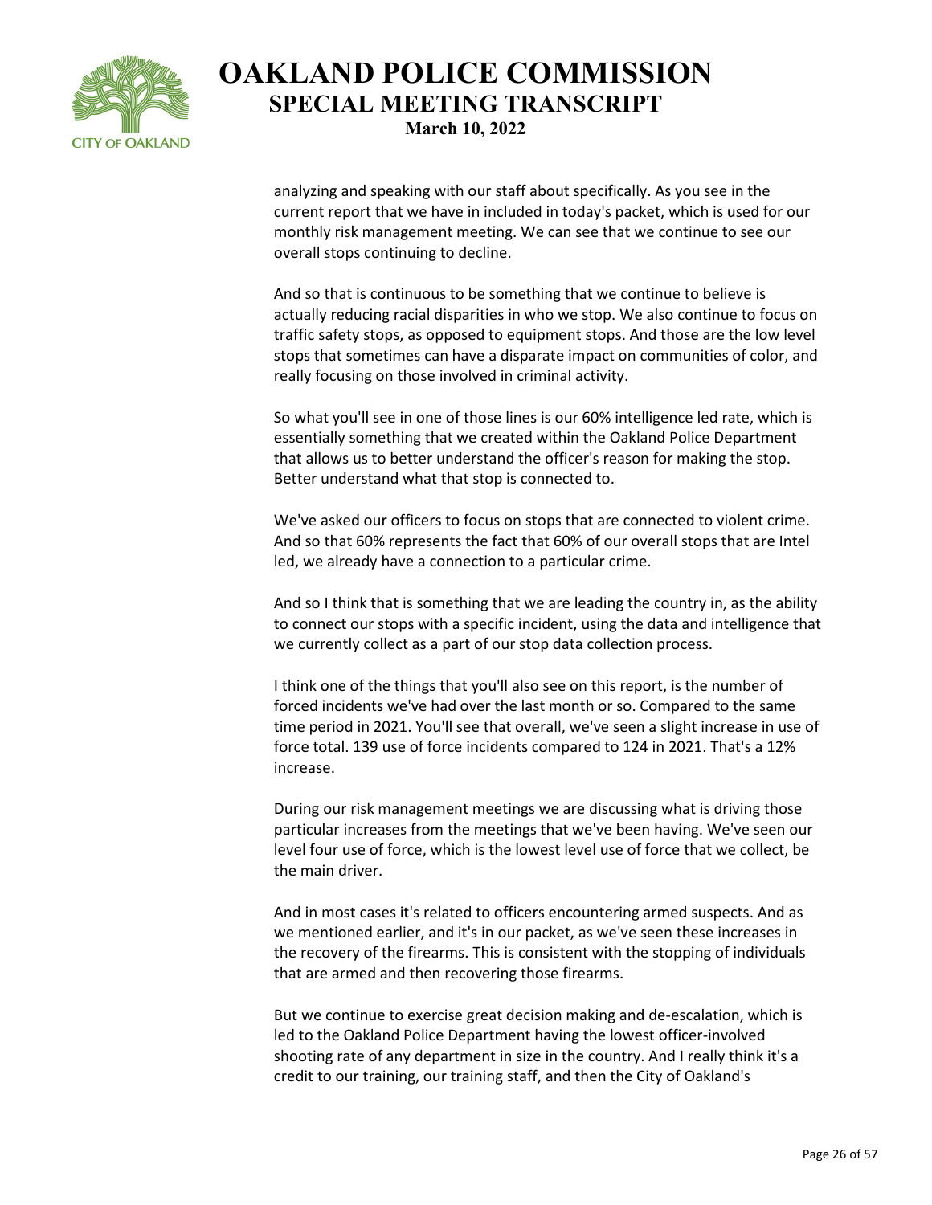analyzing and speaking with our staff about specifically. As you see in the current report that we have in included in today's packet, which is used for our monthly risk management meeting. We can see that we continue to see our overall stops continuing to decline.

And so that is continuous to be something that we continue to believe is actually reducing racial disparities in who we stop. We also continue to focus on traffic safety stops, as opposed to equipment stops. And those are the low level stops that sometimes can have a disparate impact on communities of color, and really focusing on those involved in criminal activity.

So what you'll see in one of those lines is our 60% intelligence led rate, which is essentially something that we created within the Oakland Police Department that allows us to better understand the officer's reason for making the stop. Better understand what that stop is connected to.

We've asked our officers to focus on stops that are connected to violent crime. And so that 60% represents the fact that 60% of our overall stops that are Intel led, we already have a connection to a particular crime.

And so I think that is something that we are leading the country in, as the ability to connect our stops with a specific incident, using the data and intelligence that we currently collect as a part of our stop data collection process.

I think one of the things that you'll also see on this report, is the number of forced incidents we've had over the last month or so. Compared to the same time period in 2021. You'll see that overall, we've seen a slight increase in use of force total. 139 use of force incidents compared to 124 in 2021. That's a 12% increase.

During our risk management meetings we are discussing what is driving those particular increases from the meetings that we've been having. We've seen our level four use of force, which is the lowest level use of force that we collect, be the main driver.

And in most cases it's related to officers encountering armed suspects. And as we mentioned earlier, and it's in our packet, as we've seen these increases in the recovery of the firearms. This is consistent with the stopping of individuals that are armed and then recovering those firearms.

But we continue to exercise great decision making and de-escalation, which is led to the Oakland Police Department having the lowest officer-involved shooting rate of any department in size in the country. And I really think it's a credit to our training, our training staff, and then the City of Oakland's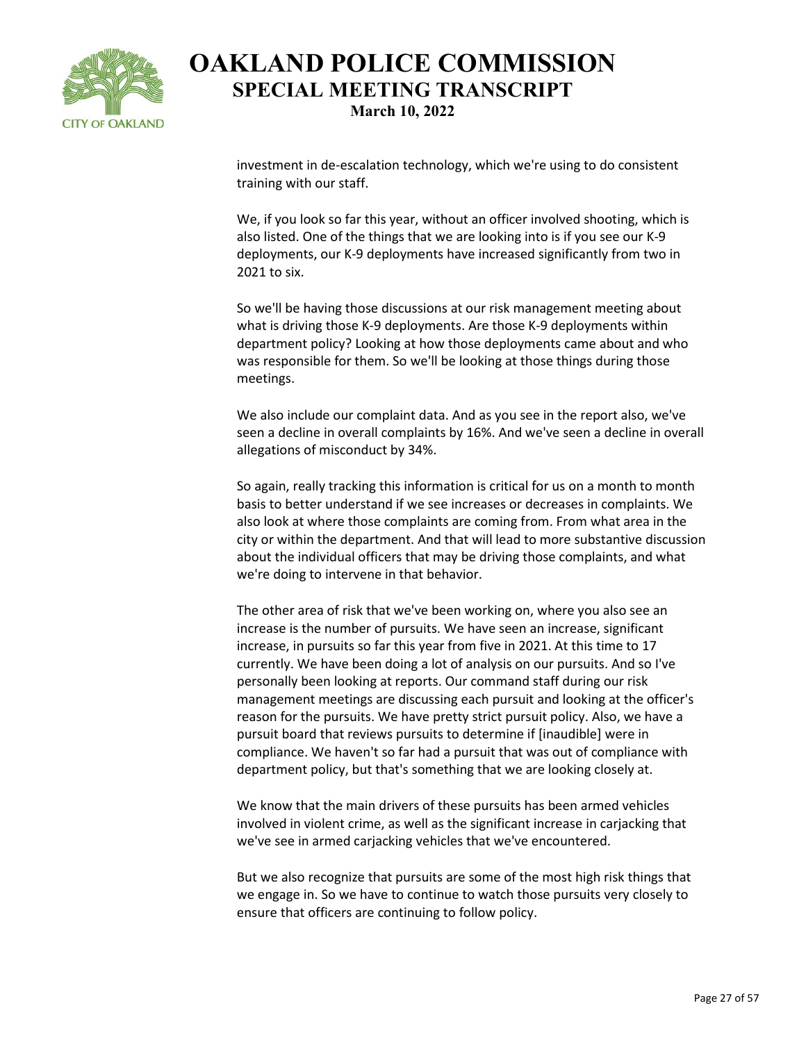investment in de-escalation technology, which we're using to do consistent training with our staff.

We, if you look so far this year, without an officer involved shooting, which is also listed. One of the things that we are looking into is if you see our K-9 deployments, our K-9 deployments have increased significantly from two in 2021 to six.

So we'll be having those discussions at our risk management meeting about what is driving those K-9 deployments. Are those K-9 deployments within department policy? Looking at how those deployments came about and who was responsible for them. So we'll be looking at those things during those meetings.

We also include our complaint data. And as you see in the report also, we've seen a decline in overall complaints by 16%. And we've seen a decline in overall allegations of misconduct by 34%.

So again, really tracking this information is critical for us on a month to month basis to better understand if we see increases or decreases in complaints. We also look at where those complaints are coming from. From what area in the city or within the department. And that will lead to more substantive discussion about the individual officers that may be driving those complaints, and what we're doing to intervene in that behavior.

The other area of risk that we've been working on, where you also see an increase is the number of pursuits. We have seen an increase, significant increase, in pursuits so far this year from five in 2021. At this time to 17 currently. We have been doing a lot of analysis on our pursuits. And so I've personally been looking at reports. Our command staff during our risk management meetings are discussing each pursuit and looking at the officer's reason for the pursuits. We have pretty strict pursuit policy. Also, we have a pursuit board that reviews pursuits to determine if [inaudible] were in compliance. We haven't so far had a pursuit that was out of compliance with department policy, but that's something that we are looking closely at.

We know that the main drivers of these pursuits has been armed vehicles involved in violent crime, as well as the significant increase in carjacking that we've see in armed carjacking vehicles that we've encountered.

But we also recognize that pursuits are some of the most high risk things that we engage in. So we have to continue to watch those pursuits very closely to ensure that officers are continuing to follow policy.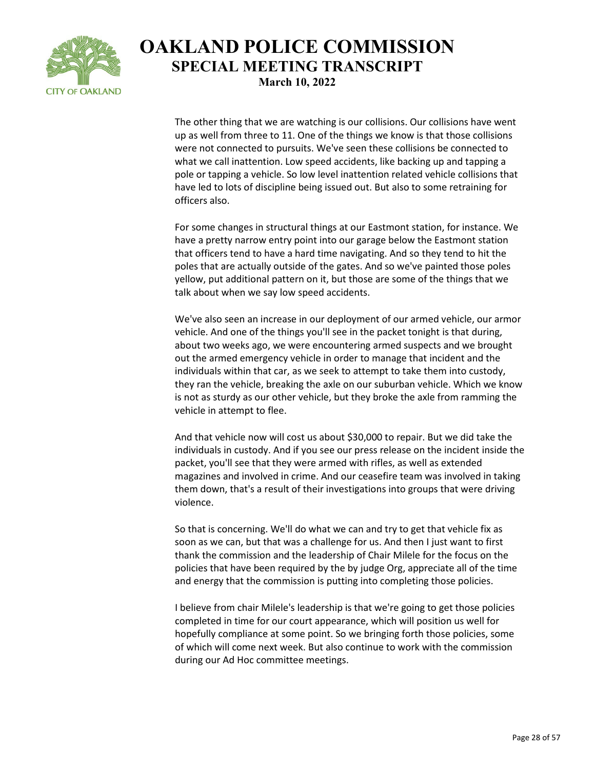The other thing that we are watching is our collisions. Our collisions have went up as well from three to 11. One of the things we know is that those collisions were not connected to pursuits. We've seen these collisions be connected to what we call inattention. Low speed accidents, like backing up and tapping a pole or tapping a vehicle. So low level inattention related vehicle collisions that have led to lots of discipline being issued out. But also to some retraining for officers also.

For some changes in structural things at our Eastmont station, for instance. We have a pretty narrow entry point into our garage below the Eastmont station that officers tend to have a hard time navigating. And so they tend to hit the poles that are actually outside of the gates. And so we've painted those poles yellow, put additional pattern on it, but those are some of the things that we talk about when we say low speed accidents.

We've also seen an increase in our deployment of our armed vehicle, our armor vehicle. And one of the things you'll see in the packet tonight is that during, about two weeks ago, we were encountering armed suspects and we brought out the armed emergency vehicle in order to manage that incident and the individuals within that car, as we seek to attempt to take them into custody, they ran the vehicle, breaking the axle on our suburban vehicle. Which we know is not as sturdy as our other vehicle, but they broke the axle from ramming the vehicle in attempt to flee.

And that vehicle now will cost us about $30,000 to repair. But we did take the individuals in custody. And if you see our press release on the incident inside the packet, you'll see that they were armed with rifles, as well as extended magazines and involved in crime. And our ceasefire team was involved in taking them down, that's a result of their investigations into groups that were driving violence.

So that is concerning. We'll do what we can and try to get that vehicle fix as soon as we can, but that was a challenge for us. And then I just want to first thank the commission and the leadership of Chair Milele for the focus on the policies that have been required by the by judge Org, appreciate all of the time and energy that the commission is putting into completing those policies.

I believe from chair Milele's leadership is that we're going to get those policies completed in time for our court appearance, which will position us well for hopefully compliance at some point. So we bringing forth those policies, some of which will come next week. But also continue to work with the commission during our Ad Hoc committee meetings.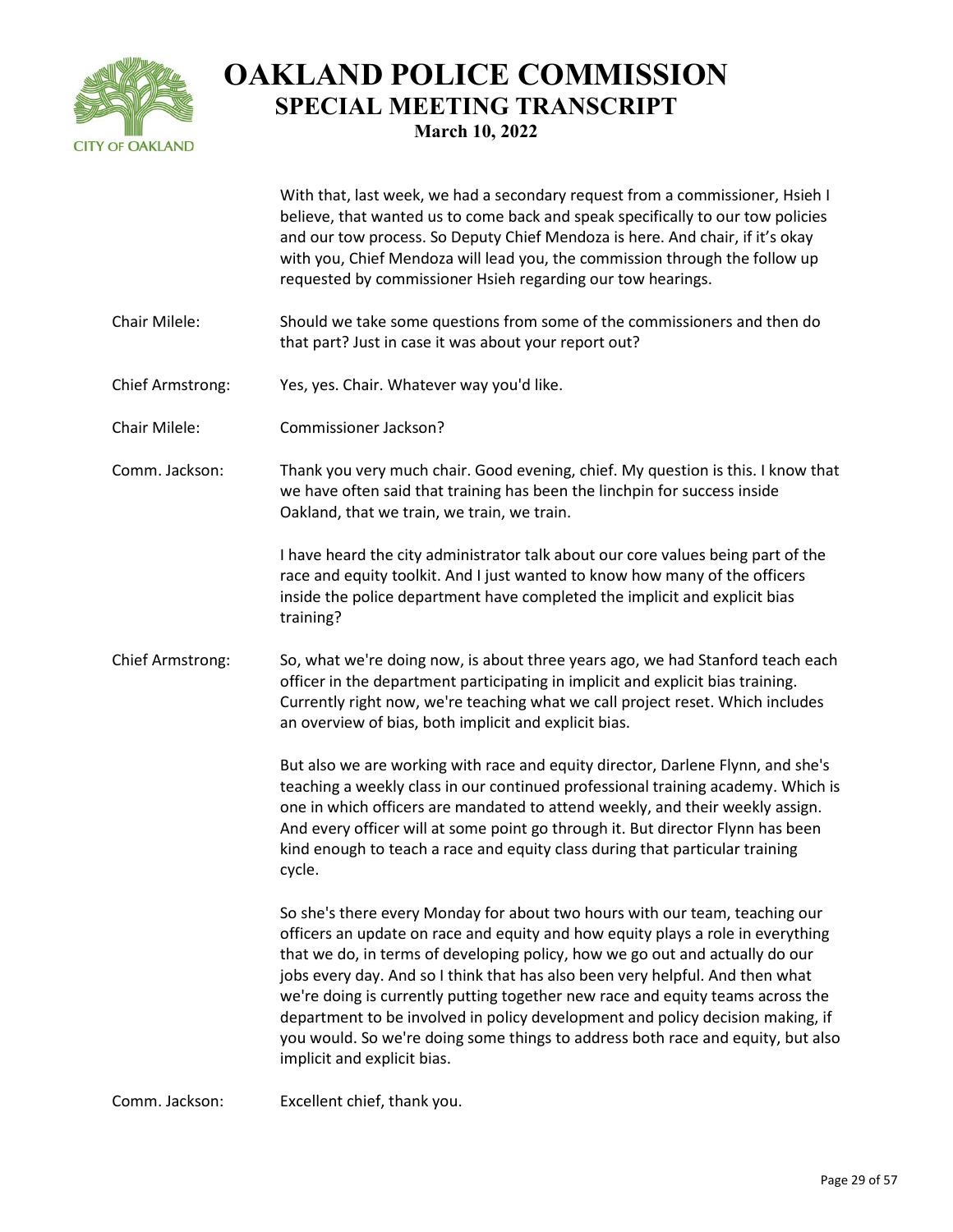With that, last week, we had a secondary request from a commissioner, Hsieh I believe, that wanted us to come back and speak specifically to our tow policies and our tow process. So Deputy Chief Mendoza is here. And chair, if it's okay with you, Chief Mendoza will lead you, the commission through the follow up requested by commissioner Hsieh regarding our tow hearings.

**Chair Milele:** Should we take some questions from some of the commissioners and then do that part? Just in case it was about your report out?

**Chief Armstrong:** Yes, yes. Chair. Whatever way you'd like.

**Chair Milele:** Commissioner Jackson?

**Comm. Jackson:** Thank you very much chair. Good evening, chief. My question is this. I know that we have often said that training has been the linchpin for success inside Oakland, that we train, we train, we train.

I have heard the city administrator talk about our core values being part of the race and equity toolkit. And I just wanted to know how many of the officers inside the police department have completed the implicit and explicit bias training?

**Chief Armstrong:** So, what we're doing now, is about three years ago, we had Stanford teach each officer in the department participating in implicit and explicit bias training. Currently right now, we're teaching what we call project reset. Which includes an overview of bias, both implicit and explicit bias.

But also we are working with race and equity director, Darlene Flynn, and she's teaching a weekly class in our continued professional training academy. Which is one in which officers are mandated to attend weekly, and their weekly assign. And every officer will at some point go through it. But director Flynn has been kind enough to teach a race and equity class during that particular training cycle.

So she's there every Monday for about two hours with our team, teaching our officers an update on race and equity and how equity plays a role in everything that we do, in terms of developing policy, how we go out and actually do our jobs every day. And so I think that has also been very helpful. And then what we're doing is currently putting together new race and equity teams across the department to be involved in policy development and policy decision making, if you would. So we're doing some things to address both race and equity, but also implicit and explicit bias.

**Comm. Jackson:** Excellent chief, thank you.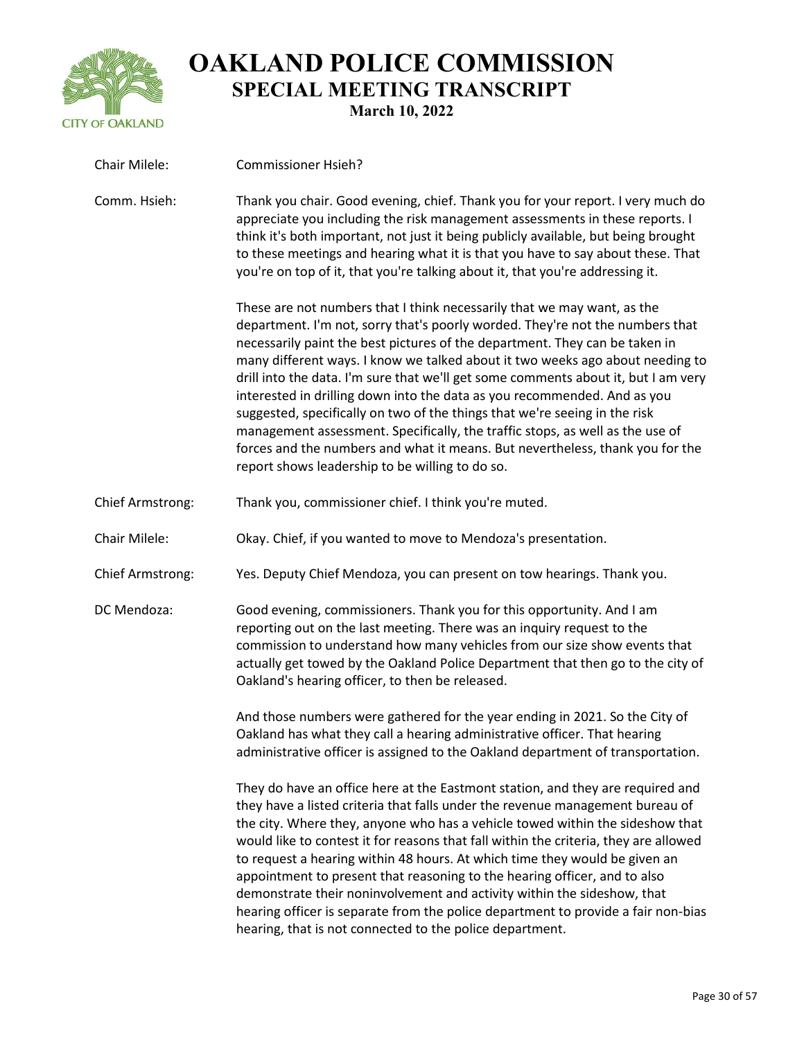Chair Milele: Commissioner Hsieh?

Comm. Hsieh: Thank you chair. Good evening, chief. Thank you for your report. I very much do appreciate you including the risk management assessments in these reports. I think it's both important, not just it being publicly available, but being brought to these meetings and hearing what it is that you have to say about these. That you're on top of it, that you're talking about it, that you're addressing it.

These are not numbers that I think necessarily that we may want, as the department. I'm not, sorry that's poorly worded. They're not the numbers that necessarily paint the best pictures of the department. They can be taken in many different ways. I know we talked about it two weeks ago about needing to drill into the data. I'm sure that we'll get some comments about it, but I am very interested in drilling down into the data as you recommended. And as you suggested, specifically on two of the things that we're seeing in the risk management assessment. Specifically, the traffic stops, as well as the use of forces and the numbers and what it means. But nevertheless, thank you for the report shows leadership to be willing to do so.

Chief Armstrong: Thank you, commissioner chief. I think you're muted.

Chair Milele: Okay. Chief, if you wanted to move to Mendoza's presentation.

Chief Armstrong: Yes. Deputy Chief Mendoza, you can present on tow hearings. Thank you.

DC Mendoza: Good evening, commissioners. Thank you for this opportunity. And I am reporting out on the last meeting. There was an inquiry request to the commission to understand how many vehicles from our size show events that actually get towed by the Oakland Police Department that then go to the city of Oakland's hearing officer, to then be released.

And those numbers were gathered for the year ending in 2021. So the City of Oakland has what they call a hearing administrative officer. That hearing administrative officer is assigned to the Oakland department of transportation.

They do have an office here at the Eastmont station, and they are required and they have a listed criteria that falls under the revenue management bureau of the city. Where they, anyone who has a vehicle towed within the sideshow that would like to contest it for reasons that fall within the criteria, they are allowed to request a hearing within 48 hours. At which time they would be given an appointment to present that reasoning to the hearing officer, and to also demonstrate their noninvolvement and activity within the sideshow, that hearing officer is separate from the police department to provide a fair non-bias hearing, that is not connected to the police department.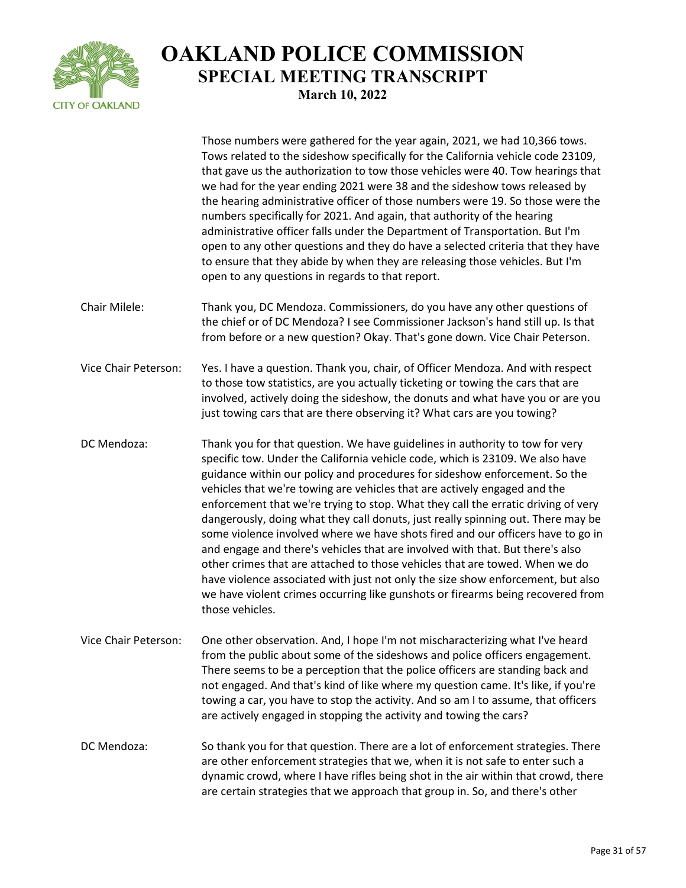Those numbers were gathered for the year again, 2021, we had 10,366 tows. Tows related to the sideshow specifically for the California vehicle code 23109, that gave us the authorization to tow those vehicles were 40. Tow hearings that we had for the year ending 2021 were 38 and the sideshow tows released by the hearing administrative officer of those numbers were 19. So those were the numbers specifically for 2021. And again, that authority of the hearing administrative officer falls under the Department of Transportation. But I'm open to any other questions and they do have a selected criteria that they have to ensure that they abide by when they are releasing those vehicles. But I'm open to any questions in regards to that report.

Chair Milele: Thank you, DC Mendoza. Commissioners, do you have any other questions of the chief or of DC Mendoza? I see Commissioner Jackson's hand still up. Is that from before or a new question? Okay. That's gone down. Vice Chair Peterson.

Vice Chair Peterson: Yes. I have a question. Thank you, chair, of Officer Mendoza. And with respect to those tow statistics, are you actually ticketing or towing the cars that are involved, actively doing the sideshow, the donuts and what have you or are you just towing cars that are there observing it? What cars are you towing?

DC Mendoza: Thank you for that question. We have guidelines in authority to tow for very specific tow. Under the California vehicle code, which is 23109. We also have guidance within our policy and procedures for sideshow enforcement. So the vehicles that we're towing are vehicles that are actively engaged and the enforcement that we're trying to stop. What they call the erratic driving of very dangerously, doing what they call donuts, just really spinning out. There may be some violence involved where we have shots fired and our officers have to go in and engage and there's vehicles that are involved with that. But there's also other crimes that are attached to those vehicles that are towed. When we do have violence associated with just not only the size show enforcement, but also we have violent crimes occurring like gunshots or firearms being recovered from those vehicles.

Vice Chair Peterson: One other observation. And, I hope I'm not mischaracterizing what I've heard from the public about some of the sideshows and police officers engagement. There seems to be a perception that the police officers are standing back and not engaged. And that's kind of like where my question came. It's like, if you're towing a car, you have to stop the activity. And so am I to assume, that officers are actively engaged in stopping the activity and towing the cars?

DC Mendoza: So thank you for that question. There are a lot of enforcement strategies. There are other enforcement strategies that we, when it is not safe to enter such a dynamic crowd, where I have rifles being shot in the air within that crowd, there are certain strategies that we approach that group in. So, and there's other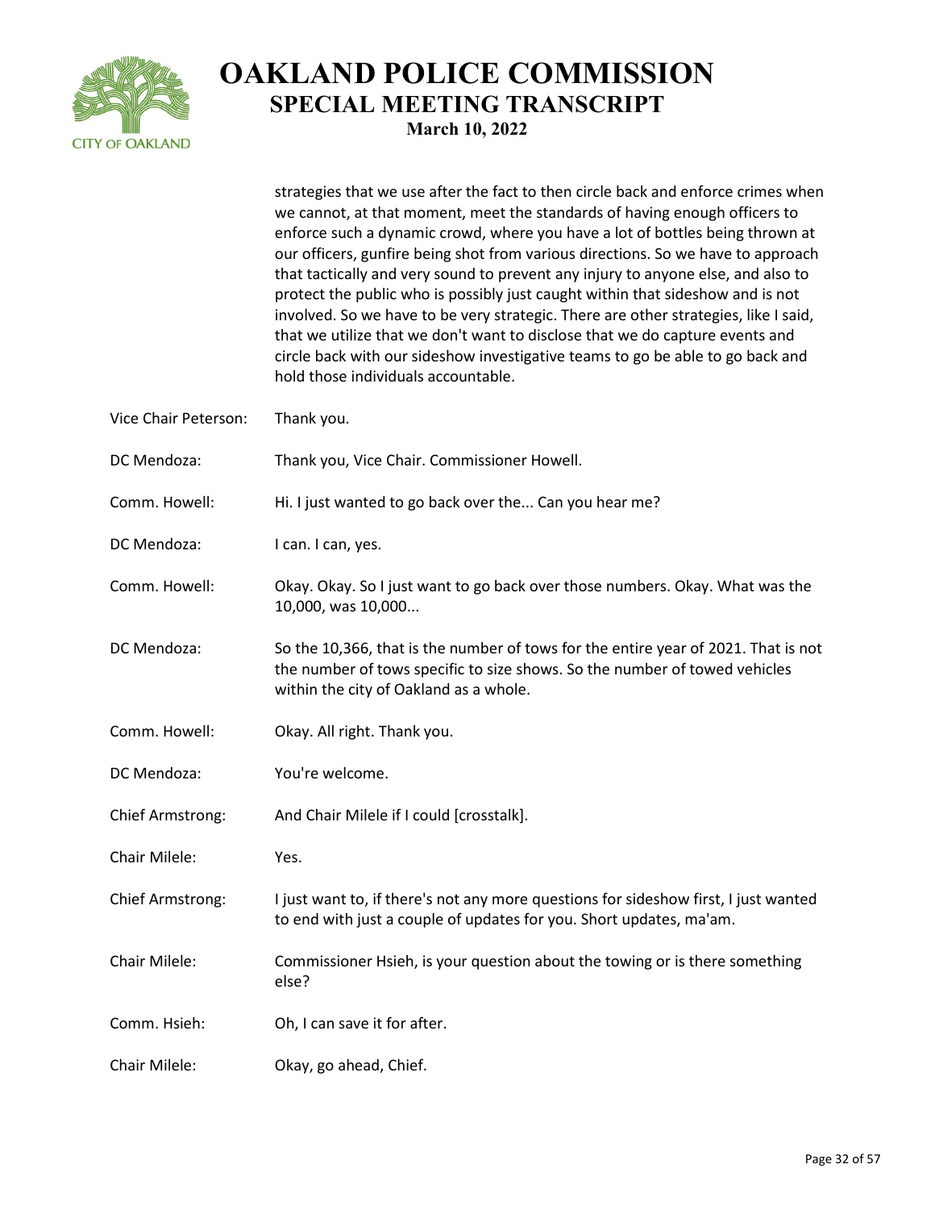strategies that we use after the fact to then circle back and enforce crimes when we cannot, at that moment, meet the standards of having enough officers to enforce such a dynamic crowd, where you have a lot of bottles being thrown at our officers, gunfire being shot from various directions. So we have to approach that tactically and very sound to prevent any injury to anyone else, and also to protect the public who is possibly just caught within that sideshow and is not involved. So we have to be very strategic. There are other strategies, like I said, that we utilize that we don't want to disclose that we do capture events and circle back with our sideshow investigative teams to go be able to go back and hold those individuals accountable.

Vice Chair Peterson: Thank you.

DC Mendoza: Thank you, Vice Chair. Commissioner Howell.

Comm. Howell: Hi. I just wanted to go back over the... Can you hear me?

DC Mendoza: I can. I can, yes.

Comm. Howell: Okay. Okay. So I just want to go back over those numbers. Okay. What was the 10,000, was 10,000...

DC Mendoza: So the 10,366, that is the number of tows for the entire year of 2021. That is not the number of tows specific to size shows. So the number of towed vehicles within the city of Oakland as a whole.

Comm. Howell: Okay. All right. Thank you.

DC Mendoza: You're welcome.

Chief Armstrong: And Chair Milele if I could [crosstalk].

Chair Milele: Yes.

Chief Armstrong: I just want to, if there's not any more questions for sideshow first, I just wanted to end with just a couple of updates for you. Short updates, ma'am.

Chair Milele: Commissioner Hsieh, is your question about the towing or is there something else?

Comm. Hsieh: Oh, I can save it for after.

Chair Milele: Okay, go ahead, Chief.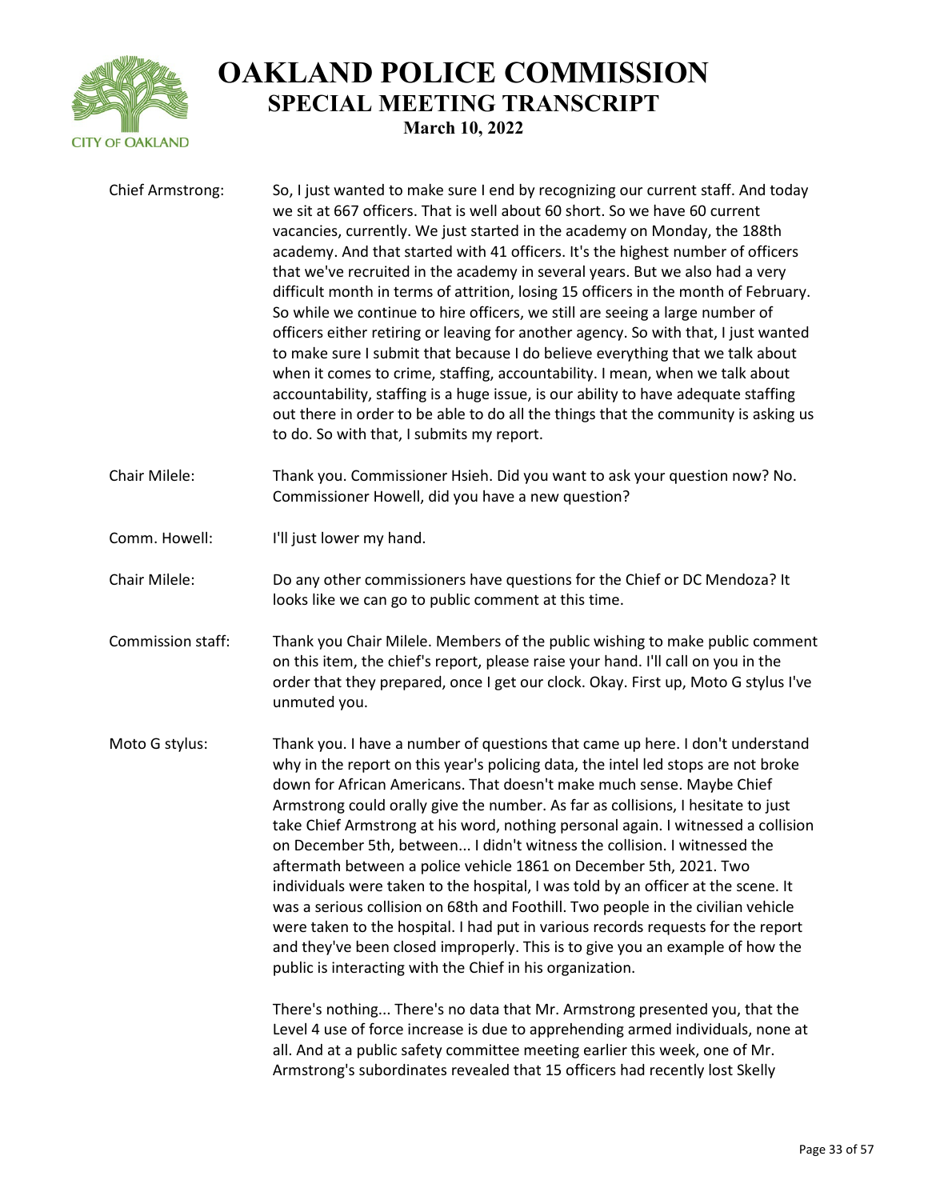**Chief Armstrong:** So, I just wanted to make sure I end by recognizing our current staff. And today we sit at 667 officers. That is well about 60 short. So we have 60 current vacancies, currently. We just started in the academy on Monday, the 188th academy. And that started with 41 officers. It's the highest number of officers that we've recruited in the academy in several years. But we also had a very difficult month in terms of attrition, losing 15 officers in the month of February. So while we continue to hire officers, we still are seeing a large number of officers either retiring or leaving for another agency. So with that, I just wanted to make sure I submit that because I do believe everything that we talk about when it comes to crime, staffing, accountability. I mean, when we talk about accountability, staffing is a huge issue, is our ability to have adequate staffing out there in order to be able to do all the things that the community is asking us to do. So with that, I submits my report.

**Chair Milele:** Thank you. Commissioner Hsieh. Did you want to ask your question now? No. Commissioner Howell, did you have a new question?

**Comm. Howell:** I'll just lower my hand.

**Chair Milele:** Do any other commissioners have questions for the Chief or DC Mendoza? It looks like we can go to public comment at this time.

**Commission staff:** Thank you Chair Milele. Members of the public wishing to make public comment on this item, the chief's report, please raise your hand. I'll call on you in the order that they prepared, once I get our clock. Okay. First up, Moto G stylus I've unmuted you.

**Moto G stylus:** Thank you. I have a number of questions that came up here. I don't understand why in the report on this year's policing data, the intel led stops are not broke down for African Americans. That doesn't make much sense. Maybe Chief Armstrong could orally give the number. As far as collisions, I hesitate to just take Chief Armstrong at his word, nothing personal again. I witnessed a collision on December 5th, between... I didn't witness the collision. I witnessed the aftermath between a police vehicle 1861 on December 5th, 2021. Two individuals were taken to the hospital, I was told by an officer at the scene. It was a serious collision on 68th and Foothill. Two people in the civilian vehicle were taken to the hospital. I had put in various records requests for the report and they've been closed improperly. This is to give you an example of how the public is interacting with the Chief in his organization.

There's nothing... There's no data that Mr. Armstrong presented you, that the Level 4 use of force increase is due to apprehending armed individuals, none at all. And at a public safety committee meeting earlier this week, one of Mr. Armstrong's subordinates revealed that 15 officers had recently lost Skelly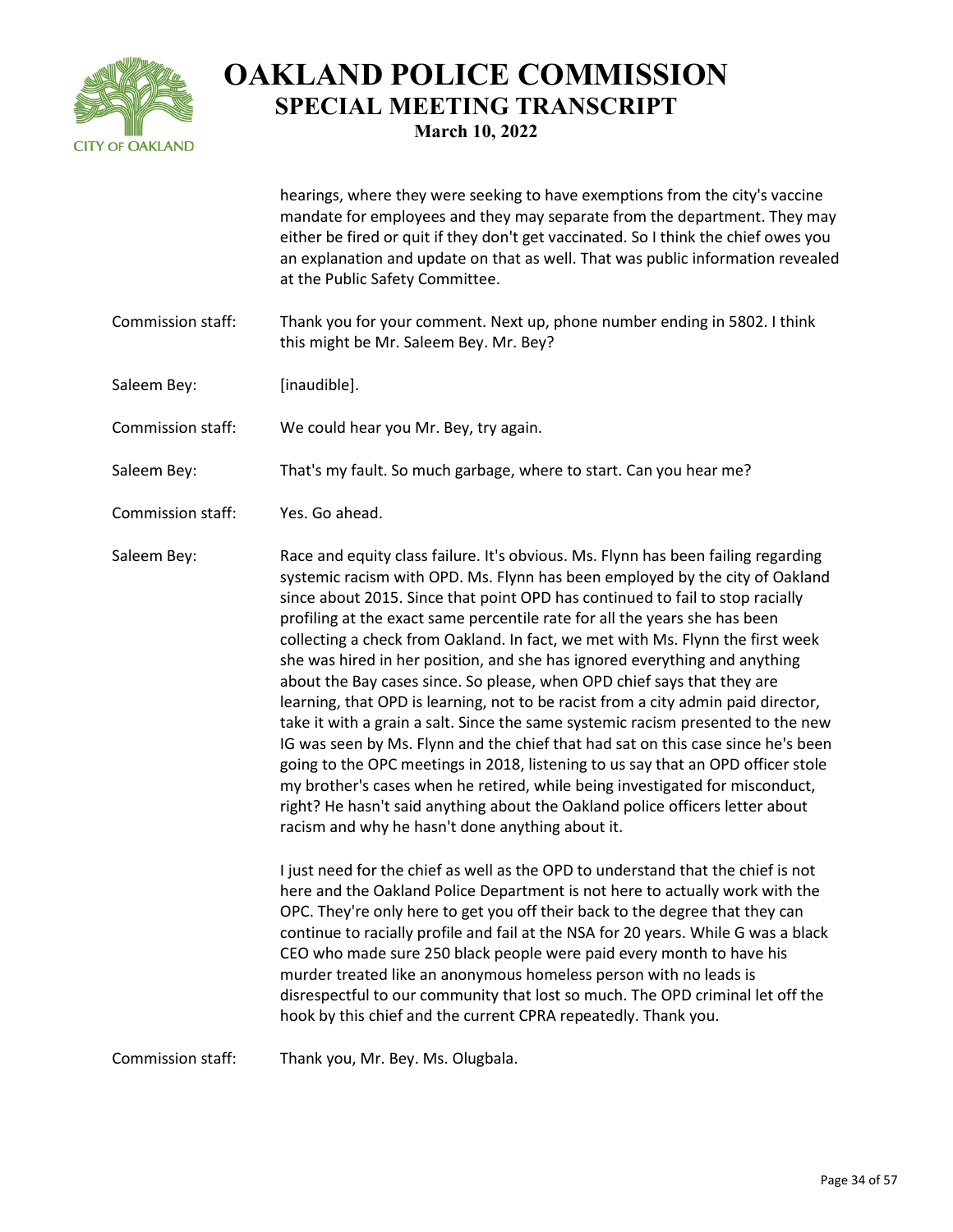hearings, where they were seeking to have exemptions from the city's vaccine mandate for employees and they may separate from the department. They may either be fired or quit if they don't get vaccinated. So I think the chief owes you an explanation and update on that as well. That was public information revealed at the Public Safety Committee.

Commission staff: Thank you for your comment. Next up, phone number ending in 5802. I think this might be Mr. Saleem Bey. Mr. Bey?

Saleem Bey: [inaudible].

Commission staff: We could hear you Mr. Bey, try again.

Saleem Bey: That's my fault. So much garbage, where to start. Can you hear me?

Commission staff: Yes. Go ahead.

Saleem Bey: Race and equity class failure. It's obvious. Ms. Flynn has been failing regarding systemic racism with OPD. Ms. Flynn has been employed by the city of Oakland since about 2015. Since that point OPD has continued to fail to stop racially profiling at the exact same percentile rate for all the years she has been collecting a check from Oakland. In fact, we met with Ms. Flynn the first week she was hired in her position, and she has ignored everything and anything about the Bay cases since. So please, when OPD chief says that they are learning, that OPD is learning, not to be racist from a city admin paid director, take it with a grain a salt. Since the same systemic racism presented to the new IG was seen by Ms. Flynn and the chief that had sat on this case since he's been going to the OPC meetings in 2018, listening to us say that an OPD officer stole my brother's cases when he retired, while being investigated for misconduct, right? He hasn't said anything about the Oakland police officers letter about racism and why he hasn't done anything about it.

I just need for the chief as well as the OPD to understand that the chief is not here and the Oakland Police Department is not here to actually work with the OPC. They're only here to get you off their back to the degree that they can continue to racially profile and fail at the NSA for 20 years. While G was a black CEO who made sure 250 black people were paid every month to have his murder treated like an anonymous homeless person with no leads is disrespectful to our community that lost so much. The OPD criminal let off the hook by this chief and the current CPRA repeatedly. Thank you.

Commission staff: Thank you, Mr. Bey. Ms. Olugbala.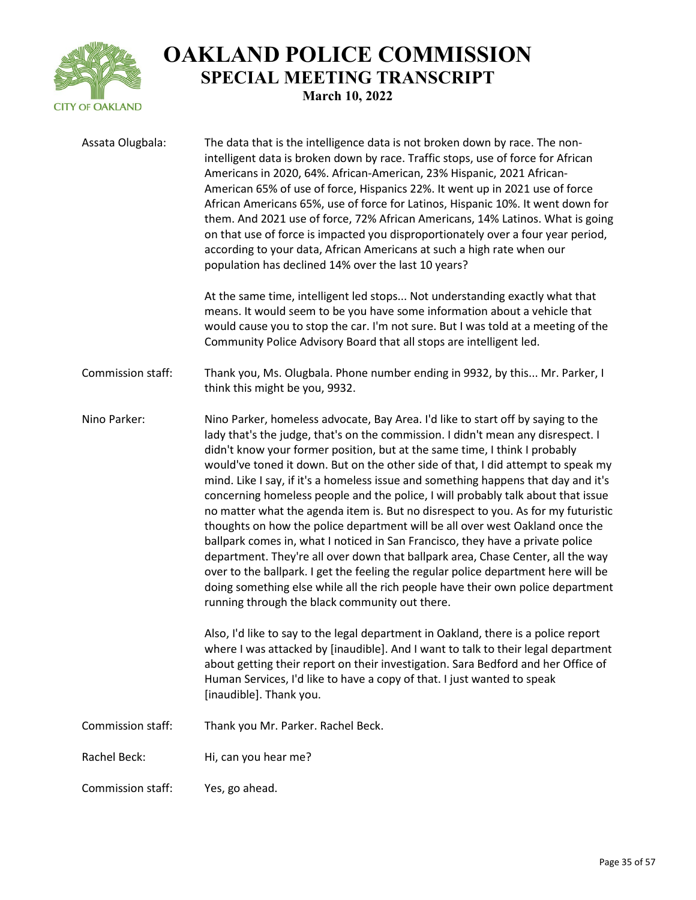Assata Olugbala: The data that is the intelligence data is not broken down by race. The non-intelligent data is broken down by race. Traffic stops, use of force for African Americans in 2020, 64%. African-American, 23% Hispanic, 2021 African-American 65% of use of force, Hispanics 22%. It went up in 2021 use of force African Americans 65%, use of force for Latinos, Hispanic 10%. It went down for them. And 2021 use of force, 72% African Americans, 14% Latinos. What is going on that use of force is impacted you disproportionately over a four year period, according to your data, African Americans at such a high rate when our population has declined 14% over the last 10 years?

At the same time, intelligent led stops... Not understanding exactly what that means. It would seem to be you have some information about a vehicle that would cause you to stop the car. I'm not sure. But I was told at a meeting of the Community Police Advisory Board that all stops are intelligent led.

Commission staff: Thank you, Ms. Olugbala. Phone number ending in 9932, by this... Mr. Parker, I think this might be you, 9932.

Nino Parker: Nino Parker, homeless advocate, Bay Area. I'd like to start off by saying to the lady that's the judge, that's on the commission. I didn't mean any disrespect. I didn't know your former position, but at the same time, I think I probably would've toned it down. But on the other side of that, I did attempt to speak my mind. Like I say, if it's a homeless issue and something happens that day and it's concerning homeless people and the police, I will probably talk about that issue no matter what the agenda item is. But no disrespect to you. As for my futuristic thoughts on how the police department will be all over west Oakland once the ballpark comes in, what I noticed in San Francisco, they have a private police department. They're all over down that ballpark area, Chase Center, all the way over to the ballpark. I get the feeling the regular police department here will be doing something else while all the rich people have their own police department running through the black community out there.

Also, I'd like to say to the legal department in Oakland, there is a police report where I was attacked by [inaudible]. And I want to talk to their legal department about getting their report on their investigation. Sara Bedford and her Office of Human Services, I'd like to have a copy of that. I just wanted to speak [inaudible]. Thank you.

Commission staff: Thank you Mr. Parker. Rachel Beck.

Rachel Beck: Hi, can you hear me?

Commission staff: Yes, go ahead.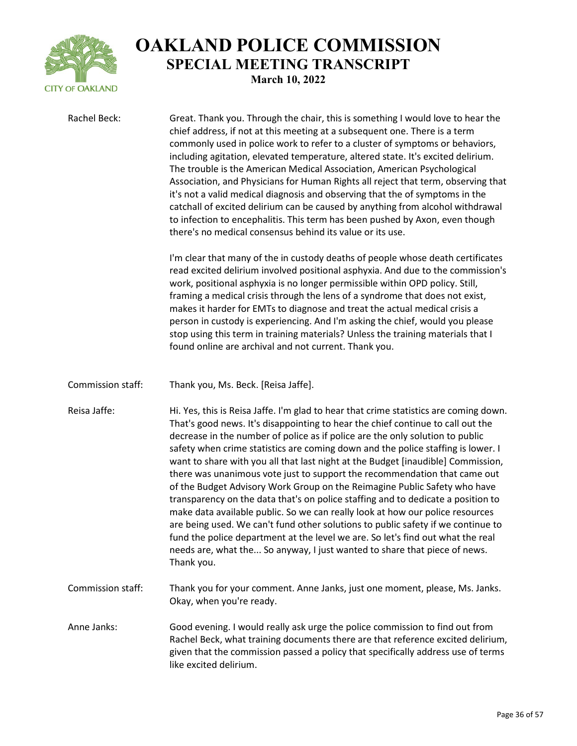Rachel Beck: Great. Thank you. Through the chair, this is something I would love to hear the chief address, if not at this meeting at a subsequent one. There is a term commonly used in police work to refer to a cluster of symptoms or behaviors, including agitation, elevated temperature, altered state. It's excited delirium. The trouble is the American Medical Association, American Psychological Association, and Physicians for Human Rights all reject that term, observing that it's not a valid medical diagnosis and observing that the of symptoms in the catchall of excited delirium can be caused by anything from alcohol withdrawal to infection to encephalitis. This term has been pushed by Axon, even though there's no medical consensus behind its value or its use.

I'm clear that many of the in custody deaths of people whose death certificates read excited delirium involved positional asphyxia. And due to the commission's work, positional asphyxia is no longer permissible within OPD policy. Still, framing a medical crisis through the lens of a syndrome that does not exist, makes it harder for EMTs to diagnose and treat the actual medical crisis a person in custody is experiencing. And I'm asking the chief, would you please stop using this term in training materials? Unless the training materials that I found online are archival and not current. Thank you.

Commission staff: Thank you, Ms. Beck. [Reisa Jaffe].

Reisa Jaffe: Hi. Yes, this is Reisa Jaffe. I'm glad to hear that crime statistics are coming down. That's good news. It's disappointing to hear the chief continue to call out the decrease in the number of police as if police are the only solution to public safety when crime statistics are coming down and the police staffing is lower. I want to share with you all that last night at the Budget [inaudible] Commission, there was unanimous vote just to support the recommendation that came out of the Budget Advisory Work Group on the Reimagine Public Safety who have transparency on the data that's on police staffing and to dedicate a position to make data available public. So we can really look at how our police resources are being used. We can't fund other solutions to public safety if we continue to fund the police department at the level we are. So let's find out what the real needs are, what the... So anyway, I just wanted to share that piece of news. Thank you.

Commission staff: Thank you for your comment. Anne Janks, just one moment, please, Ms. Janks. Okay, when you're ready.

Anne Janks: Good evening. I would really ask urge the police commission to find out from Rachel Beck, what training documents there are that reference excited delirium, given that the commission passed a policy that specifically address use of terms like excited delirium.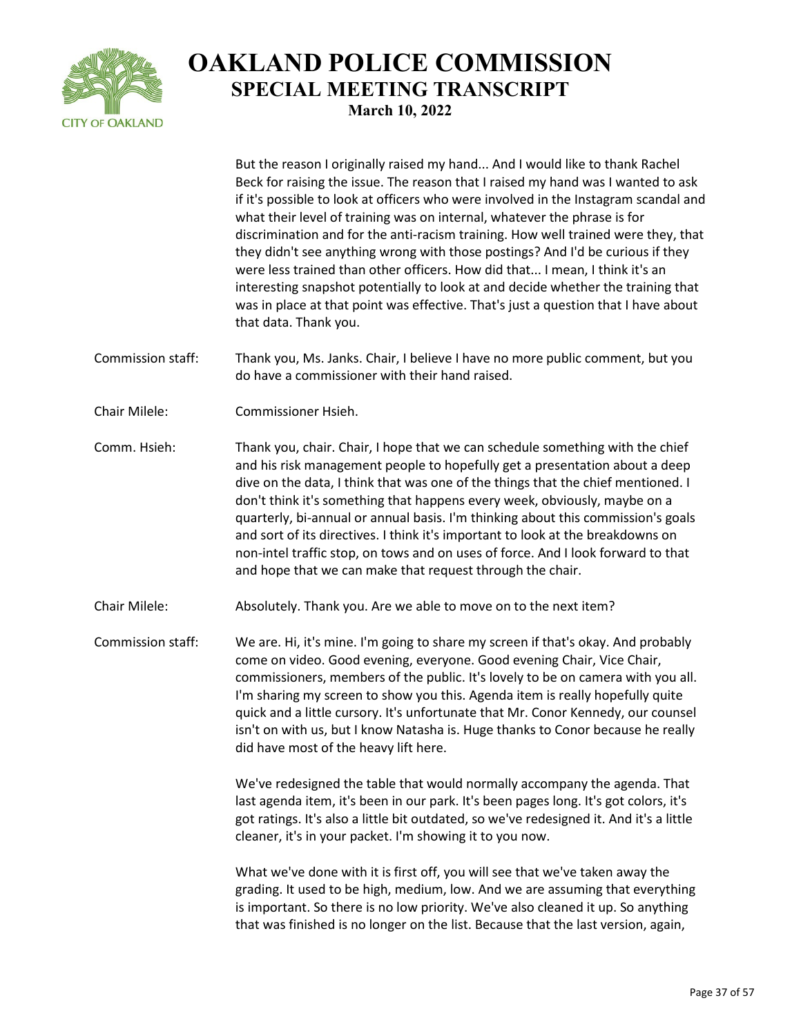But the reason I originally raised my hand... And I would like to thank Rachel Beck for raising the issue. The reason that I raised my hand was I wanted to ask if it's possible to look at officers who were involved in the Instagram scandal and what their level of training was on internal, whatever the phrase is for discrimination and for the anti-racism training. How well trained were they, that they didn't see anything wrong with those postings? And I'd be curious if they were less trained than other officers. How did that... I mean, I think it's an interesting snapshot potentially to look at and decide whether the training that was in place at that point was effective. That's just a question that I have about that data. Thank you.

| | |
|---|---|
| Commission staff: | Thank you, Ms. Janks. Chair, I believe I have no more public comment, but you do have a commissioner with their hand raised. |
| Chair Milele: | Commissioner Hsieh. |
| Comm. Hsieh: | Thank you, chair. Chair, I hope that we can schedule something with the chief and his risk management people to hopefully get a presentation about a deep dive on the data, I think that was one of the things that the chief mentioned. I don't think it's something that happens every week, obviously, maybe on a quarterly, bi-annual or annual basis. I'm thinking about this commission's goals and sort of its directives. I think it's important to look at the breakdowns on non-intel traffic stop, on tows and on uses of force. And I look forward to that and hope that we can make that request through the chair. |
| Chair Milele: | Absolutely. Thank you. Are we able to move on to the next item? |
| Commission staff: | We are. Hi, it's mine. I'm going to share my screen if that's okay. And probably come on video. Good evening, everyone. Good evening Chair, Vice Chair, commissioners, members of the public. It's lovely to be on camera with you all. I'm sharing my screen to show you this. Agenda item is really hopefully quite quick and a little cursory. It's unfortunate that Mr. Conor Kennedy, our counsel isn't on with us, but I know Natasha is. Huge thanks to Conor because he really did have most of the heavy lift here.<br><br>We've redesigned the table that would normally accompany the agenda. That last agenda item, it's been in our park. It's been pages long. It's got colors, it's got ratings. It's also a little bit outdated, so we've redesigned it. And it's a little cleaner, it's in your packet. I'm showing it to you now.<br><br>What we've done with it is first off, you will see that we've taken away the grading. It used to be high, medium, low. And we are assuming that everything is important. So there is no low priority. We've also cleaned it up. So anything that was finished is no longer on the list. Because that the last version, again, |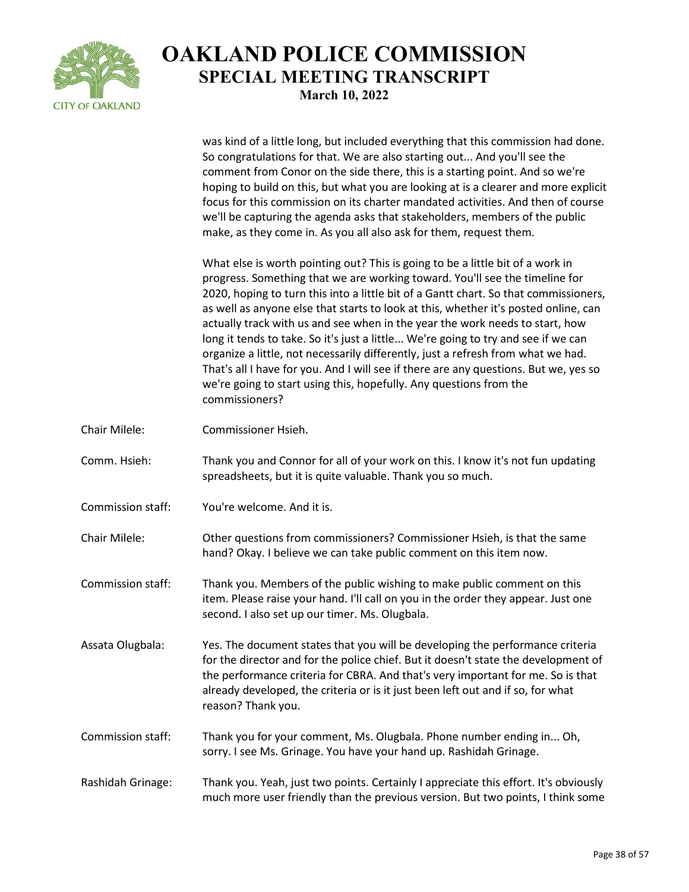was kind of a little long, but included everything that this commission had done. So congratulations for that. We are also starting out... And you'll see the comment from Conor on the side there, this is a starting point. And so we're hoping to build on this, but what you are looking at is a clearer and more explicit focus for this commission on its charter mandated activities. And then of course we'll be capturing the agenda asks that stakeholders, members of the public make, as they come in. As you all also ask for them, request them.

What else is worth pointing out? This is going to be a little bit of a work in progress. Something that we are working toward. You'll see the timeline for 2020, hoping to turn this into a little bit of a Gantt chart. So that commissioners, as well as anyone else that starts to look at this, whether it's posted online, can actually track with us and see when in the year the work needs to start, how long it tends to take. So it's just a little... We're going to try and see if we can organize a little, not necessarily differently, just a refresh from what we had. That's all I have for you. And I will see if there are any questions. But we, yes so we're going to start using this, hopefully. Any questions from the commissioners?

**Chair Milele:** Commissioner Hsieh.

**Comm. Hsieh:** Thank you and Connor for all of your work on this. I know it's not fun updating spreadsheets, but it is quite valuable. Thank you so much.

**Commission staff:** You're welcome. And it is.

**Chair Milele:** Other questions from commissioners? Commissioner Hsieh, is that the same hand? Okay. I believe we can take public comment on this item now.

**Commission staff:** Thank you. Members of the public wishing to make public comment on this item. Please raise your hand. I'll call on you in the order they appear. Just one second. I also set up our timer. Ms. Olugbala.

**Assata Olugbala:** Yes. The document states that you will be developing the performance criteria for the director and for the police chief. But it doesn't state the development of the performance criteria for CBRA. And that's very important for me. So is that already developed, the criteria or is it just been left out and if so, for what reason? Thank you.

**Commission staff:** Thank you for your comment, Ms. Olugbala. Phone number ending in... Oh, sorry. I see Ms. Grinage. You have your hand up. Rashidah Grinage.

**Rashidah Grinage:** Thank you. Yeah, just two points. Certainly I appreciate this effort. It's obviously much more user friendly than the previous version. But two points, I think some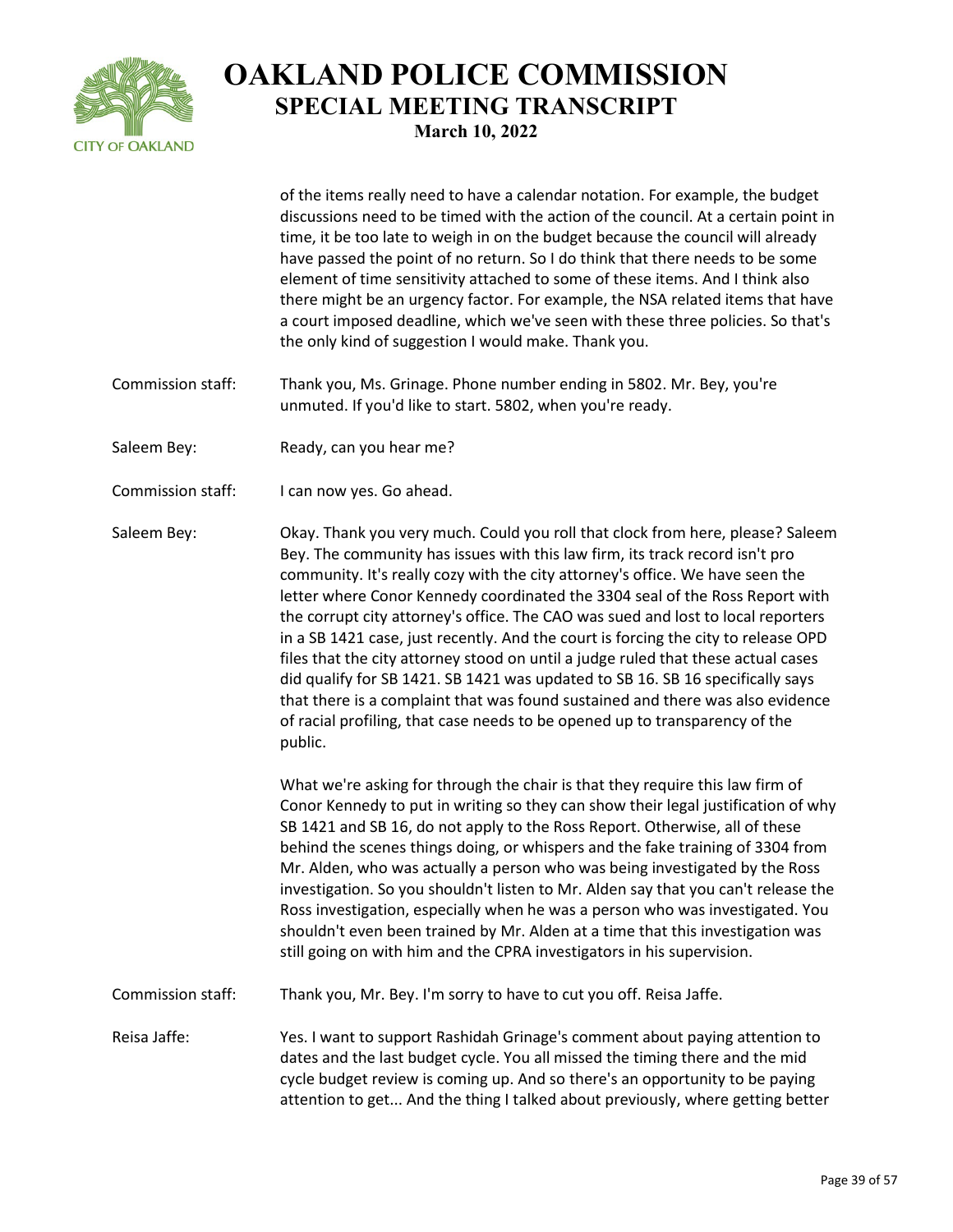of the items really need to have a calendar notation. For example, the budget discussions need to be timed with the action of the council. At a certain point in time, it be too late to weigh in on the budget because the council will already have passed the point of no return. So I do think that there needs to be some element of time sensitivity attached to some of these items. And I think also there might be an urgency factor. For example, the NSA related items that have a court imposed deadline, which we've seen with these three policies. So that's the only kind of suggestion I would make. Thank you.

Commission staff: Thank you, Ms. Grinage. Phone number ending in 5802. Mr. Bey, you're unmuted. If you'd like to start. 5802, when you're ready.

Saleem Bey: Ready, can you hear me?

Commission staff: I can now yes. Go ahead.

Saleem Bey: Okay. Thank you very much. Could you roll that clock from here, please? Saleem Bey. The community has issues with this law firm, its track record isn't pro community. It's really cozy with the city attorney's office. We have seen the letter where Conor Kennedy coordinated the 3304 seal of the Ross Report with the corrupt city attorney's office. The CAO was sued and lost to local reporters in a SB 1421 case, just recently. And the court is forcing the city to release OPD files that the city attorney stood on until a judge ruled that these actual cases did qualify for SB 1421. SB 1421 was updated to SB 16. SB 16 specifically says that there is a complaint that was found sustained and there was also evidence of racial profiling, that case needs to be opened up to transparency of the public.

What we're asking for through the chair is that they require this law firm of Conor Kennedy to put in writing so they can show their legal justification of why SB 1421 and SB 16, do not apply to the Ross Report. Otherwise, all of these behind the scenes things doing, or whispers and the fake training of 3304 from Mr. Alden, who was actually a person who was being investigated by the Ross investigation. So you shouldn't listen to Mr. Alden say that you can't release the Ross investigation, especially when he was a person who was investigated. You shouldn't even been trained by Mr. Alden at a time that this investigation was still going on with him and the CPRA investigators in his supervision.

Commission staff: Thank you, Mr. Bey. I'm sorry to have to cut you off. Reisa Jaffe.

Reisa Jaffe: Yes. I want to support Rashidah Grinage's comment about paying attention to dates and the last budget cycle. You all missed the timing there and the mid cycle budget review is coming up. And so there's an opportunity to be paying attention to get... And the thing I talked about previously, where getting better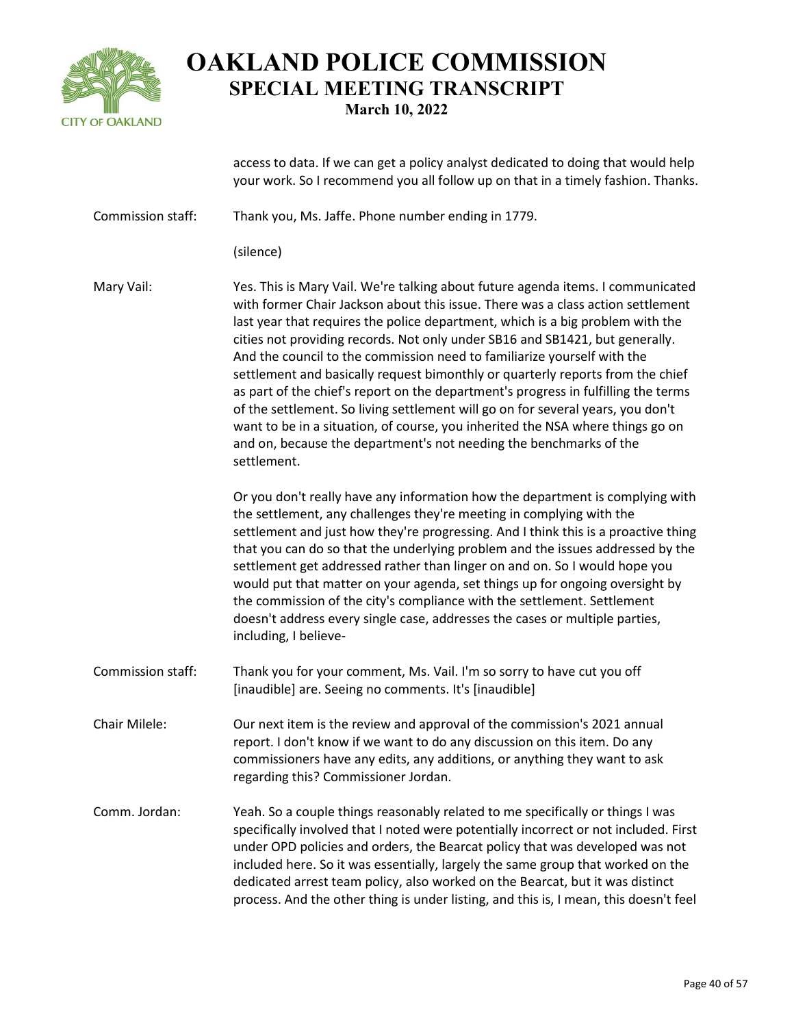access to data. If we can get a policy analyst dedicated to doing that would help your work. So I recommend you all follow up on that in a timely fashion. Thanks.

**Commission staff:** Thank you, Ms. Jaffe. Phone number ending in 1779.

(silence)

**Mary Vail:** Yes. This is Mary Vail. We're talking about future agenda items. I communicated with former Chair Jackson about this issue. There was a class action settlement last year that requires the police department, which is a big problem with the cities not providing records. Not only under SB16 and SB1421, but generally. And the council to the commission need to familiarize yourself with the settlement and basically request bimonthly or quarterly reports from the chief as part of the chief's report on the department's progress in fulfilling the terms of the settlement. So living settlement will go on for several years, you don't want to be in a situation, of course, you inherited the NSA where things go on and on, because the department's not needing the benchmarks of the settlement.

Or you don't really have any information how the department is complying with the settlement, any challenges they're meeting in complying with the settlement and just how they're progressing. And I think this is a proactive thing that you can do so that the underlying problem and the issues addressed by the settlement get addressed rather than linger on and on. So I would hope you would put that matter on your agenda, set things up for ongoing oversight by the commission of the city's compliance with the settlement. Settlement doesn't address every single case, addresses the cases or multiple parties, including, I believe-

**Commission staff:** Thank you for your comment, Ms. Vail. I'm so sorry to have cut you off [inaudible] are. Seeing no comments. It's [inaudible]

**Chair Milele:** Our next item is the review and approval of the commission's 2021 annual report. I don't know if we want to do any discussion on this item. Do any commissioners have any edits, any additions, or anything they want to ask regarding this? Commissioner Jordan.

**Comm. Jordan:** Yeah. So a couple things reasonably related to me specifically or things I was specifically involved that I noted were potentially incorrect or not included. First under OPD policies and orders, the Bearcat policy that was developed was not included here. So it was essentially, largely the same group that worked on the dedicated arrest team policy, also worked on the Bearcat, but it was distinct process. And the other thing is under listing, and this is, I mean, this doesn't feel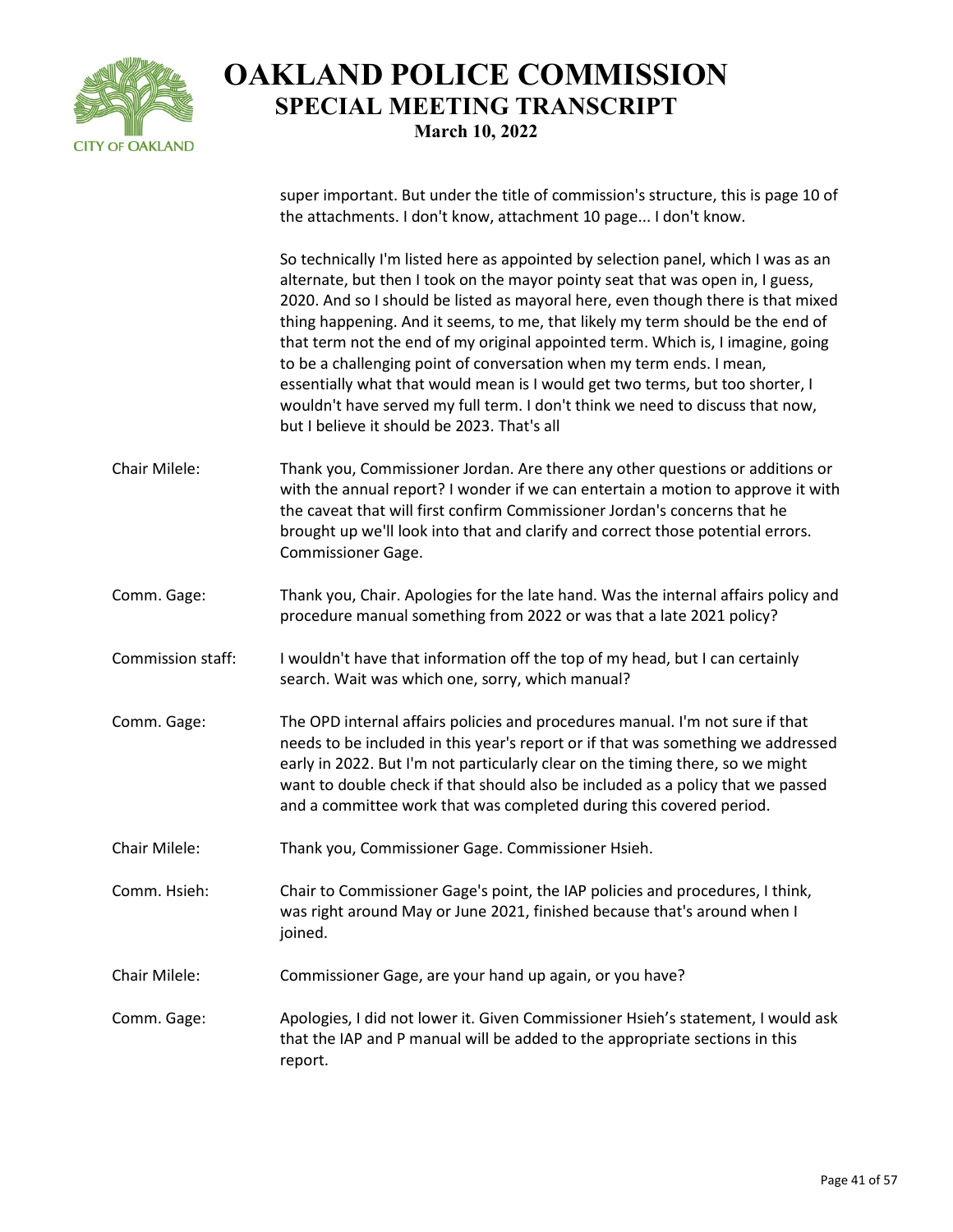super important. But under the title of commission's structure, this is page 10 of the attachments. I don't know, attachment 10 page... I don't know.

So technically I'm listed here as appointed by selection panel, which I was as an alternate, but then I took on the mayor pointy seat that was open in, I guess, 2020. And so I should be listed as mayoral here, even though there is that mixed thing happening. And it seems, to me, that likely my term should be the end of that term not the end of my original appointed term. Which is, I imagine, going to be a challenging point of conversation when my term ends. I mean, essentially what that would mean is I would get two terms, but too shorter, I wouldn't have served my full term. I don't think we need to discuss that now, but I believe it should be 2023. That's all

| | |
|---|---|
| Chair Milele: | Thank you, Commissioner Jordan. Are there any other questions or additions or with the annual report? I wonder if we can entertain a motion to approve it with the caveat that will first confirm Commissioner Jordan's concerns that he brought up we'll look into that and clarify and correct those potential errors. Commissioner Gage. |
| Comm. Gage: | Thank you, Chair. Apologies for the late hand. Was the internal affairs policy and procedure manual something from 2022 or was that a late 2021 policy? |
| Commission staff: | I wouldn't have that information off the top of my head, but I can certainly search. Wait was which one, sorry, which manual? |
| Comm. Gage: | The OPD internal affairs policies and procedures manual. I'm not sure if that needs to be included in this year's report or if that was something we addressed early in 2022. But I'm not particularly clear on the timing there, so we might want to double check if that should also be included as a policy that we passed and a committee work that was completed during this covered period. |
| Chair Milele: | Thank you, Commissioner Gage. Commissioner Hsieh. |
| Comm. Hsieh: | Chair to Commissioner Gage's point, the IAP policies and procedures, I think, was right around May or June 2021, finished because that's around when I joined. |
| Chair Milele: | Commissioner Gage, are your hand up again, or you have? |
| Comm. Gage: | Apologies, I did not lower it. Given Commissioner Hsieh's statement, I would ask that the IAP and P manual will be added to the appropriate sections in this report. |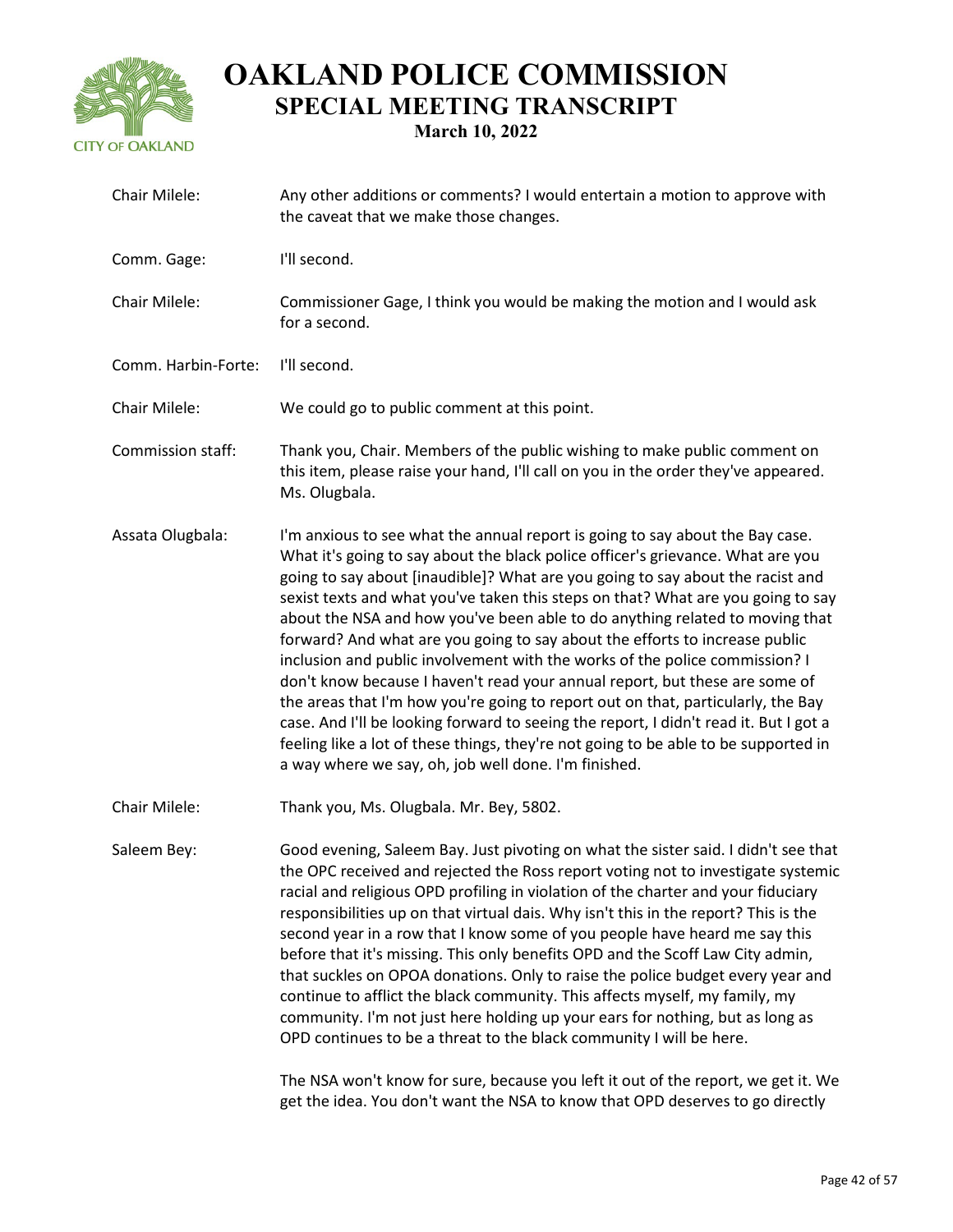| | |
|---|---|
| Chair Milele: | Any other additions or comments? I would entertain a motion to approve with the caveat that we make those changes. |
| Comm. Gage: | I'll second. |
| Chair Milele: | Commissioner Gage, I think you would be making the motion and I would ask for a second. |
| Comm. Harbin-Forte: | I'll second. |
| Chair Milele: | We could go to public comment at this point. |
| Commission staff: | Thank you, Chair. Members of the public wishing to make public comment on this item, please raise your hand, I'll call on you in the order they've appeared. Ms. Olugbala. |
| Assata Olugbala: | I'm anxious to see what the annual report is going to say about the Bay case. What it's going to say about the black police officer's grievance. What are you going to say about [inaudible]? What are you going to say about the racist and sexist texts and what you've taken this steps on that? What are you going to say about the NSA and how you've been able to do anything related to moving that forward? And what are you going to say about the efforts to increase public inclusion and public involvement with the works of the police commission? I don't know because I haven't read your annual report, but these are some of the areas that I'm how you're going to report out on that, particularly, the Bay case. And I'll be looking forward to seeing the report, I didn't read it. But I got a feeling like a lot of these things, they're not going to be able to be supported in a way where we say, oh, job well done. I'm finished. |
| Chair Milele: | Thank you, Ms. Olugbala. Mr. Bey, 5802. |
| Saleem Bey: | Good evening, Saleem Bay. Just pivoting on what the sister said. I didn't see that the OPC received and rejected the Ross report voting not to investigate systemic racial and religious OPD profiling in violation of the charter and your fiduciary responsibilities up on that virtual dais. Why isn't this in the report? This is the second year in a row that I know some of you people have heard me say this before that it's missing. This only benefits OPD and the Scoff Law City admin, that suckles on OPOA donations. Only to raise the police budget every year and continue to afflict the black community. This affects myself, my family, my community. I'm not just here holding up your ears for nothing, but as long as OPD continues to be a threat to the black community I will be here. <br><br> The NSA won't know for sure, because you left it out of the report, we get it. We get the idea. You don't want the NSA to know that OPD deserves to go directly |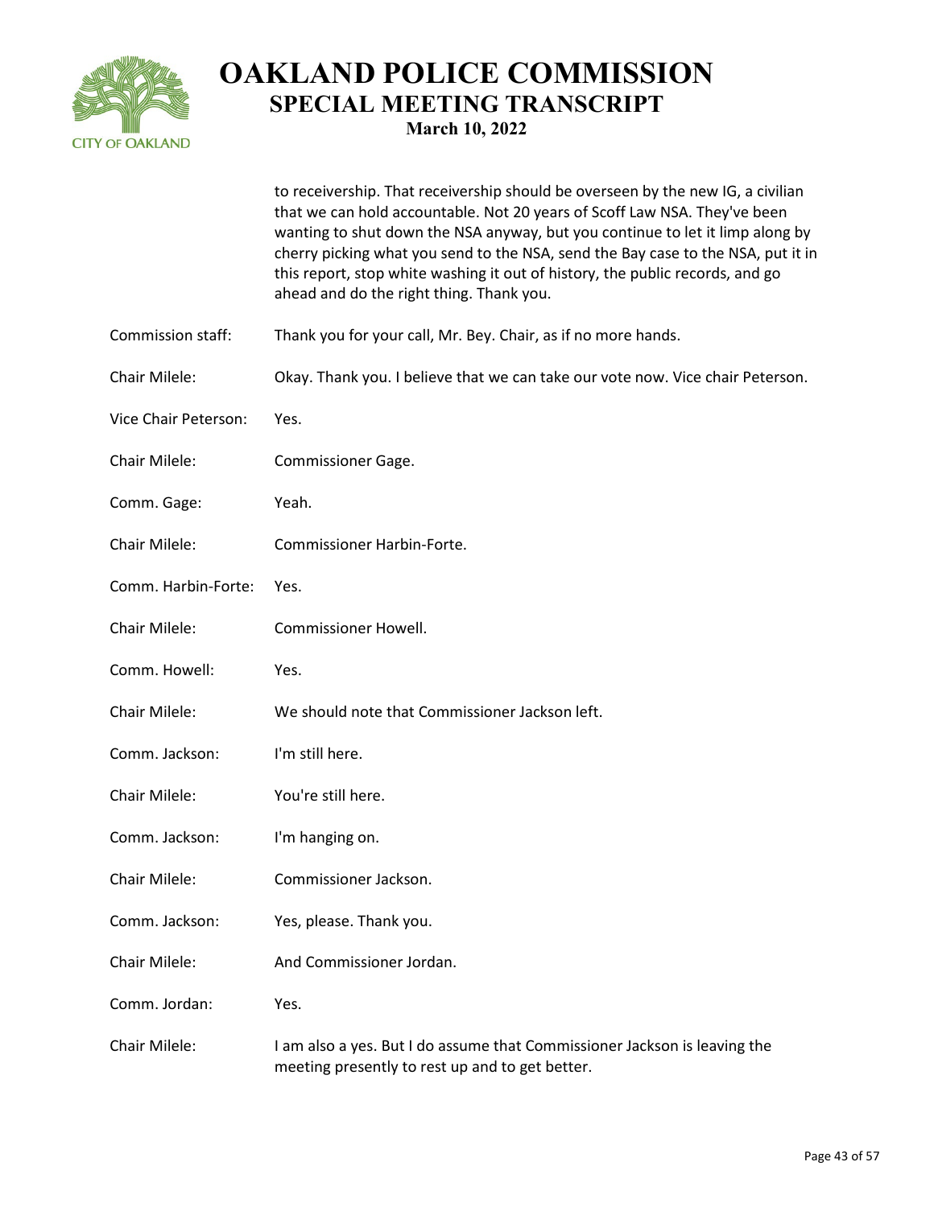to receivership. That receivership should be overseen by the new IG, a civilian that we can hold accountable. Not 20 years of Scoff Law NSA. They've been wanting to shut down the NSA anyway, but you continue to let it limp along by cherry picking what you send to the NSA, send the Bay case to the NSA, put it in this report, stop white washing it out of history, the public records, and go ahead and do the right thing. Thank you.

Commission staff: Thank you for your call, Mr. Bey. Chair, as if no more hands.

Chair Milele: Okay. Thank you. I believe that we can take our vote now. Vice chair Peterson.

Vice Chair Peterson: Yes.

Chair Milele: Commissioner Gage.

Comm. Gage: Yeah.

Chair Milele: Commissioner Harbin-Forte.

Comm. Harbin-Forte: Yes.

Chair Milele: Commissioner Howell.

Comm. Howell: Yes.

Chair Milele: We should note that Commissioner Jackson left.

Comm. Jackson: I'm still here.

Chair Milele: You're still here.

Comm. Jackson: I'm hanging on.

Chair Milele: Commissioner Jackson.

Comm. Jackson: Yes, please. Thank you.

Chair Milele: And Commissioner Jordan.

Comm. Jordan: Yes.

Chair Milele: I am also a yes. But I do assume that Commissioner Jackson is leaving the meeting presently to rest up and to get better.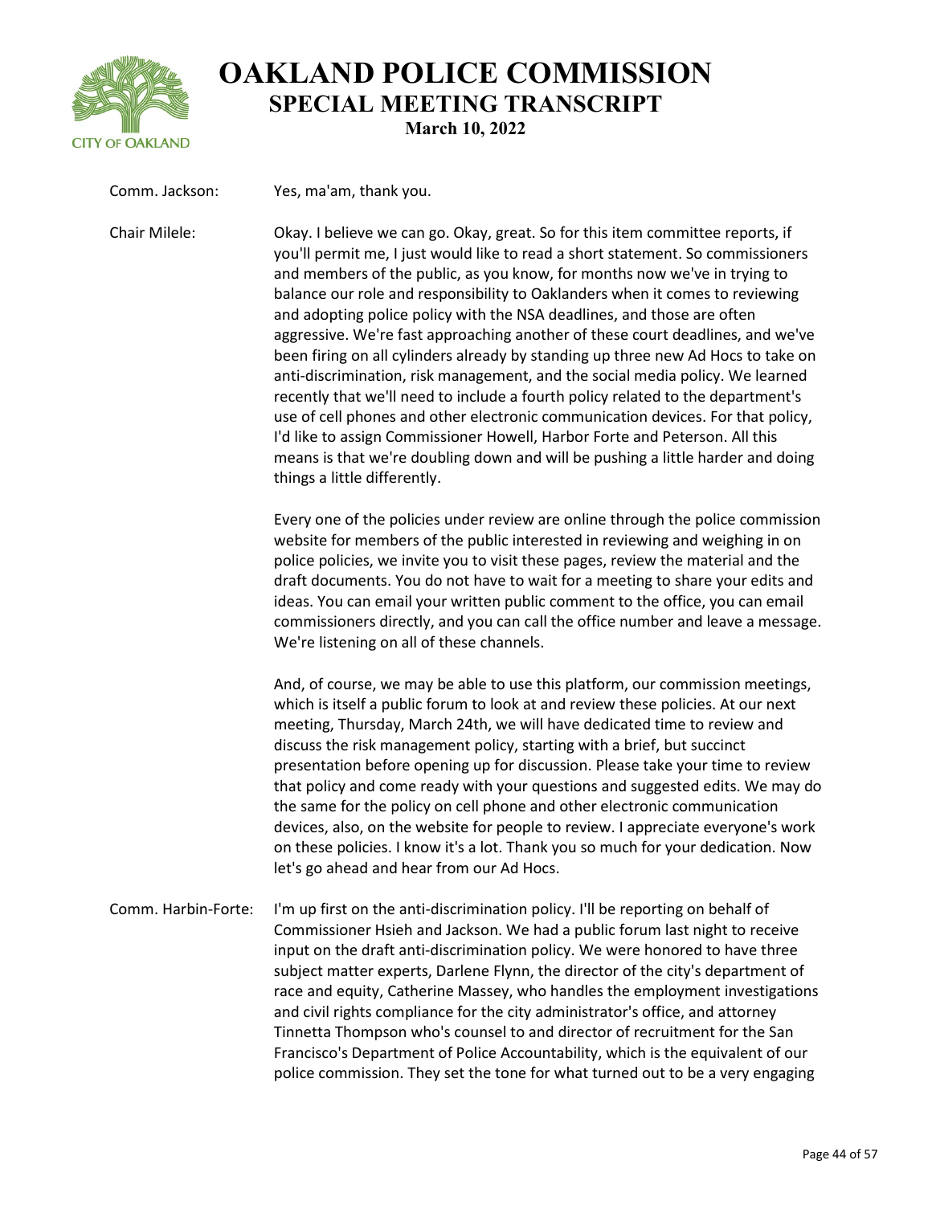Comm. Jackson: Yes, ma'am, thank you.

Chair Milele: Okay. I believe we can go. Okay, great. So for this item committee reports, if you'll permit me, I just would like to read a short statement. So commissioners and members of the public, as you know, for months now we've in trying to balance our role and responsibility to Oaklanders when it comes to reviewing and adopting police policy with the NSA deadlines, and those are often aggressive. We're fast approaching another of these court deadlines, and we've been firing on all cylinders already by standing up three new Ad Hocs to take on anti-discrimination, risk management, and the social media policy. We learned recently that we'll need to include a fourth policy related to the department's use of cell phones and other electronic communication devices. For that policy, I'd like to assign Commissioner Howell, Harbor Forte and Peterson. All this means is that we're doubling down and will be pushing a little harder and doing things a little differently.

Every one of the policies under review are online through the police commission website for members of the public interested in reviewing and weighing in on police policies, we invite you to visit these pages, review the material and the draft documents. You do not have to wait for a meeting to share your edits and ideas. You can email your written public comment to the office, you can email commissioners directly, and you can call the office number and leave a message. We're listening on all of these channels.

And, of course, we may be able to use this platform, our commission meetings, which is itself a public forum to look at and review these policies. At our next meeting, Thursday, March 24th, we will have dedicated time to review and discuss the risk management policy, starting with a brief, but succinct presentation before opening up for discussion. Please take your time to review that policy and come ready with your questions and suggested edits. We may do the same for the policy on cell phone and other electronic communication devices, also, on the website for people to review. I appreciate everyone's work on these policies. I know it's a lot. Thank you so much for your dedication. Now let's go ahead and hear from our Ad Hocs.

Comm. Harbin-Forte: I'm up first on the anti-discrimination policy. I'll be reporting on behalf of Commissioner Hsieh and Jackson. We had a public forum last night to receive input on the draft anti-discrimination policy. We were honored to have three subject matter experts, Darlene Flynn, the director of the city's department of race and equity, Catherine Massey, who handles the employment investigations and civil rights compliance for the city administrator's office, and attorney Tinnetta Thompson who's counsel to and director of recruitment for the San Francisco's Department of Police Accountability, which is the equivalent of our police commission. They set the tone for what turned out to be a very engaging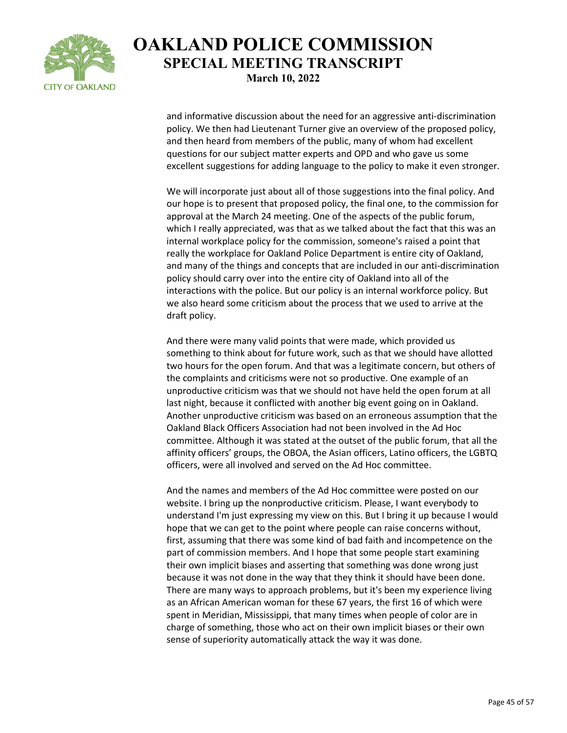and informative discussion about the need for an aggressive anti-discrimination policy. We then had Lieutenant Turner give an overview of the proposed policy, and then heard from members of the public, many of whom had excellent questions for our subject matter experts and OPD and who gave us some excellent suggestions for adding language to the policy to make it even stronger.

We will incorporate just about all of those suggestions into the final policy. And our hope is to present that proposed policy, the final one, to the commission for approval at the March 24 meeting. One of the aspects of the public forum, which I really appreciated, was that as we talked about the fact that this was an internal workplace policy for the commission, someone's raised a point that really the workplace for Oakland Police Department is entire city of Oakland, and many of the things and concepts that are included in our anti-discrimination policy should carry over into the entire city of Oakland into all of the interactions with the police. But our policy is an internal workforce policy. But we also heard some criticism about the process that we used to arrive at the draft policy.

And there were many valid points that were made, which provided us something to think about for future work, such as that we should have allotted two hours for the open forum. And that was a legitimate concern, but others of the complaints and criticisms were not so productive. One example of an unproductive criticism was that we should not have held the open forum at all last night, because it conflicted with another big event going on in Oakland. Another unproductive criticism was based on an erroneous assumption that the Oakland Black Officers Association had not been involved in the Ad Hoc committee. Although it was stated at the outset of the public forum, that all the affinity officers' groups, the OBOA, the Asian officers, Latino officers, the LGBTQ officers, were all involved and served on the Ad Hoc committee.

And the names and members of the Ad Hoc committee were posted on our website. I bring up the nonproductive criticism. Please, I want everybody to understand I'm just expressing my view on this. But I bring it up because I would hope that we can get to the point where people can raise concerns without, first, assuming that there was some kind of bad faith and incompetence on the part of commission members. And I hope that some people start examining their own implicit biases and asserting that something was done wrong just because it was not done in the way that they think it should have been done. There are many ways to approach problems, but it's been my experience living as an African American woman for these 67 years, the first 16 of which were spent in Meridian, Mississippi, that many times when people of color are in charge of something, those who act on their own implicit biases or their own sense of superiority automatically attack the way it was done.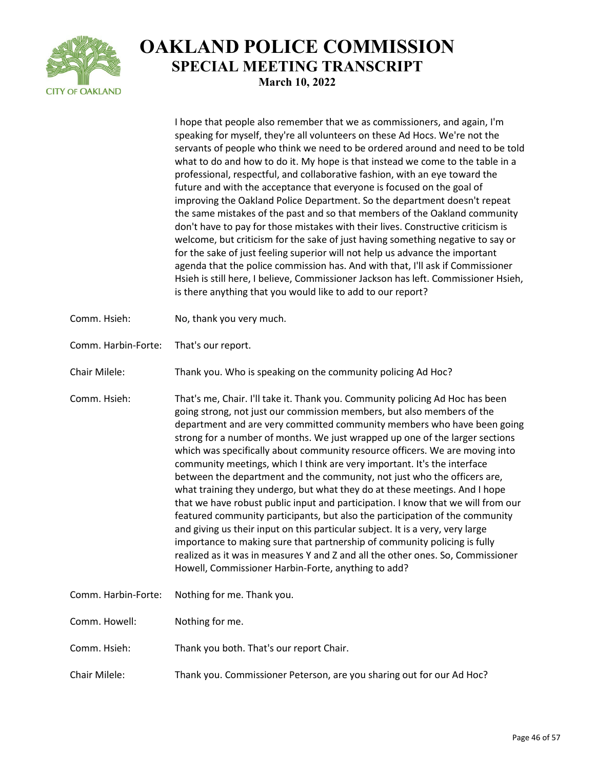I hope that people also remember that we as commissioners, and again, I'm speaking for myself, they're all volunteers on these Ad Hocs. We're not the servants of people who think we need to be ordered around and need to be told what to do and how to do it. My hope is that instead we come to the table in a professional, respectful, and collaborative fashion, with an eye toward the future and with the acceptance that everyone is focused on the goal of improving the Oakland Police Department. So the department doesn't repeat the same mistakes of the past and so that members of the Oakland community don't have to pay for those mistakes with their lives. Constructive criticism is welcome, but criticism for the sake of just having something negative to say or for the sake of just feeling superior will not help us advance the important agenda that the police commission has. And with that, I'll ask if Commissioner Hsieh is still here, I believe, Commissioner Jackson has left. Commissioner Hsieh, is there anything that you would like to add to our report?

Comm. Hsieh: No, thank you very much.

Comm. Harbin-Forte: That's our report.

Chair Milele: Thank you. Who is speaking on the community policing Ad Hoc?

Comm. Hsieh: That's me, Chair. I'll take it. Thank you. Community policing Ad Hoc has been going strong, not just our commission members, but also members of the department and are very committed community members who have been going strong for a number of months. We just wrapped up one of the larger sections which was specifically about community resource officers. We are moving into community meetings, which I think are very important. It's the interface between the department and the community, not just who the officers are, what training they undergo, but what they do at these meetings. And I hope that we have robust public input and participation. I know that we will from our featured community participants, but also the participation of the community and giving us their input on this particular subject. It is a very, very large importance to making sure that partnership of community policing is fully realized as it was in measures Y and Z and all the other ones. So, Commissioner Howell, Commissioner Harbin-Forte, anything to add?

Comm. Harbin-Forte: Nothing for me. Thank you.

Comm. Howell: Nothing for me.

Comm. Hsieh: Thank you both. That's our report Chair.

Chair Milele: Thank you. Commissioner Peterson, are you sharing out for our Ad Hoc?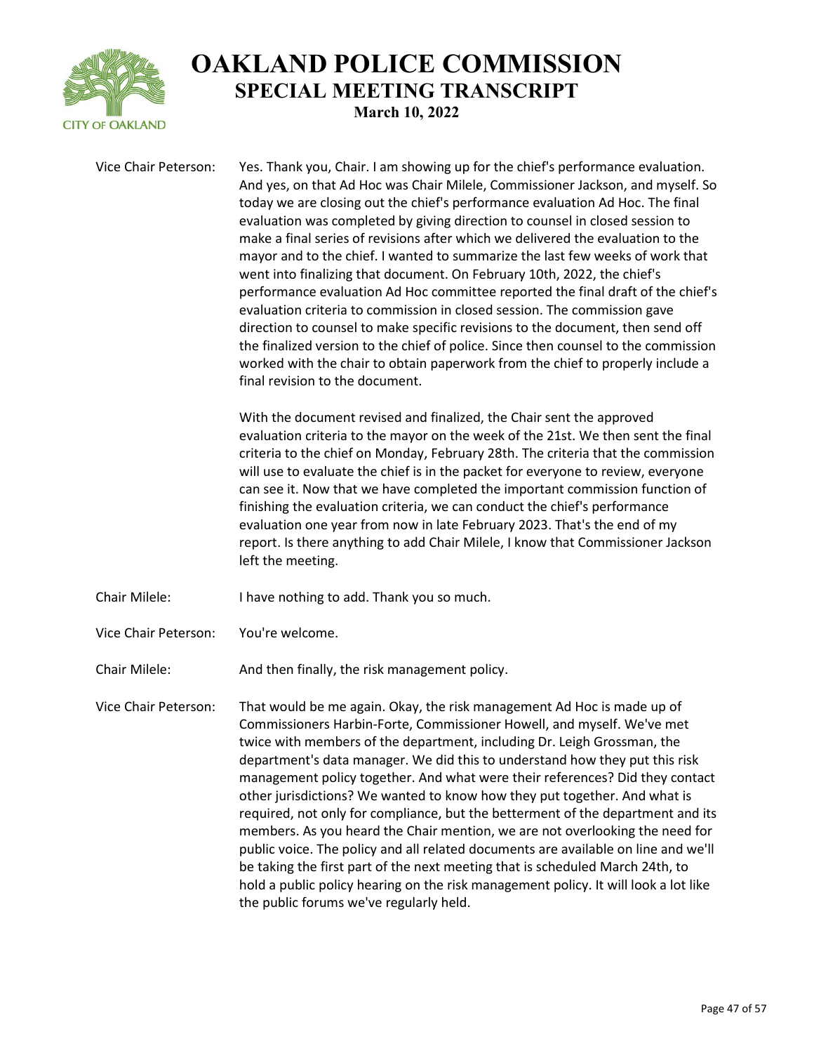Vice Chair Peterson: Yes. Thank you, Chair. I am showing up for the chief's performance evaluation. And yes, on that Ad Hoc was Chair Milele, Commissioner Jackson, and myself. So today we are closing out the chief's performance evaluation Ad Hoc. The final evaluation was completed by giving direction to counsel in closed session to make a final series of revisions after which we delivered the evaluation to the mayor and to the chief. I wanted to summarize the last few weeks of work that went into finalizing that document. On February 10th, 2022, the chief's performance evaluation Ad Hoc committee reported the final draft of the chief's evaluation criteria to commission in closed session. The commission gave direction to counsel to make specific revisions to the document, then send off the finalized version to the chief of police. Since then counsel to the commission worked with the chair to obtain paperwork from the chief to properly include a final revision to the document.

With the document revised and finalized, the Chair sent the approved evaluation criteria to the mayor on the week of the 21st. We then sent the final criteria to the chief on Monday, February 28th. The criteria that the commission will use to evaluate the chief is in the packet for everyone to review, everyone can see it. Now that we have completed the important commission function of finishing the evaluation criteria, we can conduct the chief's performance evaluation one year from now in late February 2023. That's the end of my report. Is there anything to add Chair Milele, I know that Commissioner Jackson left the meeting.

Chair Milele: I have nothing to add. Thank you so much.

Vice Chair Peterson: You're welcome.

Chair Milele: And then finally, the risk management policy.

Vice Chair Peterson: That would be me again. Okay, the risk management Ad Hoc is made up of Commissioners Harbin-Forte, Commissioner Howell, and myself. We've met twice with members of the department, including Dr. Leigh Grossman, the department's data manager. We did this to understand how they put this risk management policy together. And what were their references? Did they contact other jurisdictions? We wanted to know how they put together. And what is required, not only for compliance, but the betterment of the department and its members. As you heard the Chair mention, we are not overlooking the need for public voice. The policy and all related documents are available on line and we'll be taking the first part of the next meeting that is scheduled March 24th, to hold a public policy hearing on the risk management policy. It will look a lot like the public forums we've regularly held.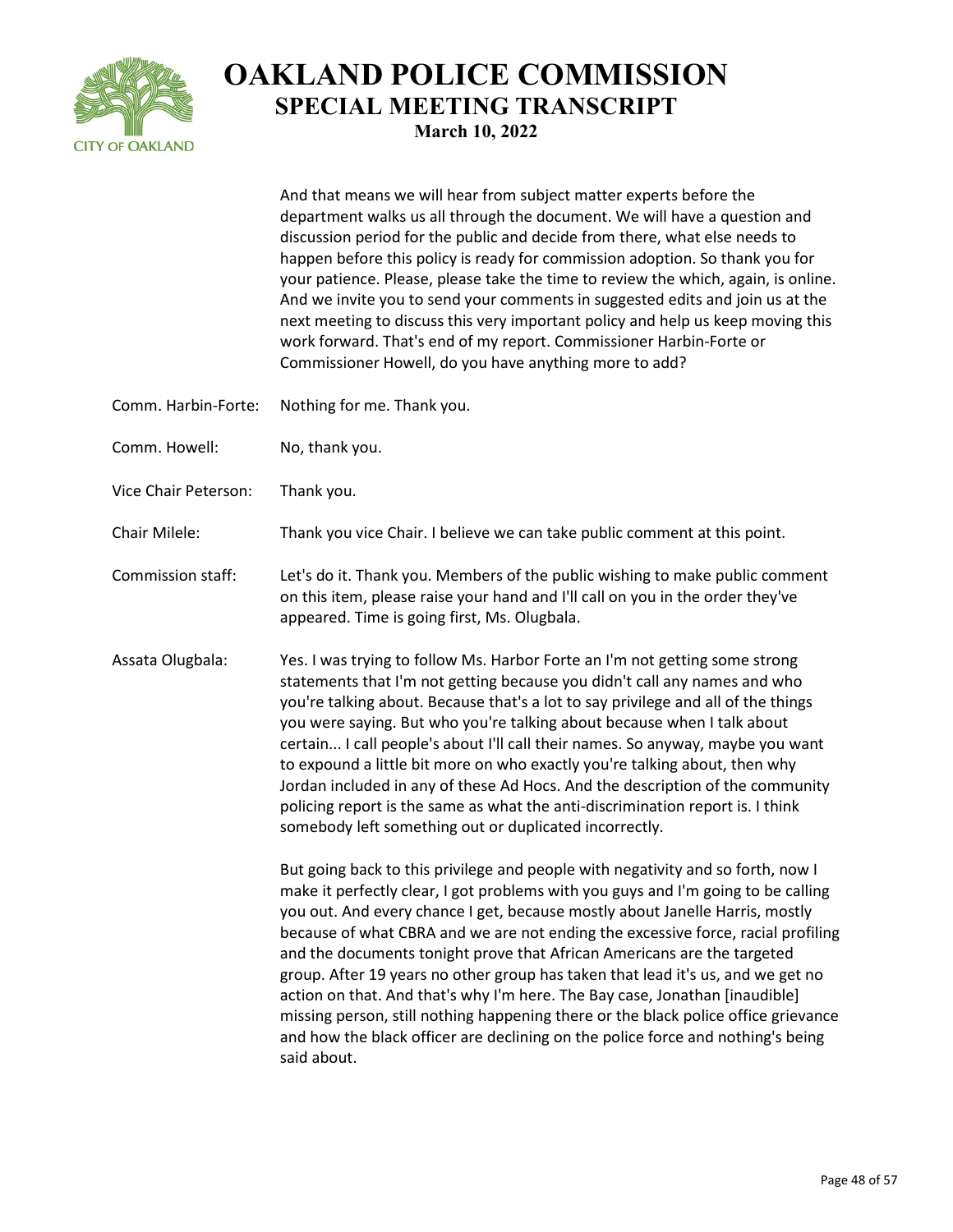And that means we will hear from subject matter experts before the department walks us all through the document. We will have a question and discussion period for the public and decide from there, what else needs to happen before this policy is ready for commission adoption. So thank you for your patience. Please, please take the time to review the which, again, is online. And we invite you to send your comments in suggested edits and join us at the next meeting to discuss this very important policy and help us keep moving this work forward. That's end of my report. Commissioner Harbin-Forte or Commissioner Howell, do you have anything more to add?

**Comm. Harbin-Forte:** Nothing for me. Thank you.

**Comm. Howell:** No, thank you.

**Vice Chair Peterson:** Thank you.

**Chair Milele:** Thank you vice Chair. I believe we can take public comment at this point.

**Commission staff:** Let's do it. Thank you. Members of the public wishing to make public comment on this item, please raise your hand and I'll call on you in the order they've appeared. Time is going first, Ms. Olugbala.

**Assata Olugbala:** Yes. I was trying to follow Ms. Harbor Forte an I'm not getting some strong statements that I'm not getting because you didn't call any names and who you're talking about. Because that's a lot to say privilege and all of the things you were saying. But who you're talking about because when I talk about certain... I call people's about I'll call their names. So anyway, maybe you want to expound a little bit more on who exactly you're talking about, then why Jordan included in any of these Ad Hocs. And the description of the community policing report is the same as what the anti-discrimination report is. I think somebody left something out or duplicated incorrectly.

But going back to this privilege and people with negativity and so forth, now I make it perfectly clear, I got problems with you guys and I'm going to be calling you out. And every chance I get, because mostly about Janelle Harris, mostly because of what CBRA and we are not ending the excessive force, racial profiling and the documents tonight prove that African Americans are the targeted group. After 19 years no other group has taken that lead it's us, and we get no action on that. And that's why I'm here. The Bay case, Jonathan [inaudible] missing person, still nothing happening there or the black police office grievance and how the black officer are declining on the police force and nothing's being said about.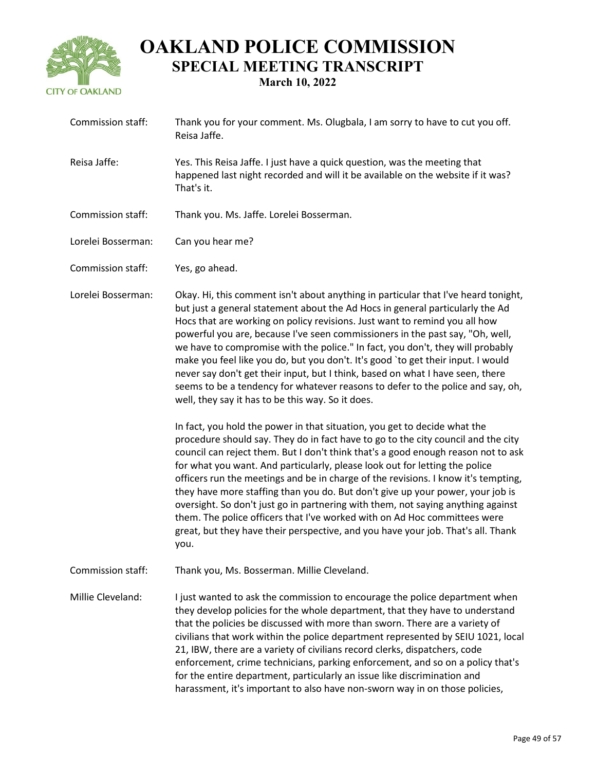Commission staff: Thank you for your comment. Ms. Olugbala, I am sorry to have to cut you off. Reisa Jaffe.

Reisa Jaffe: Yes. This Reisa Jaffe. I just have a quick question, was the meeting that happened last night recorded and will it be available on the website if it was? That's it.

Commission staff: Thank you. Ms. Jaffe. Lorelei Bosserman.

Lorelei Bosserman: Can you hear me?

Commission staff: Yes, go ahead.

Lorelei Bosserman: Okay. Hi, this comment isn't about anything in particular that I've heard tonight, but just a general statement about the Ad Hocs in general particularly the Ad Hocs that are working on policy revisions. Just want to remind you all how powerful you are, because I've seen commissioners in the past say, "Oh, well, we have to compromise with the police." In fact, you don't, they will probably make you feel like you do, but you don't. It's good `to get their input. I would never say don't get their input, but I think, based on what I have seen, there seems to be a tendency for whatever reasons to defer to the police and say, oh, well, they say it has to be this way. So it does.

In fact, you hold the power in that situation, you get to decide what the procedure should say. They do in fact have to go to the city council and the city council can reject them. But I don't think that's a good enough reason not to ask for what you want. And particularly, please look out for letting the police officers run the meetings and be in charge of the revisions. I know it's tempting, they have more staffing than you do. But don't give up your power, your job is oversight. So don't just go in partnering with them, not saying anything against them. The police officers that I've worked with on Ad Hoc committees were great, but they have their perspective, and you have your job. That's all. Thank you.

Commission staff: Thank you, Ms. Bosserman. Millie Cleveland.

Millie Cleveland: I just wanted to ask the commission to encourage the police department when they develop policies for the whole department, that they have to understand that the policies be discussed with more than sworn. There are a variety of civilians that work within the police department represented by SEIU 1021, local 21, IBW, there are a variety of civilians record clerks, dispatchers, code enforcement, crime technicians, parking enforcement, and so on a policy that's for the entire department, particularly an issue like discrimination and harassment, it's important to also have non-sworn way in on those policies,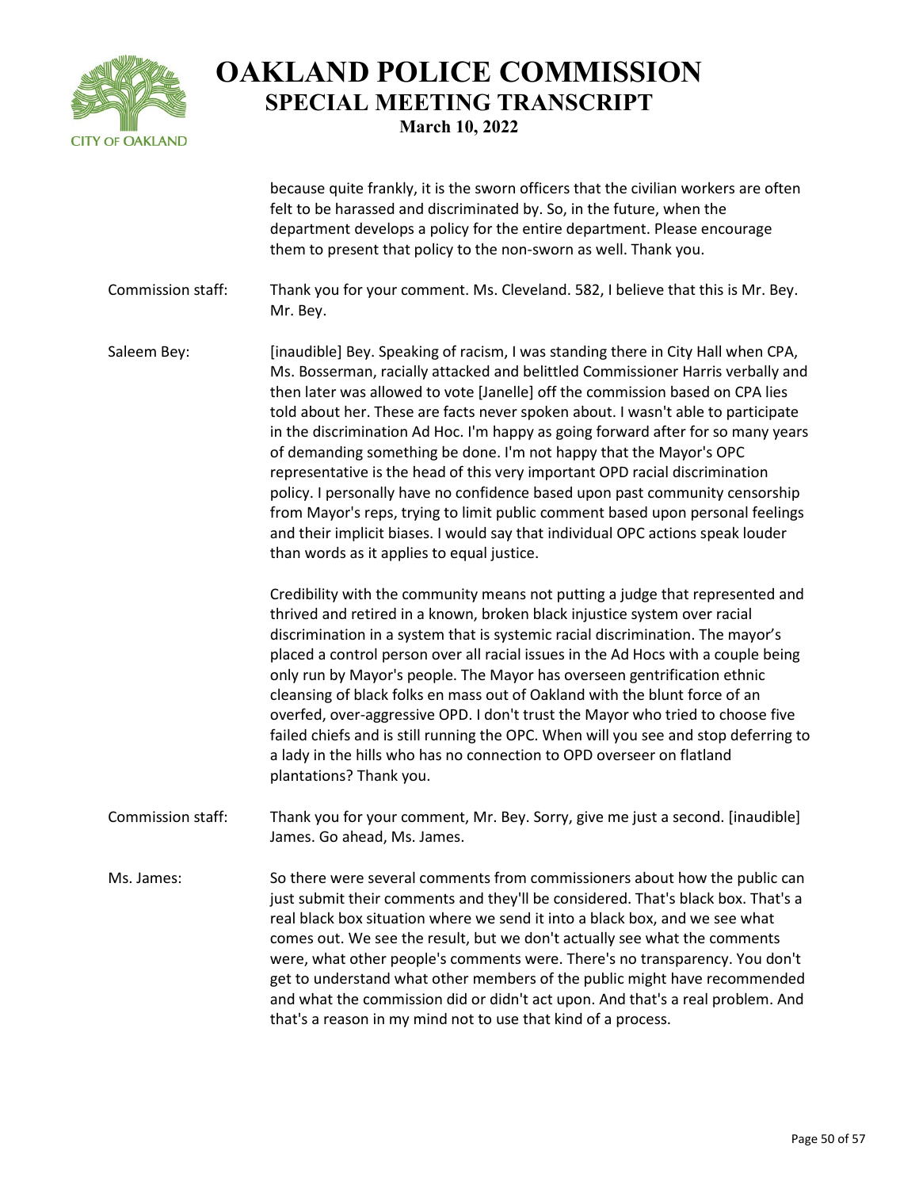because quite frankly, it is the sworn officers that the civilian workers are often felt to be harassed and discriminated by. So, in the future, when the department develops a policy for the entire department. Please encourage them to present that policy to the non-sworn as well. Thank you.

**Commission staff:** Thank you for your comment. Ms. Cleveland. 582, I believe that this is Mr. Bey. Mr. Bey.

**Saleem Bey:** [inaudible] Bey. Speaking of racism, I was standing there in City Hall when CPA, Ms. Bosserman, racially attacked and belittled Commissioner Harris verbally and then later was allowed to vote [Janelle] off the commission based on CPA lies told about her. These are facts never spoken about. I wasn't able to participate in the discrimination Ad Hoc. I'm happy as going forward after for so many years of demanding something be done. I'm not happy that the Mayor's OPC representative is the head of this very important OPD racial discrimination policy. I personally have no confidence based upon past community censorship from Mayor's reps, trying to limit public comment based upon personal feelings and their implicit biases. I would say that individual OPC actions speak louder than words as it applies to equal justice.

Credibility with the community means not putting a judge that represented and thrived and retired in a known, broken black injustice system over racial discrimination in a system that is systemic racial discrimination. The mayor's placed a control person over all racial issues in the Ad Hocs with a couple being only run by Mayor's people. The Mayor has overseen gentrification ethnic cleansing of black folks en mass out of Oakland with the blunt force of an overfed, over-aggressive OPD. I don't trust the Mayor who tried to choose five failed chiefs and is still running the OPC. When will you see and stop deferring to a lady in the hills who has no connection to OPD overseer on flatland plantations? Thank you.

**Commission staff:** Thank you for your comment, Mr. Bey. Sorry, give me just a second. [inaudible] James. Go ahead, Ms. James.

**Ms. James:** So there were several comments from commissioners about how the public can just submit their comments and they'll be considered. That's black box. That's a real black box situation where we send it into a black box, and we see what comes out. We see the result, but we don't actually see what the comments were, what other people's comments were. There's no transparency. You don't get to understand what other members of the public might have recommended and what the commission did or didn't act upon. And that's a real problem. And that's a reason in my mind not to use that kind of a process.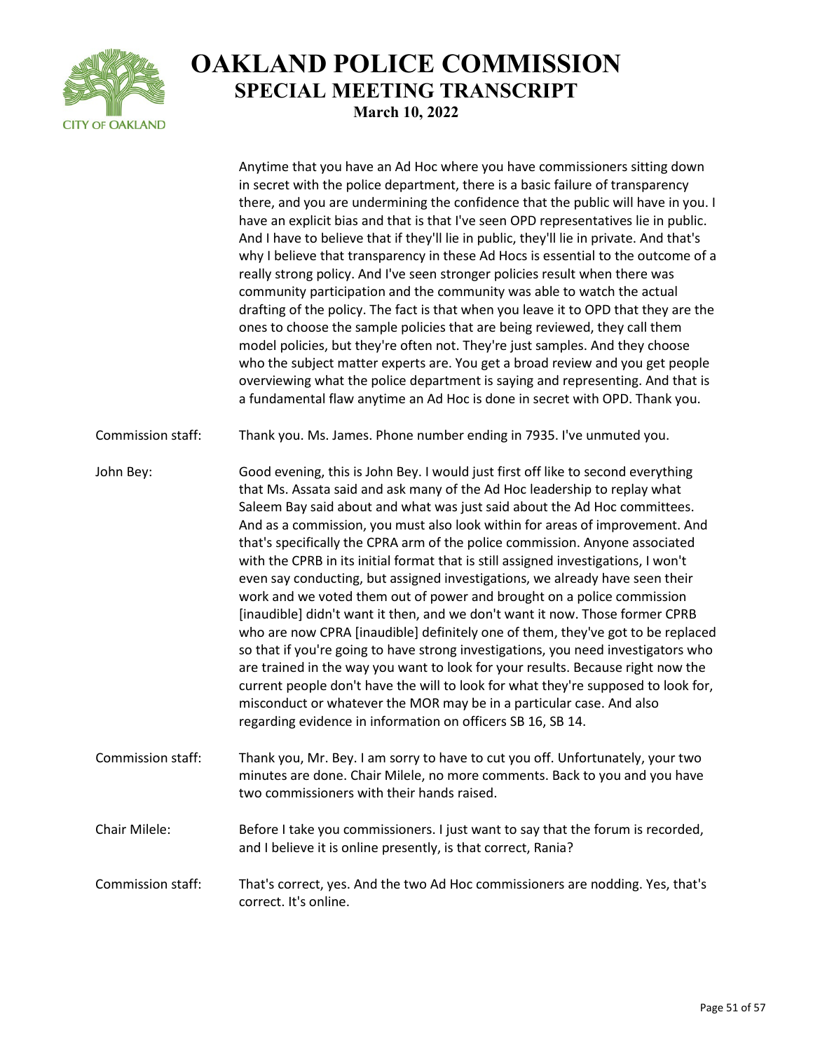Anytime that you have an Ad Hoc where you have commissioners sitting down in secret with the police department, there is a basic failure of transparency there, and you are undermining the confidence that the public will have in you. I have an explicit bias and that is that I've seen OPD representatives lie in public. And I have to believe that if they'll lie in public, they'll lie in private. And that's why I believe that transparency in these Ad Hocs is essential to the outcome of a really strong policy. And I've seen stronger policies result when there was community participation and the community was able to watch the actual drafting of the policy. The fact is that when you leave it to OPD that they are the ones to choose the sample policies that are being reviewed, they call them model policies, but they're often not. They're just samples. And they choose who the subject matter experts are. You get a broad review and you get people overviewing what the police department is saying and representing. And that is a fundamental flaw anytime an Ad Hoc is done in secret with OPD. Thank you.

Commission staff: Thank you. Ms. James. Phone number ending in 7935. I've unmuted you.

John Bey: Good evening, this is John Bey. I would just first off like to second everything that Ms. Assata said and ask many of the Ad Hoc leadership to replay what Saleem Bay said about and what was just said about the Ad Hoc committees. And as a commission, you must also look within for areas of improvement. And that's specifically the CPRA arm of the police commission. Anyone associated with the CPRB in its initial format that is still assigned investigations, I won't even say conducting, but assigned investigations, we already have seen their work and we voted them out of power and brought on a police commission [inaudible] didn't want it then, and we don't want it now. Those former CPRB who are now CPRA [inaudible] definitely one of them, they've got to be replaced so that if you're going to have strong investigations, you need investigators who are trained in the way you want to look for your results. Because right now the current people don't have the will to look for what they're supposed to look for, misconduct or whatever the MOR may be in a particular case. And also regarding evidence in information on officers SB 16, SB 14.

Commission staff: Thank you, Mr. Bey. I am sorry to have to cut you off. Unfortunately, your two minutes are done. Chair Milele, no more comments. Back to you and you have two commissioners with their hands raised.

Chair Milele: Before I take you commissioners. I just want to say that the forum is recorded, and I believe it is online presently, is that correct, Rania?

Commission staff: That's correct, yes. And the two Ad Hoc commissioners are nodding. Yes, that's correct. It's online.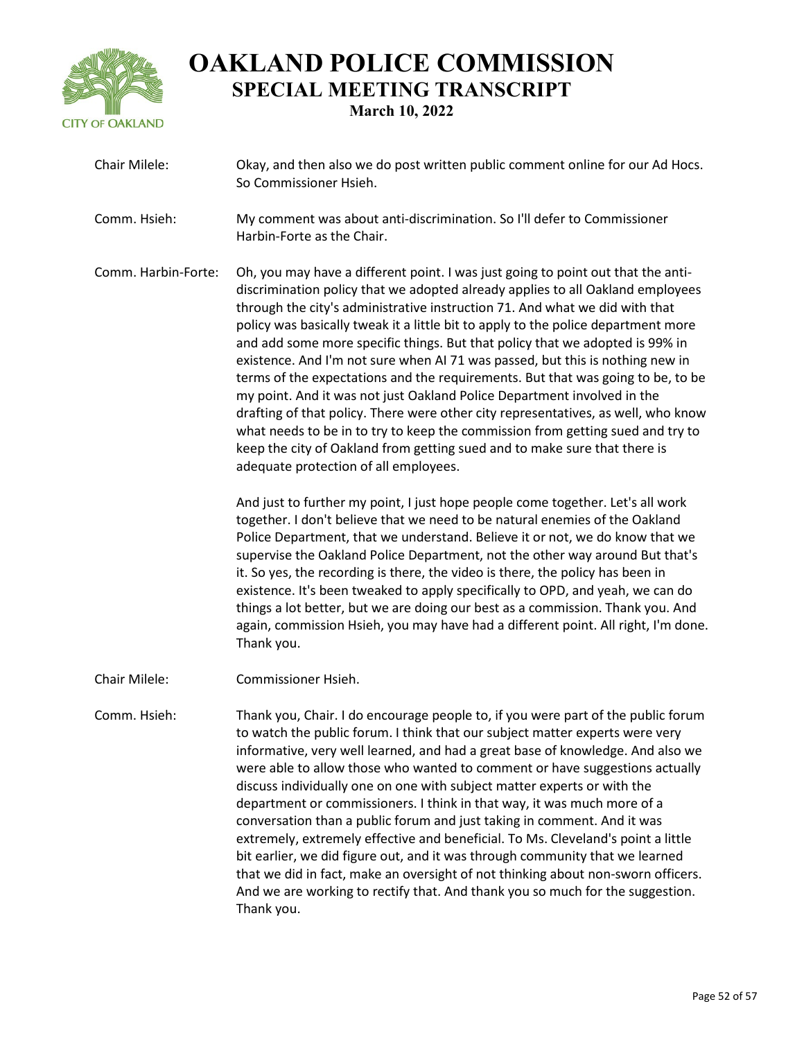| | |
|---|---|
| Chair Milele: | Okay, and then also we do post written public comment online for our Ad Hocs. So Commissioner Hsieh. |
| Comm. Hsieh: | My comment was about anti-discrimination. So I'll defer to Commissioner Harbin-Forte as the Chair. |
| Comm. Harbin-Forte: | Oh, you may have a different point. I was just going to point out that the anti-discrimination policy that we adopted already applies to all Oakland employees through the city's administrative instruction 71. And what we did with that policy was basically tweak it a little bit to apply to the police department more and add some more specific things. But that policy that we adopted is 99% in existence. And I'm not sure when AI 71 was passed, but this is nothing new in terms of the expectations and the requirements. But that was going to be, to be my point. And it was not just Oakland Police Department involved in the drafting of that policy. There were other city representatives, as well, who know what needs to be in to try to keep the commission from getting sued and try to keep the city of Oakland from getting sued and to make sure that there is adequate protection of all employees.<br><br>And just to further my point, I just hope people come together. Let's all work together. I don't believe that we need to be natural enemies of the Oakland Police Department, that we understand. Believe it or not, we do know that we supervise the Oakland Police Department, not the other way around But that's it. So yes, the recording is there, the video is there, the policy has been in existence. It's been tweaked to apply specifically to OPD, and yeah, we can do things a lot better, but we are doing our best as a commission. Thank you. And again, commission Hsieh, you may have had a different point. All right, I'm done. Thank you. |
| Chair Milele: | Commissioner Hsieh. |
| Comm. Hsieh: | Thank you, Chair. I do encourage people to, if you were part of the public forum to watch the public forum. I think that our subject matter experts were very informative, very well learned, and had a great base of knowledge. And also we were able to allow those who wanted to comment or have suggestions actually discuss individually one on one with subject matter experts or with the department or commissioners. I think in that way, it was much more of a conversation than a public forum and just taking in comment. And it was extremely, extremely effective and beneficial. To Ms. Cleveland's point a little bit earlier, we did figure out, and it was through community that we learned that we did in fact, make an oversight of not thinking about non-sworn officers. And we are working to rectify that. And thank you so much for the suggestion. Thank you. |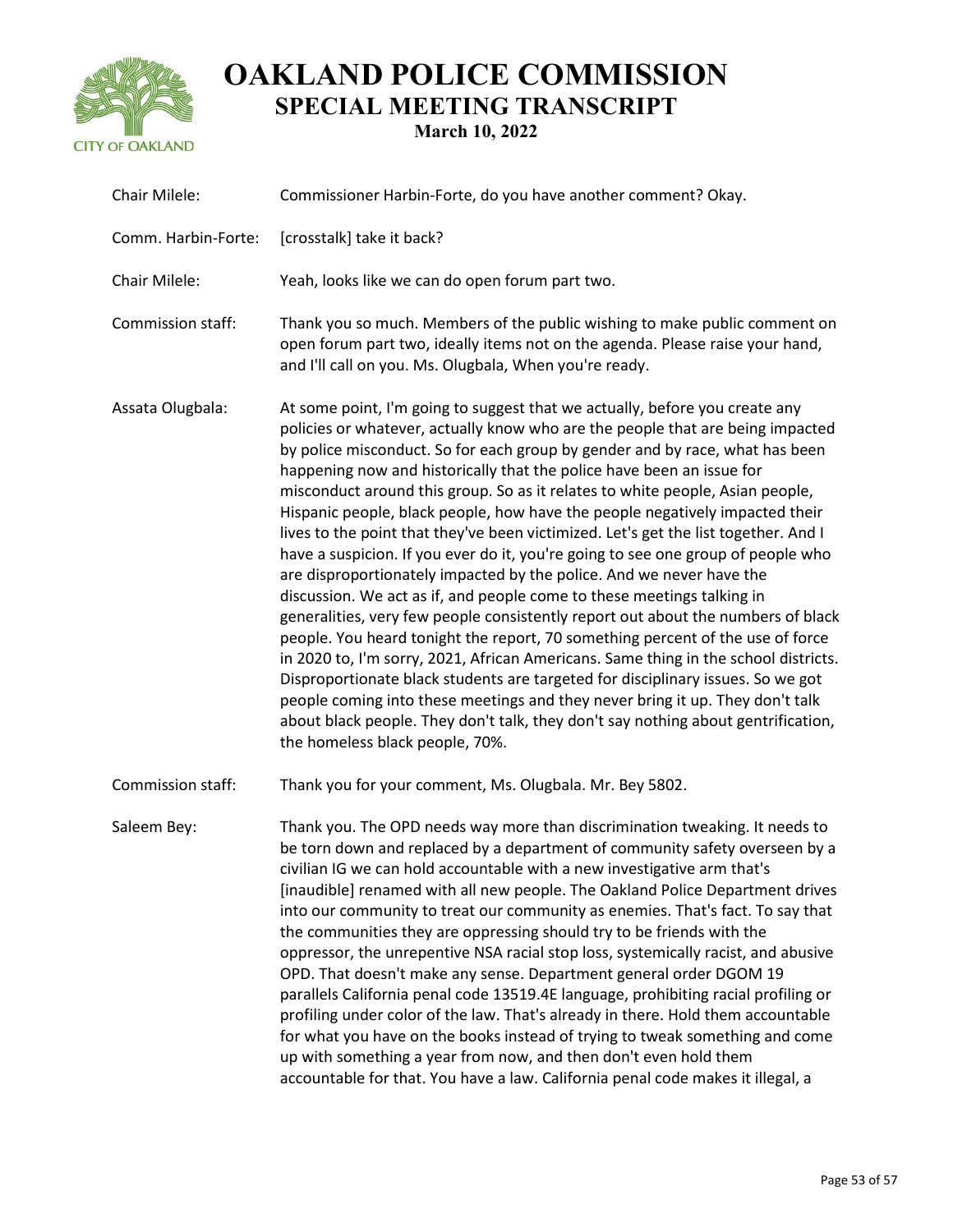**Chair Milele:** Commissioner Harbin-Forte, do you have another comment? Okay.

**Comm. Harbin-Forte:** [crosstalk] take it back?

**Chair Milele:** Yeah, looks like we can do open forum part two.

**Commission staff:** Thank you so much. Members of the public wishing to make public comment on open forum part two, ideally items not on the agenda. Please raise your hand, and I'll call on you. Ms. Olugbala, When you're ready.

**Assata Olugbala:** At some point, I'm going to suggest that we actually, before you create any policies or whatever, actually know who are the people that are being impacted by police misconduct. So for each group by gender and by race, what has been happening now and historically that the police have been an issue for misconduct around this group. So as it relates to white people, Asian people, Hispanic people, black people, how have the people negatively impacted their lives to the point that they've been victimized. Let's get the list together. And I have a suspicion. If you ever do it, you're going to see one group of people who are disproportionately impacted by the police. And we never have the discussion. We act as if, and people come to these meetings talking in generalities, very few people consistently report out about the numbers of black people. You heard tonight the report, 70 something percent of the use of force in 2020 to, I'm sorry, 2021, African Americans. Same thing in the school districts. Disproportionate black students are targeted for disciplinary issues. So we got people coming into these meetings and they never bring it up. They don't talk about black people. They don't talk, they don't say nothing about gentrification, the homeless black people, 70%.

**Commission staff:** Thank you for your comment, Ms. Olugbala. Mr. Bey 5802.

**Saleem Bey:** Thank you. The OPD needs way more than discrimination tweaking. It needs to be torn down and replaced by a department of community safety overseen by a civilian IG we can hold accountable with a new investigative arm that's [inaudible] renamed with all new people. The Oakland Police Department drives into our community to treat our community as enemies. That's fact. To say that the communities they are oppressing should try to be friends with the oppressor, the unrepentive NSA racial stop loss, systemically racist, and abusive OPD. That doesn't make any sense. Department general order DGOM 19 parallels California penal code 13519.4E language, prohibiting racial profiling or profiling under color of the law. That's already in there. Hold them accountable for what you have on the books instead of trying to tweak something and come up with something a year from now, and then don't even hold them accountable for that. You have a law. California penal code makes it illegal, a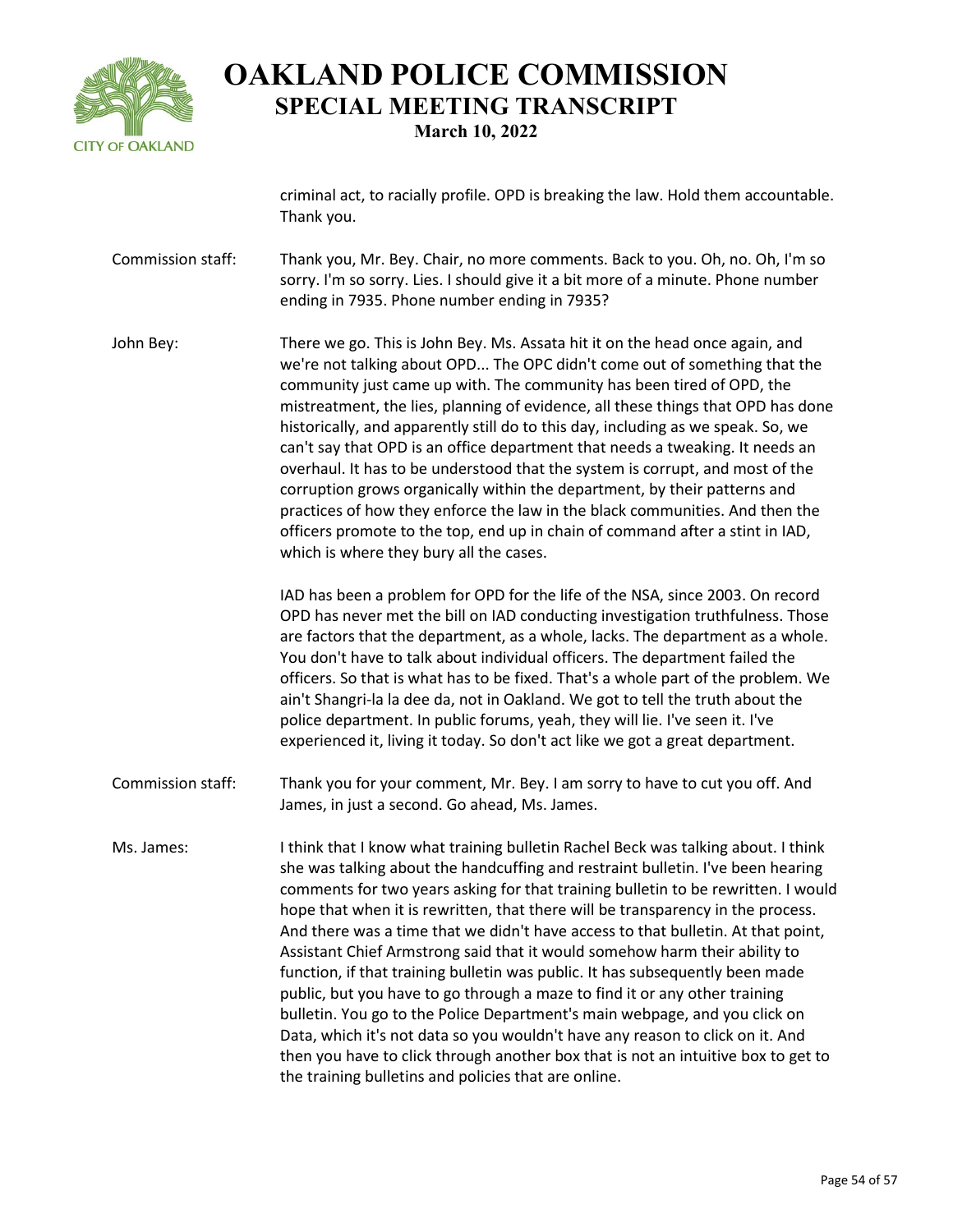criminal act, to racially profile. OPD is breaking the law. Hold them accountable. Thank you.

Commission staff: Thank you, Mr. Bey. Chair, no more comments. Back to you. Oh, no. Oh, I'm so sorry. I'm so sorry. Lies. I should give it a bit more of a minute. Phone number ending in 7935. Phone number ending in 7935?

John Bey: There we go. This is John Bey. Ms. Assata hit it on the head once again, and we're not talking about OPD... The OPC didn't come out of something that the community just came up with. The community has been tired of OPD, the mistreatment, the lies, planning of evidence, all these things that OPD has done historically, and apparently still do to this day, including as we speak. So, we can't say that OPD is an office department that needs a tweaking. It needs an overhaul. It has to be understood that the system is corrupt, and most of the corruption grows organically within the department, by their patterns and practices of how they enforce the law in the black communities. And then the officers promote to the top, end up in chain of command after a stint in IAD, which is where they bury all the cases.

IAD has been a problem for OPD for the life of the NSA, since 2003. On record OPD has never met the bill on IAD conducting investigation truthfulness. Those are factors that the department, as a whole, lacks. The department as a whole. You don't have to talk about individual officers. The department failed the officers. So that is what has to be fixed. That's a whole part of the problem. We ain't Shangri-la la dee da, not in Oakland. We got to tell the truth about the police department. In public forums, yeah, they will lie. I've seen it. I've experienced it, living it today. So don't act like we got a great department.

Commission staff: Thank you for your comment, Mr. Bey. I am sorry to have to cut you off. And James, in just a second. Go ahead, Ms. James.

Ms. James: I think that I know what training bulletin Rachel Beck was talking about. I think she was talking about the handcuffing and restraint bulletin. I've been hearing comments for two years asking for that training bulletin to be rewritten. I would hope that when it is rewritten, that there will be transparency in the process. And there was a time that we didn't have access to that bulletin. At that point, Assistant Chief Armstrong said that it would somehow harm their ability to function, if that training bulletin was public. It has subsequently been made public, but you have to go through a maze to find it or any other training bulletin. You go to the Police Department's main webpage, and you click on Data, which it's not data so you wouldn't have any reason to click on it. And then you have to click through another box that is not an intuitive box to get to the training bulletins and policies that are online.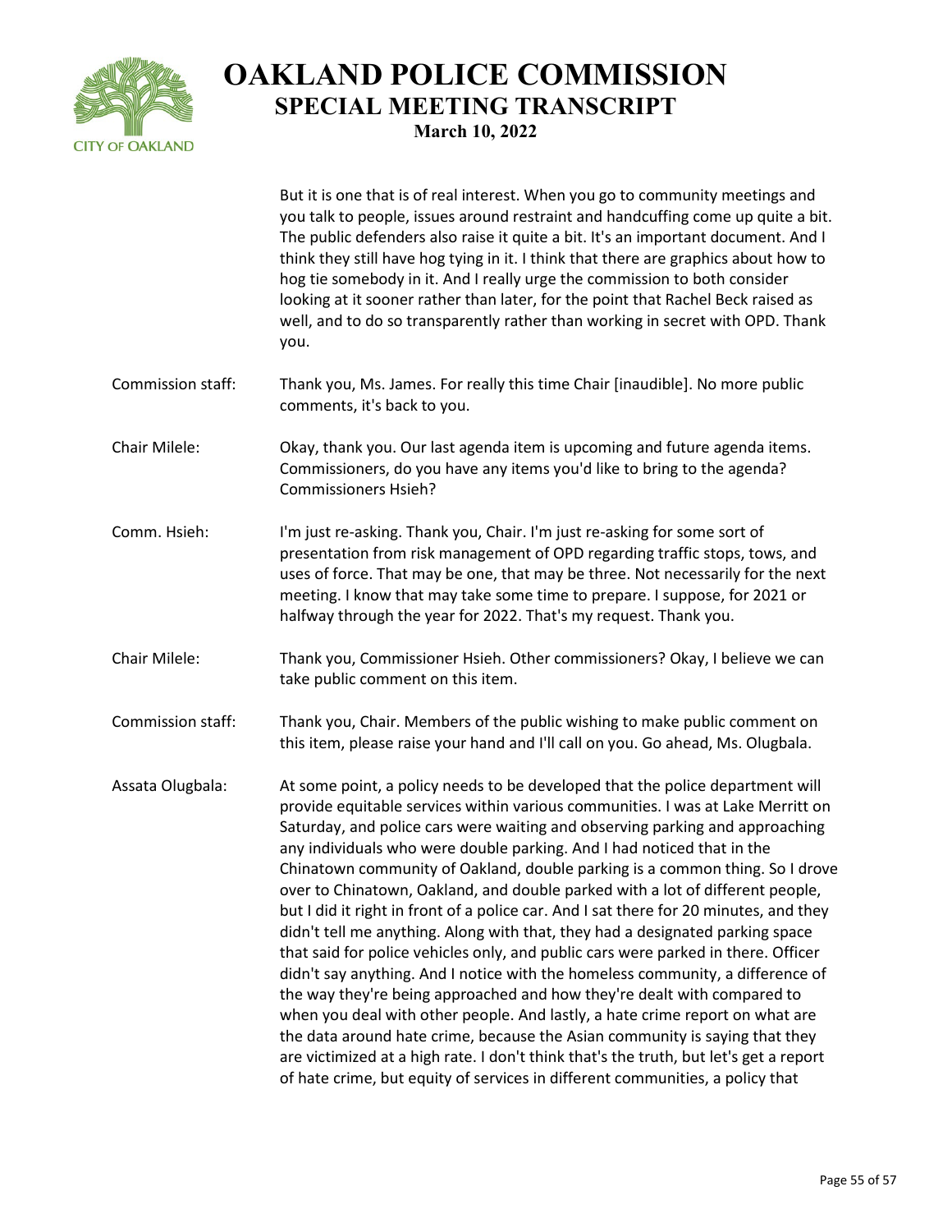But it is one that is of real interest. When you go to community meetings and you talk to people, issues around restraint and handcuffing come up quite a bit. The public defenders also raise it quite a bit. It's an important document. And I think they still have hog tying in it. I think that there are graphics about how to hog tie somebody in it. And I really urge the commission to both consider looking at it sooner rather than later, for the point that Rachel Beck raised as well, and to do so transparently rather than working in secret with OPD. Thank you.

**Commission staff:** Thank you, Ms. James. For really this time Chair [inaudible]. No more public comments, it's back to you.

**Chair Milele:** Okay, thank you. Our last agenda item is upcoming and future agenda items. Commissioners, do you have any items you'd like to bring to the agenda? Commissioners Hsieh?

**Comm. Hsieh:** I'm just re-asking. Thank you, Chair. I'm just re-asking for some sort of presentation from risk management of OPD regarding traffic stops, tows, and uses of force. That may be one, that may be three. Not necessarily for the next meeting. I know that may take some time to prepare. I suppose, for 2021 or halfway through the year for 2022. That's my request. Thank you.

**Chair Milele:** Thank you, Commissioner Hsieh. Other commissioners? Okay, I believe we can take public comment on this item.

**Commission staff:** Thank you, Chair. Members of the public wishing to make public comment on this item, please raise your hand and I'll call on you. Go ahead, Ms. Olugbala.

**Assata Olugbala:** At some point, a policy needs to be developed that the police department will provide equitable services within various communities. I was at Lake Merritt on Saturday, and police cars were waiting and observing parking and approaching any individuals who were double parking. And I had noticed that in the Chinatown community of Oakland, double parking is a common thing. So I drove over to Chinatown, Oakland, and double parked with a lot of different people, but I did it right in front of a police car. And I sat there for 20 minutes, and they didn't tell me anything. Along with that, they had a designated parking space that said for police vehicles only, and public cars were parked in there. Officer didn't say anything. And I notice with the homeless community, a difference of the way they're being approached and how they're dealt with compared to when you deal with other people. And lastly, a hate crime report on what are the data around hate crime, because the Asian community is saying that they are victimized at a high rate. I don't think that's the truth, but let's get a report of hate crime, but equity of services in different communities, a policy that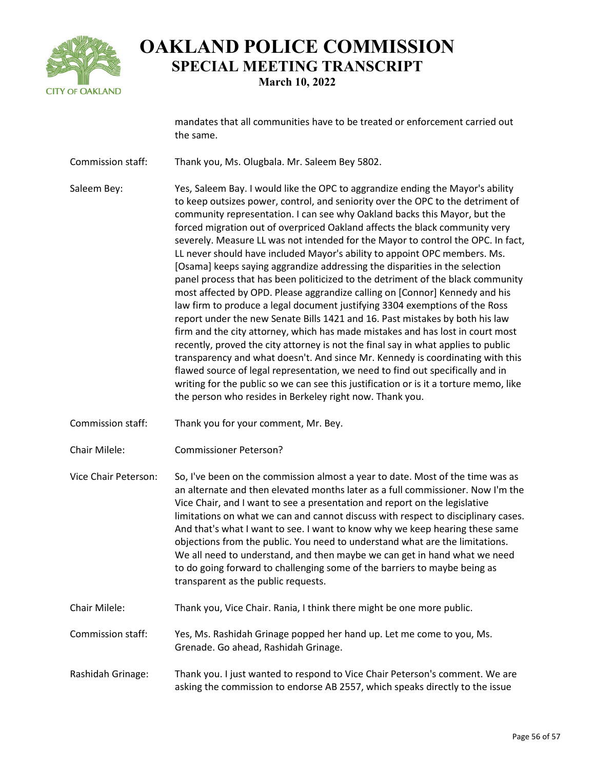mandates that all communities have to be treated or enforcement carried out the same.

**Commission staff:** Thank you, Ms. Olugbala. Mr. Saleem Bey 5802.

**Saleem Bey:** Yes, Saleem Bay. I would like the OPC to aggrandize ending the Mayor's ability to keep outsizes power, control, and seniority over the OPC to the detriment of community representation. I can see why Oakland backs this Mayor, but the forced migration out of overpriced Oakland affects the black community very severely. Measure LL was not intended for the Mayor to control the OPC. In fact, LL never should have included Mayor's ability to appoint OPC members. Ms. [Osama] keeps saying aggrandize addressing the disparities in the selection panel process that has been politicized to the detriment of the black community most affected by OPD. Please aggrandize calling on [Connor] Kennedy and his law firm to produce a legal document justifying 3304 exemptions of the Ross report under the new Senate Bills 1421 and 16. Past mistakes by both his law firm and the city attorney, which has made mistakes and has lost in court most recently, proved the city attorney is not the final say in what applies to public transparency and what doesn't. And since Mr. Kennedy is coordinating with this flawed source of legal representation, we need to find out specifically and in writing for the public so we can see this justification or is it a torture memo, like the person who resides in Berkeley right now. Thank you.

**Commission staff:** Thank you for your comment, Mr. Bey.

**Chair Milele:** Commissioner Peterson?

**Vice Chair Peterson:** So, I've been on the commission almost a year to date. Most of the time was as an alternate and then elevated months later as a full commissioner. Now I'm the Vice Chair, and I want to see a presentation and report on the legislative limitations on what we can and cannot discuss with respect to disciplinary cases. And that's what I want to see. I want to know why we keep hearing these same objections from the public. You need to understand what are the limitations. We all need to understand, and then maybe we can get in hand what we need to do going forward to challenging some of the barriers to maybe being as transparent as the public requests.

**Chair Milele:** Thank you, Vice Chair. Rania, I think there might be one more public.

**Commission staff:** Yes, Ms. Rashidah Grinage popped her hand up. Let me come to you, Ms. Grenade. Go ahead, Rashidah Grinage.

**Rashidah Grinage:** Thank you. I just wanted to respond to Vice Chair Peterson's comment. We are asking the commission to endorse AB 2557, which speaks directly to the issue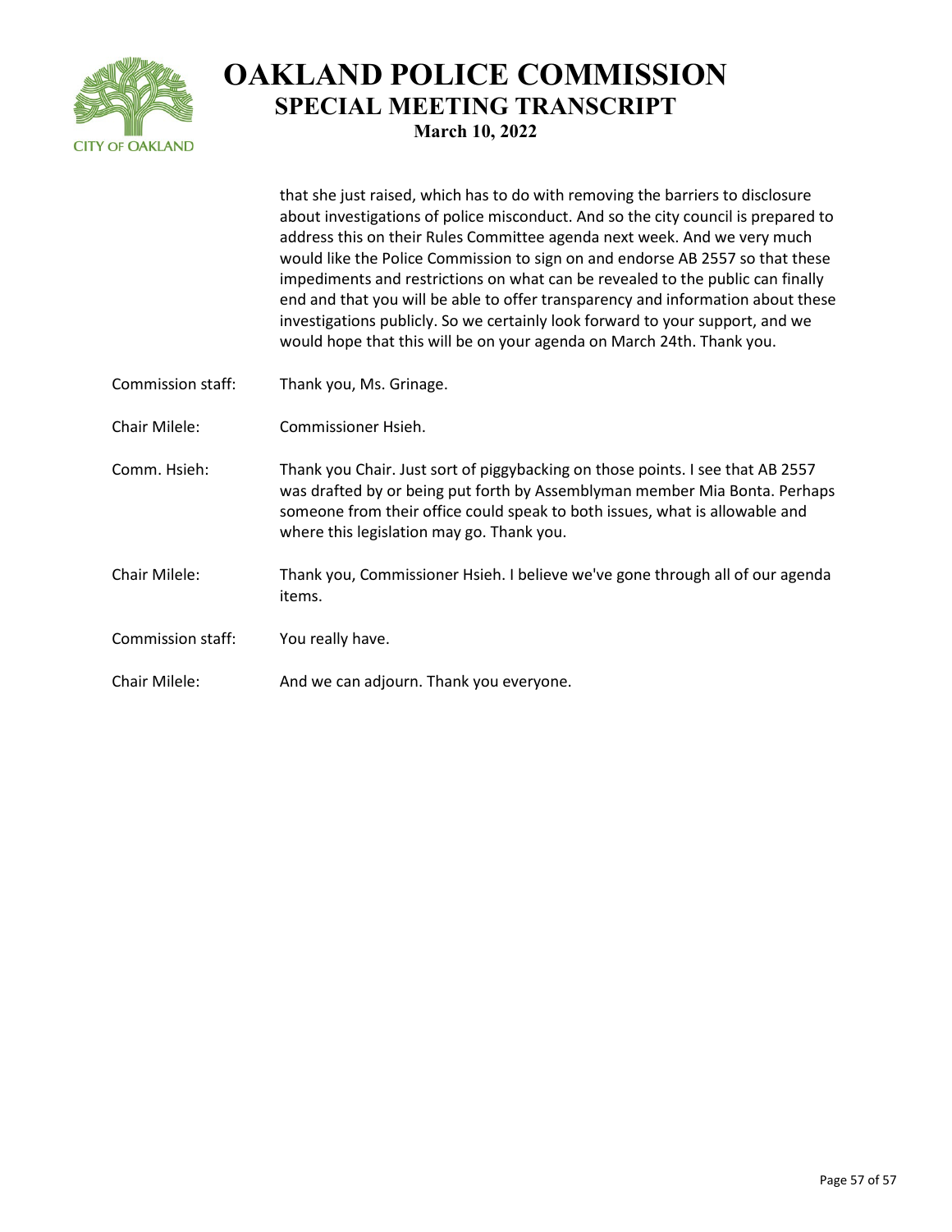that she just raised, which has to do with removing the barriers to disclosure about investigations of police misconduct. And so the city council is prepared to address this on their Rules Committee agenda next week. And we very much would like the Police Commission to sign on and endorse AB 2557 so that these impediments and restrictions on what can be revealed to the public can finally end and that you will be able to offer transparency and information about these investigations publicly. So we certainly look forward to your support, and we would hope that this will be on your agenda on March 24th. Thank you.

Commission staff: Thank you, Ms. Grinage.

Chair Milele: Commissioner Hsieh.

Comm. Hsieh: Thank you Chair. Just sort of piggybacking on those points. I see that AB 2557 was drafted by or being put forth by Assemblyman member Mia Bonta. Perhaps someone from their office could speak to both issues, what is allowable and where this legislation may go. Thank you.

Chair Milele: Thank you, Commissioner Hsieh. I believe we've gone through all of our agenda items.

Commission staff: You really have.

Chair Milele: And we can adjourn. Thank you everyone.